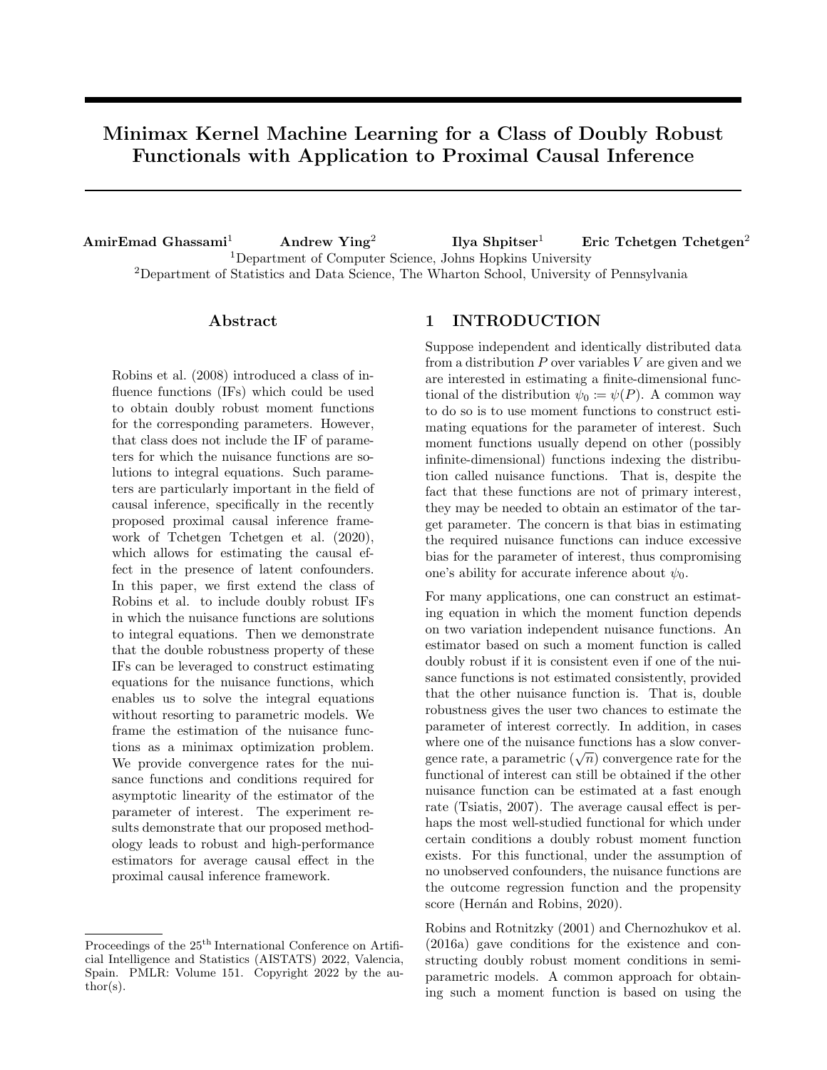# Minimax Kernel Machine Learning for a Class of Doubly Robust Functionals with Application to Proximal Causal Inference

**AmirEmad Ghassami**[1] **Andrew Ying**[2] **Ilya Shpitser**[1] **Eric Tchetgen Tchetgen**[2]

[1]Department of Computer Science, Johns Hopkins University

[2]Department of Statistics and Data Science, The Wharton School, University of Pennsylvania

## Abstract

Robins et al. (2008) introduced a class of influence functions (IFs) which could be used to obtain doubly robust moment functions for the corresponding parameters. However, that class does not include the IF of parameters for which the nuisance functions are solutions to integral equations. Such parameters are particularly important in the field of causal inference, specifically in the recently proposed proximal causal inference framework of Tchetgen Tchetgen et al. (2020), which allows for estimating the causal effect in the presence of latent confounders. In this paper, we first extend the class of Robins et al. to include doubly robust IFs in which the nuisance functions are solutions to integral equations. Then we demonstrate that the double robustness property of these IFs can be leveraged to construct estimating equations for the nuisance functions, which enables us to solve the integral equations without resorting to parametric models. We frame the estimation of the nuisance functions as a minimax optimization problem. We provide convergence rates for the nuisance functions and conditions required for asymptotic linearity of the estimator of the parameter of interest. The experiment results demonstrate that our proposed methodology leads to robust and high-performance estimators for average causal effect in the proximal causal inference framework.

## 1 INTRODUCTION

Suppose independent and identically distributed data from a distribution $P$ over variables $V$ are given and we are interested in estimating a finite-dimensional functional of the distribution $\psi_0 := \psi(P)$. A common way to do so is to use moment functions to construct estimating equations for the parameter of interest. Such moment functions usually depend on other (possibly infinite-dimensional) functions indexing the distribution called nuisance functions. That is, despite the fact that these functions are not of primary interest, they may be needed to obtain an estimator of the target parameter. The concern is that bias in estimating the required nuisance functions can induce excessive bias for the parameter of interest, thus compromising one's ability for accurate inference about $\psi_0$.

For many applications, one can construct an estimating equation in which the moment function depends on two variation independent nuisance functions. An estimator based on such a moment function is called doubly robust if it is consistent even if one of the nuisance functions is not estimated consistently, provided that the other nuisance function is. That is, double robustness gives the user two chances to estimate the parameter of interest correctly. In addition, in cases where one of the nuisance functions has a slow convergence rate, a parametric ($\sqrt{n}$) convergence rate for the functional of interest can still be obtained if the other nuisance function can be estimated at a fast enough rate (Tsiatis, 2007). The average causal effect is perhaps the most well-studied functional for which under certain conditions a doubly robust moment function exists. For this functional, under the assumption of no unobserved confounders, the nuisance functions are the outcome regression function and the propensity score (Hernán and Robins, 2020).

Robins and Rotnitzky (2001) and Chernozhukov et al. (2016a) gave conditions for the existence and constructing doubly robust moment conditions in semiparametric models. A common approach for obtaining such a moment function is based on using the

Proceedings of the 25[th] International Conference on Artificial Intelligence and Statistics (AISTATS) 2022, Valencia, Spain. PMLR: Volume 151. Copyright 2022 by the author(s).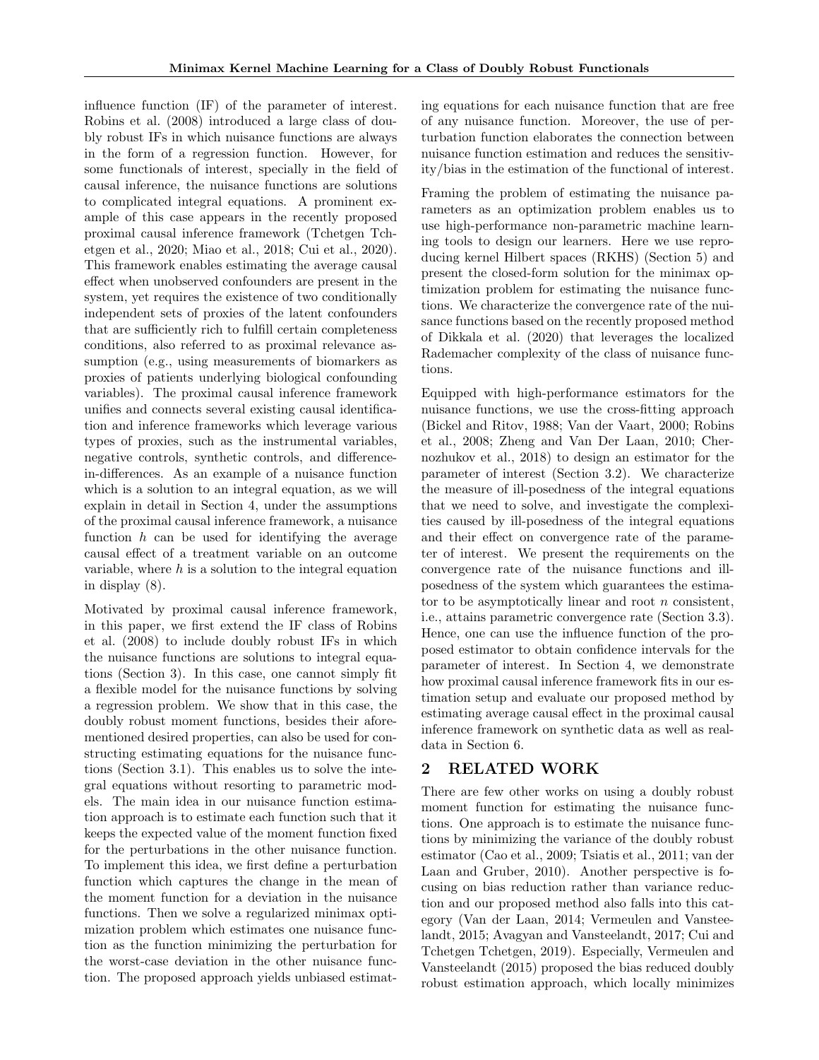influence function (IF) of the parameter of interest. Robins et al. (2008) introduced a large class of doubly robust IFs in which nuisance functions are always in the form of a regression function. However, for some functionals of interest, specially in the field of causal inference, the nuisance functions are solutions to complicated integral equations. A prominent example of this case appears in the recently proposed proximal causal inference framework (Tchetgen Tchetgen et al., 2020; Miao et al., 2018; Cui et al., 2020). This framework enables estimating the average causal effect when unobserved confounders are present in the system, yet requires the existence of two conditionally independent sets of proxies of the latent confounders that are sufficiently rich to fulfill certain completeness conditions, also referred to as proximal relevance assumption (e.g., using measurements of biomarkers as proxies of patients underlying biological confounding variables). The proximal causal inference framework unifies and connects several existing causal identification and inference frameworks which leverage various types of proxies, such as the instrumental variables, negative controls, synthetic controls, and difference-in-differences. As an example of a nuisance function which is a solution to an integral equation, as we will explain in detail in Section 4, under the assumptions of the proximal causal inference framework, a nuisance function $h$ can be used for identifying the average causal effect of a treatment variable on an outcome variable, where $h$ is a solution to the integral equation in display (8).

Motivated by proximal causal inference framework, in this paper, we first extend the IF class of Robins et al. (2008) to include doubly robust IFs in which the nuisance functions are solutions to integral equations (Section 3). In this case, one cannot simply fit a flexible model for the nuisance functions by solving a regression problem. We show that in this case, the doubly robust moment functions, besides their aforementioned desired properties, can also be used for constructing estimating equations for the nuisance functions (Section 3.1). This enables us to solve the integral equations without resorting to parametric models. The main idea in our nuisance function estimation approach is to estimate each function such that it keeps the expected value of the moment function fixed for the perturbations in the other nuisance function. To implement this idea, we first define a perturbation function which captures the change in the mean of the moment function for a deviation in the nuisance functions. Then we solve a regularized minimax optimization problem which estimates one nuisance function as the function minimizing the perturbation for the worst-case deviation in the other nuisance function. The proposed approach yields unbiased estimating equations for each nuisance function that are free of any nuisance function. Moreover, the use of perturbation function elaborates the connection between nuisance function estimation and reduces the sensitivity/bias in the estimation of the functional of interest.

Framing the problem of estimating the nuisance parameters as an optimization problem enables us to use high-performance non-parametric machine learning tools to design our learners. Here we use reproducing kernel Hilbert spaces (RKHS) (Section 5) and present the closed-form solution for the minimax optimization problem for estimating the nuisance functions. We characterize the convergence rate of the nuisance functions based on the recently proposed method of Dikkala et al. (2020) that leverages the localized Rademacher complexity of the class of nuisance functions.

Equipped with high-performance estimators for the nuisance functions, we use the cross-fitting approach (Bickel and Ritov, 1988; Van der Vaart, 2000; Robins et al., 2008; Zheng and Van Der Laan, 2010; Chernozhukov et al., 2018) to design an estimator for the parameter of interest (Section 3.2). We characterize the measure of ill-posedness of the integral equations that we need to solve, and investigate the complexities caused by ill-posedness of the integral equations and their effect on convergence rate of the parameter of interest. We present the requirements on the convergence rate of the nuisance functions and ill-posedness of the system which guarantees the estimator to be asymptotically linear and root $n$ consistent, i.e., attains parametric convergence rate (Section 3.3). Hence, one can use the influence function of the proposed estimator to obtain confidence intervals for the parameter of interest. In Section 4, we demonstrate how proximal causal inference framework fits in our estimation setup and evaluate our proposed method by estimating average causal effect in the proximal causal inference framework on synthetic data as well as real-data in Section 6.

## 2 RELATED WORK

There are few other works on using a doubly robust moment function for estimating the nuisance functions. One approach is to estimate the nuisance functions by minimizing the variance of the doubly robust estimator (Cao et al., 2009; Tsiatis et al., 2011; van der Laan and Gruber, 2010). Another perspective is focusing on bias reduction rather than variance reduction and our proposed method also falls into this category (Van der Laan, 2014; Vermeulen and Vansteelandt, 2015; Avagyan and Vansteelandt, 2017; Cui and Tchetgen Tchetgen, 2019). Especially, Vermeulen and Vansteelandt (2015) proposed the bias reduced doubly robust estimation approach, which locally minimizes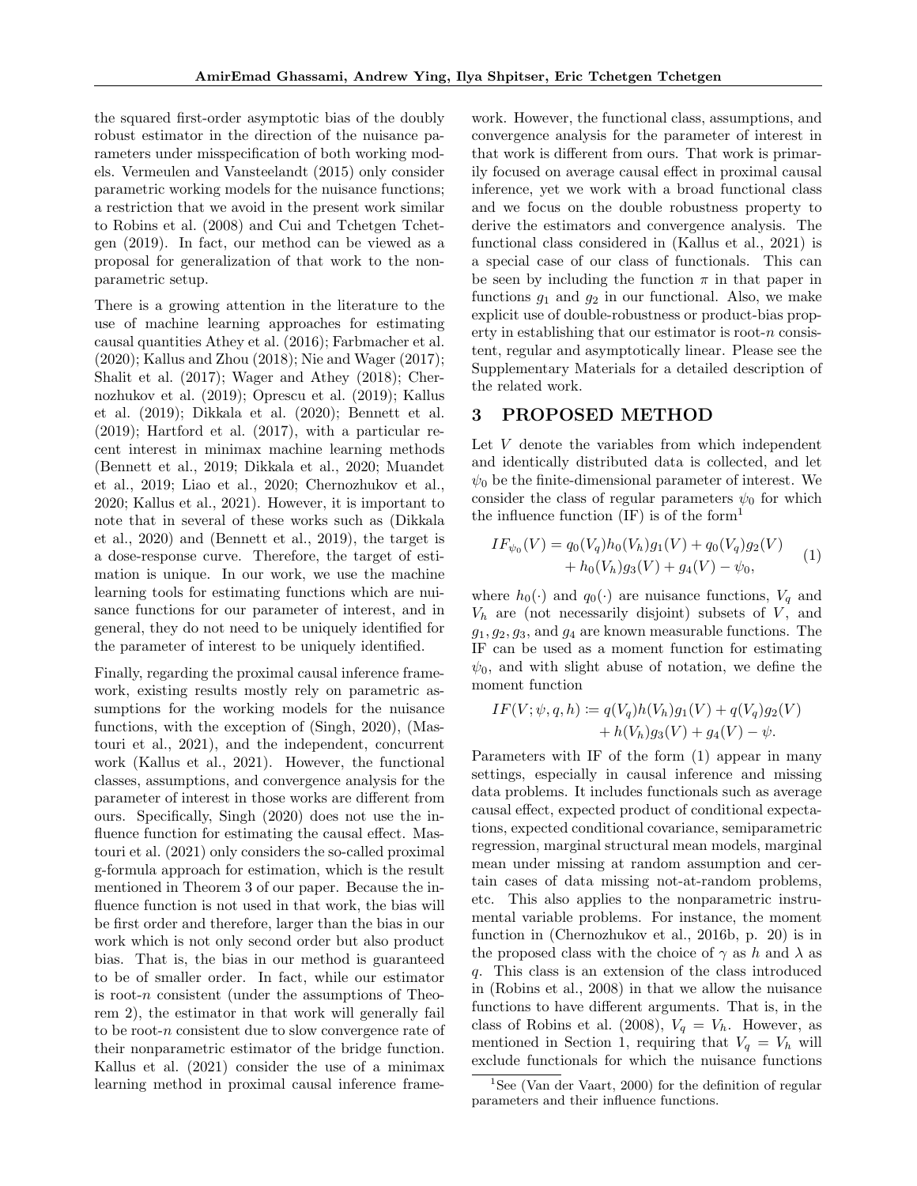the squared first-order asymptotic bias of the doubly robust estimator in the direction of the nuisance parameters under misspecification of both working models. Vermeulen and Vansteelandt (2015) only consider parametric working models for the nuisance functions; a restriction that we avoid in the present work similar to Robins et al. (2008) and Cui and Tchetgen Tchetgen (2019). In fact, our method can be viewed as a proposal for generalization of that work to the nonparametric setup.

There is a growing attention in the literature to the use of machine learning approaches for estimating causal quantities Athey et al. (2016); Farbmacher et al. (2020); Kallus and Zhou (2018); Nie and Wager (2017); Shalit et al. (2017); Wager and Athey (2018); Chernozhukov et al. (2019); Oprescu et al. (2019); Kallus et al. (2019); Dikkala et al. (2020); Bennett et al. (2019); Hartford et al. (2017), with a particular recent interest in minimax machine learning methods (Bennett et al., 2019; Dikkala et al., 2020; Muandet et al., 2019; Liao et al., 2020; Chernozhukov et al., 2020; Kallus et al., 2021). However, it is important to note that in several of these works such as (Dikkala et al., 2020) and (Bennett et al., 2019), the target is a dose-response curve. Therefore, the target of estimation is unique. In our work, we use the machine learning tools for estimating functions which are nuisance functions for our parameter of interest, and in general, they do not need to be uniquely identified for the parameter of interest to be uniquely identified.

Finally, regarding the proximal causal inference framework, existing results mostly rely on parametric assumptions for the working models for the nuisance functions, with the exception of (Singh, 2020), (Mastouri et al., 2021), and the independent, concurrent work (Kallus et al., 2021). However, the functional classes, assumptions, and convergence analysis for the parameter of interest in those works are different from ours. Specifically, Singh (2020) does not use the influence function for estimating the causal effect. Mastouri et al. (2021) only considers the so-called proximal g-formula approach for estimation, which is the result mentioned in Theorem 3 of our paper. Because the influence function is not used in that work, the bias will be first order and therefore, larger than the bias in our work which is not only second order but also product bias. That is, the bias in our method is guaranteed to be of smaller order. In fact, while our estimator is root-$n$ consistent (under the assumptions of Theorem 2), the estimator in that work will generally fail to be root-$n$ consistent due to slow convergence rate of their nonparametric estimator of the bridge function. Kallus et al. (2021) consider the use of a minimax learning method in proximal causal inference framework. However, the functional class, assumptions, and convergence analysis for the parameter of interest in that work is different from ours. That work is primarily focused on average causal effect in proximal causal inference, yet we work with a broad functional class and we focus on the double robustness property to derive the estimators and convergence analysis. The functional class considered in (Kallus et al., 2021) is a special case of our class of functionals. This can be seen by including the function $\pi$ in that paper in functions $g_1$ and $g_2$ in our functional. Also, we make explicit use of double-robustness or product-bias property in establishing that our estimator is root-$n$ consistent, regular and asymptotically linear. Please see the Supplementary Materials for a detailed description of the related work.

## 3 PROPOSED METHOD

Let $V$ denote the variables from which independent and identically distributed data is collected, and let $\psi_0$ be the finite-dimensional parameter of interest. We consider the class of regular parameters $\psi_0$ for which the influence function (IF) is of the form[1]

$$IF_{\psi_0}(V) = q_0(V_q)h_0(V_h)g_1(V) + q_0(V_q)g_2(V) + h_0(V_h)g_3(V) + g_4(V) - \psi_0, \tag{1}$$

where $h_0(\cdot)$ and $q_0(\cdot)$ are nuisance functions, $V_q$ and $V_h$ are (not necessarily disjoint) subsets of $V$, and $g_1, g_2, g_3$, and $g_4$ are known measurable functions. The IF can be used as a moment function for estimating $\psi_0$, and with slight abuse of notation, we define the moment function

$$IF(V; \psi, q, h) \coloneqq q(V_q)h(V_h)g_1(V) + q(V_q)g_2(V) + h(V_h)g_3(V) + g_4(V) - \psi.$$

Parameters with IF of the form (1) appear in many settings, especially in causal inference and missing data problems. It includes functionals such as average causal effect, expected product of conditional expectations, expected conditional covariance, semiparametric regression, marginal structural mean models, marginal mean under missing at random assumption and certain cases of data missing not-at-random problems, etc. This also applies to the nonparametric instrumental variable problems. For instance, the moment function in (Chernozhukov et al., 2016b, p. 20) is in the proposed class with the choice of $\gamma$ as $h$ and $\lambda$ as $q$. This class is an extension of the class introduced in (Robins et al., 2008) in that we allow the nuisance functions to have different arguments. That is, in the class of Robins et al. (2008), $V_q = V_h$. However, as mentioned in Section 1, requiring that $V_q = V_h$ will exclude functionals for which the nuisance functions

[1] See (Van der Vaart, 2000) for the definition of regular parameters and their influence functions.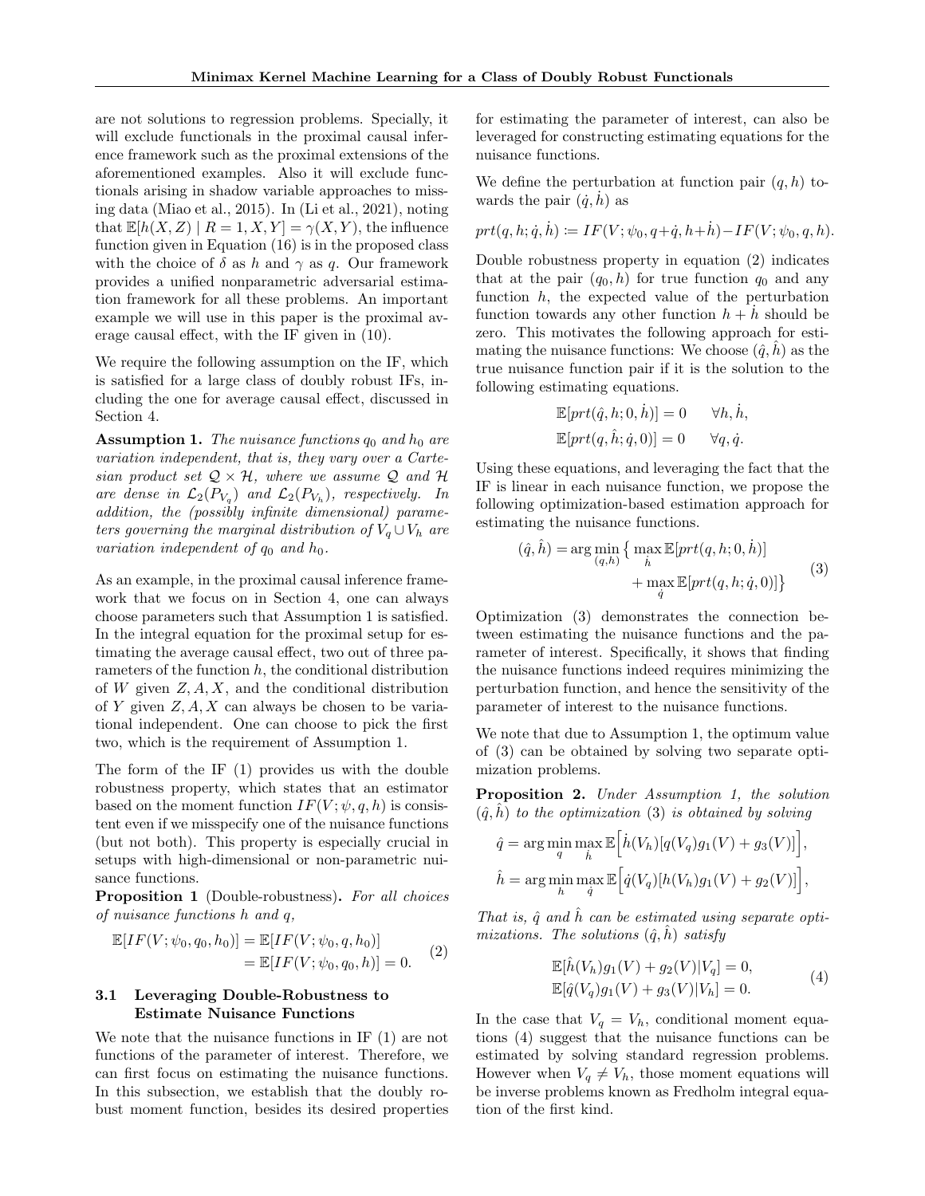are not solutions to regression problems. Specially, it will exclude functionals in the proximal causal inference framework such as the proximal extensions of the aforementioned examples. Also it will exclude functionals arising in shadow variable approaches to missing data (Miao et al., 2015). In (Li et al., 2021), noting that $\mathbb{E}[h(X,Z) \mid R=1,X,Y]=\gamma(X,Y)$, the influence function given in Equation (16) is in the proposed class with the choice of $\delta$ as $h$ and $\gamma$ as $q$. Our framework provides a unified nonparametric adversarial estimation framework for all these problems. An important example we will use in this paper is the proximal average causal effect, with the IF given in (10).

We require the following assumption on the IF, which is satisfied for a large class of doubly robust IFs, including the one for average causal effect, discussed in Section 4.

**Assumption 1.** *The nuisance functions $q_0$ and $h_0$ are variation independent, that is, they vary over a Cartesian product set $\mathcal{Q}\times\mathcal{H}$, where we assume $\mathcal{Q}$ and $\mathcal{H}$ are dense in $\mathcal{L}_2(P_{V_q})$ and $\mathcal{L}_2(P_{V_h})$, respectively. In addition, the (possibly infinite dimensional) parameters governing the marginal distribution of $V_q\cup V_h$ are variation independent of $q_0$ and $h_0$.*

As an example, in the proximal causal inference framework that we focus on in Section 4, one can always choose parameters such that Assumption 1 is satisfied. In the integral equation for the proximal setup for estimating the average causal effect, two out of three parameters of the function $h$, the conditional distribution of $W$ given $Z,A,X$, and the conditional distribution of $Y$ given $Z,A,X$ can always be chosen to be variational independent. One can choose to pick the first two, which is the requirement of Assumption 1.

The form of the IF (1) provides us with the double robustness property, which states that an estimator based on the moment function $IF(V;\psi,q,h)$ is consistent even if we misspecify one of the nuisance functions (but not both). This property is especially crucial in setups with high-dimensional or non-parametric nuisance functions.

**Proposition 1** (Double-robustness)**.** *For all choices of nuisance functions $h$ and $q$,*

$$\begin{aligned}\mathbb{E}[IF(V;\psi_0,q_0,h_0)] &= \mathbb{E}[IF(V;\psi_0,q,h_0)]\\ &= \mathbb{E}[IF(V;\psi_0,q_0,h)]=0.\end{aligned} \tag{2}$$

### 3.1 Leveraging Double-Robustness to Estimate Nuisance Functions

We note that the nuisance functions in IF (1) are not functions of the parameter of interest. Therefore, we can first focus on estimating the nuisance functions. In this subsection, we establish that the doubly robust moment function, besides its desired properties for estimating the parameter of interest, can also be leveraged for constructing estimating equations for the nuisance functions.

We define the perturbation at function pair $(q,h)$ towards the pair $(\dot{q},\dot{h})$ as

$$prt(q,h;\dot{q},\dot{h}) \coloneqq IF(V;\psi_0,q+\dot{q},h+\dot{h})-IF(V;\psi_0,q,h).$$

Double robustness property in equation (2) indicates that at the pair $(q_0,h)$ for true function $q_0$ and any function $h$, the expected value of the perturbation function towards any other function $h+\dot{h}$ should be zero. This motivates the following approach for estimating the nuisance functions: We choose $(\hat{q},\hat{h})$ as the true nuisance function pair if it is the solution to the following estimating equations.

$$\begin{aligned}\mathbb{E}[prt(\hat{q},h;0,\dot{h})]=0 \qquad &\forall h,\dot{h},\\ \mathbb{E}[prt(q,\hat{h};\dot{q},0)]=0 \qquad &\forall q,\dot{q}.\end{aligned}$$

Using these equations, and leveraging the fact that the IF is linear in each nuisance function, we propose the following optimization-based estimation approach for estimating the nuisance functions.

$$\begin{aligned}(\hat{q},\hat{h})=\arg\min_{(q,h)}\big\{&\max_{\dot{h}}\mathbb{E}[prt(q,h;0,\dot{h})]\\ &+\max_{\dot{q}}\mathbb{E}[prt(q,h;\dot{q},0)]\big\}\end{aligned} \tag{3}$$

Optimization (3) demonstrates the connection between estimating the nuisance functions and the parameter of interest. Specifically, it shows that finding the nuisance functions indeed requires minimizing the perturbation function, and hence the sensitivity of the parameter of interest to the nuisance functions.

We note that due to Assumption 1, the optimum value of (3) can be obtained by solving two separate optimization problems.

**Proposition 2.** *Under Assumption 1, the solution $(\hat{q},\hat{h})$ to the optimization (3) is obtained by solving*

$$\begin{aligned}\hat{q}&=\arg\min_{q}\max_{\dot{h}}\mathbb{E}\Big[\dot{h}(V_h)[q(V_q)g_1(V)+g_3(V)]\Big],\\ \hat{h}&=\arg\min_{h}\max_{\dot{q}}\mathbb{E}\Big[\dot{q}(V_q)[h(V_h)g_1(V)+g_2(V)]\Big],\end{aligned}$$

*That is, $\hat{q}$ and $\hat{h}$ can be estimated using separate optimizations. The solutions $(\hat{q},\hat{h})$ satisfy*

$$\begin{aligned}\mathbb{E}[\hat{h}(V_h)g_1(V)+g_2(V)|V_q]=0,\\ \mathbb{E}[\hat{q}(V_q)g_1(V)+g_3(V)|V_h]=0.\end{aligned} \tag{4}$$

In the case that $V_q=V_h$, conditional moment equations (4) suggest that the nuisance functions can be estimated by solving standard regression problems. However when $V_q\neq V_h$, those moment equations will be inverse problems known as Fredholm integral equation of the first kind.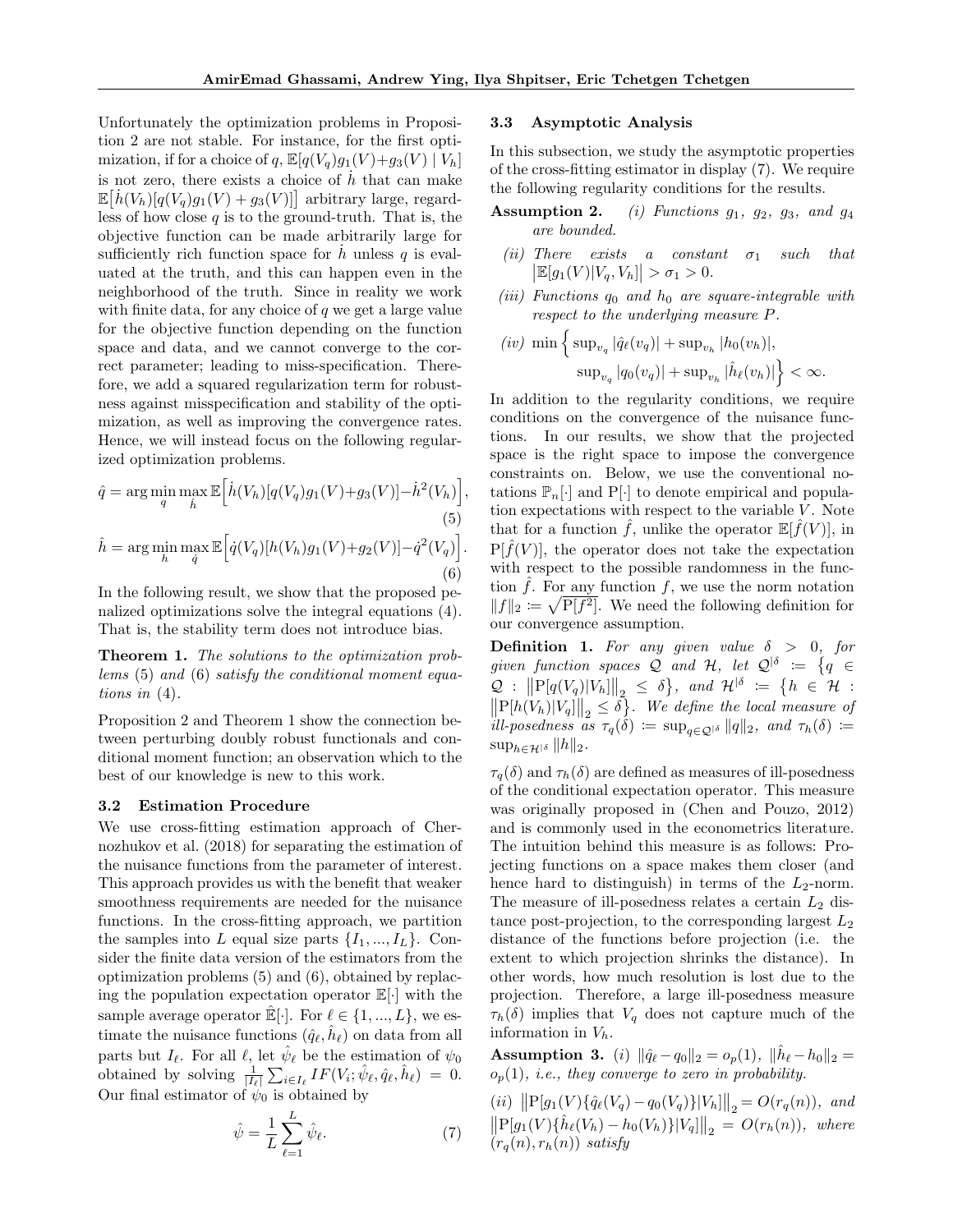Unfortunately the optimization problems in Proposition 2 are not stable. For instance, for the first optimization, if for a choice of $q$, $\mathbb{E}[q(V_q)g_1(V)+g_3(V) \mid V_h]$ is not zero, there exists a choice of $\dot{h}$ that can make $\mathbb{E}\big[\dot{h}(V_h)[q(V_q)g_1(V) + g_3(V)]\big]$ arbitrary large, regardless of how close $q$ is to the ground-truth. That is, the objective function can be made arbitrarily large for sufficiently rich function space for $\dot{h}$ unless $q$ is evaluated at the truth, and this can happen even in the neighborhood of the truth. Since in reality we work with finite data, for any choice of $q$ we get a large value for the objective function depending on the function space and data, and we cannot converge to the correct parameter; leading to miss-specification. Therefore, we add a squared regularization term for robustness against misspecification and stability of the optimization, as well as improving the convergence rates. Hence, we will instead focus on the following regularized optimization problems.

$$\hat{q} = \arg\min_{q}\max_{\dot{h}} \mathbb{E}\Big[\dot{h}(V_h)[q(V_q)g_1(V)+g_3(V)] - \dot{h}^2(V_h)\Big], \tag{5}$$

$$\hat{h} = \arg\min_{h}\max_{\dot{q}} \mathbb{E}\Big[\dot{q}(V_q)[h(V_h)g_1(V)+g_2(V)] - \dot{q}^2(V_q)\Big]. \tag{6}$$

In the following result, we show that the proposed penalized optimizations solve the integral equations (4). That is, the stability term does not introduce bias.

**Theorem 1.** *The solutions to the optimization problems* (5) *and* (6) *satisfy the conditional moment equations in* (4)*.*

Proposition 2 and Theorem 1 show the connection between perturbing doubly robust functionals and conditional moment function; an observation which to the best of our knowledge is new to this work.

### 3.2 Estimation Procedure

We use cross-fitting estimation approach of Chernozhukov et al. (2018) for separating the estimation of the nuisance functions from the parameter of interest. This approach provides us with the benefit that weaker smoothness requirements are needed for the nuisance functions. In the cross-fitting approach, we partition the samples into $L$ equal size parts $\{I_1, ..., I_L\}$. Consider the finite data version of the estimators from the optimization problems (5) and (6), obtained by replacing the population expectation operator $\mathbb{E}[\cdot]$ with the sample average operator $\hat{\mathbb{E}}[\cdot]$. For $\ell \in \{1, ..., L\}$, we estimate the nuisance functions $(\hat{q}_\ell, \hat{h}_\ell)$ on data from all parts but $I_\ell$. For all $\ell$, let $\hat{\psi}_\ell$ be the estimation of $\psi_0$ obtained by solving $\frac{1}{|I_\ell|}\sum_{i\in I_\ell} IF(V_i; \hat{\psi}_\ell, \hat{q}_\ell, \hat{h}_\ell) = 0$. Our final estimator of $\psi_0$ is obtained by

$$\hat{\psi} = \frac{1}{L}\sum_{\ell=1}^{L}\hat{\psi}_\ell. \tag{7}$$

### 3.3 Asymptotic Analysis

In this subsection, we study the asymptotic properties of the cross-fitting estimator in display (7). We require the following regularity conditions for the results.

**Assumption 2.** *(i) Functions $g_1$, $g_2$, $g_3$, and $g_4$ are bounded.*

*(ii) There exists a constant $\sigma_1$ such that $\big|\mathbb{E}[g_1(V)|V_q, V_h]\big| > \sigma_1 > 0$.*

*(iii) Functions $q_0$ and $h_0$ are square-integrable with respect to the underlying measure $P$.*

*(iv)* $\min\Big\{\sup_{v_q}|\hat{q}_\ell(v_q)| + \sup_{v_h}|h_0(v_h)|, \sup_{v_q}|q_0(v_q)| + \sup_{v_h}|\hat{h}_\ell(v_h)|\Big\} < \infty.$

In addition to the regularity conditions, we require conditions on the convergence of the nuisance functions. In our results, we show that the projected space is the right space to impose the convergence constraints on. Below, we use the conventional notations $\mathbb{P}_n[\cdot]$ and $\mathrm{P}[\cdot]$ to denote empirical and population expectations with respect to the variable $V$. Note that for a function $\hat{f}$, unlike the operator $\mathbb{E}[\hat{f}(V)]$, in $\mathrm{P}[\hat{f}(V)]$, the operator does not take the expectation with respect to the possible randomness in the function $\hat{f}$. For any function $f$, we use the norm notation $\|f\|_2 := \sqrt{\mathrm{P}[f^2]}$. We need the following definition for our convergence assumption.

**Definition 1.** *For any given value $\delta > 0$, for given function spaces $\mathcal{Q}$ and $\mathcal{H}$, let $\mathcal{Q}^{|\delta} := \big\{q \in \mathcal{Q} : \big\|\mathrm{P}[q(V_q)|V_h]\big\|_2 \le \delta\big\}$, and $\mathcal{H}^{|\delta} := \big\{h \in \mathcal{H} : \big\|\mathrm{P}[h(V_h)|V_q]\big\|_2 \le \delta\big\}$. We define the local measure of ill-posedness as $\tau_q(\delta) := \sup_{q\in\mathcal{Q}^{|\delta}}\|q\|_2$, and $\tau_h(\delta) := \sup_{h\in\mathcal{H}^{|\delta}}\|h\|_2$.*

$\tau_q(\delta)$ and $\tau_h(\delta)$ are defined as measures of ill-posedness of the conditional expectation operator. This measure was originally proposed in (Chen and Pouzo, 2012) and is commonly used in the econometrics literature. The intuition behind this measure is as follows: Projecting functions on a space makes them closer (and hence hard to distinguish) in terms of the $L_2$-norm. The measure of ill-posedness relates a certain $L_2$ distance post-projection, to the corresponding largest $L_2$ distance of the functions before projection (i.e. the extent to which projection shrinks the distance). In other words, how much resolution is lost due to the projection. Therefore, a large ill-posedness measure $\tau_h(\delta)$ implies that $V_q$ does not capture much of the information in $V_h$.

**Assumption 3.** *(i) $\|\hat{q}_\ell - q_0\|_2 = o_p(1)$, $\|\hat{h}_\ell - h_0\|_2 = o_p(1)$, i.e., they converge to zero in probability.*

*(ii) $\big\|\mathrm{P}[g_1(V)\{\hat{q}_\ell(V_q) - q_0(V_q)\}|V_h]\big\|_2 = O(r_q(n))$, and $\big\|\mathrm{P}[g_1(V)\{\hat{h}_\ell(V_h) - h_0(V_h)\}|V_q]\big\|_2 = O(r_h(n))$, where $(r_q(n), r_h(n))$ satisfy*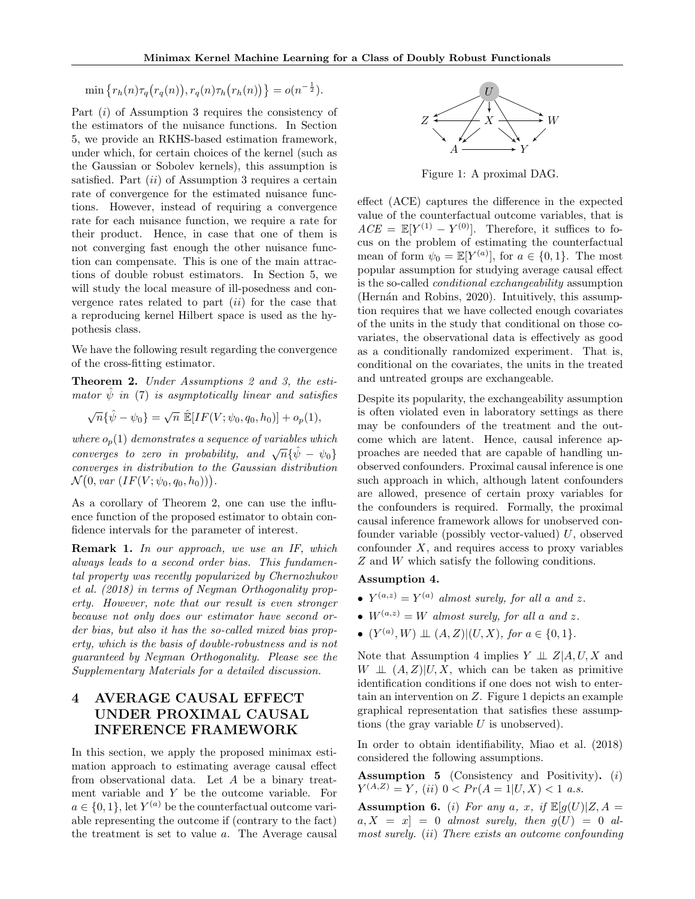$$\min\left\{r_h(n)\tau_q\big(r_q(n)\big), r_q(n)\tau_h\big(r_h(n)\big)\right\} = o(n^{-\frac{1}{2}}).$$

Part $(i)$ of Assumption 3 requires the consistency of the estimators of the nuisance functions. In Section 5, we provide an RKHS-based estimation framework, under which, for certain choices of the kernel (such as the Gaussian or Sobolev kernels), this assumption is satisfied. Part $(ii)$ of Assumption 3 requires a certain rate of convergence for the estimated nuisance functions. However, instead of requiring a convergence rate for each nuisance function, we require a rate for their product. Hence, in case that one of them is not converging fast enough the other nuisance function can compensate. This is one of the main attractions of double robust estimators. In Section 5, we will study the local measure of ill-posedness and convergence rates related to part $(ii)$ for the case that a reproducing kernel Hilbert space is used as the hypothesis class.

We have the following result regarding the convergence of the cross-fitting estimator.

**Theorem 2.** *Under Assumptions 2 and 3, the estimator $\hat{\psi}$ in (7) is asymptotically linear and satisfies*

$$\sqrt{n}\{\hat{\psi} - \psi_0\} = \sqrt{n}\ \hat{\mathbb{E}}[IF(V;\psi_0, q_0, h_0)] + o_p(1),$$

*where $o_p(1)$ demonstrates a sequence of variables which converges to zero in probability, and $\sqrt{n}\{\hat{\psi} - \psi_0\}$ converges in distribution to the Gaussian distribution $\mathcal{N}\big(0, var\ (IF(V;\psi_0, q_0, h_0))\big)$.*

As a corollary of Theorem 2, one can use the influence function of the proposed estimator to obtain confidence intervals for the parameter of interest.

**Remark 1.** *In our approach, we use an IF, which always leads to a second order bias. This fundamental property was recently popularized by Chernozhukov et al. (2018) in terms of Neyman Orthogonality property. However, note that our result is even stronger because not only does our estimator have second order bias, but also it has the so-called mixed bias property, which is the basis of double-robustness and is not guaranteed by Neyman Orthogonality. Please see the Supplementary Materials for a detailed discussion.*

# 4 AVERAGE CAUSAL EFFECT UNDER PROXIMAL CAUSAL INFERENCE FRAMEWORK

In this section, we apply the proposed minimax estimation approach to estimating average causal effect from observational data. Let $A$ be a binary treatment variable and $Y$ be the outcome variable. For $a \in \{0, 1\}$, let $Y^{(a)}$ be the counterfactual outcome variable representing the outcome if (contrary to the fact) the treatment is set to value $a$. The Average causal effect (ACE) captures the difference in the expected value of the counterfactual outcome variables, that is $ACE = \mathbb{E}[Y^{(1)} - Y^{(0)}]$. Therefore, it suffices to focus on the problem of estimating the counterfactual mean of form $\psi_0 = \mathbb{E}[Y^{(a)}]$, for $a \in \{0, 1\}$. The most popular assumption for studying average causal effect is the so-called *conditional exchangeability* assumption (Hernán and Robins, 2020). Intuitively, this assumption requires that we have collected enough covariates of the units in the study that conditional on those covariates, the observational data is effectively as good as a conditionally randomized experiment. That is, conditional on the covariates, the units in the treated and untreated groups are exchangeable.

Figure 1: A proximal DAG.

Despite its popularity, the exchangeability assumption is often violated even in laboratory settings as there may be confounders of the treatment and the outcome which are latent. Hence, causal inference approaches are needed that are capable of handling unobserved confounders. Proximal causal inference is one such approach in which, although latent confounders are allowed, presence of certain proxy variables for the confounders is required. Formally, the proximal causal inference framework allows for unobserved confounder variable (possibly vector-valued) $U$, observed confounder $X$, and requires access to proxy variables $Z$ and $W$ which satisfy the following conditions.

**Assumption 4.**

- $Y^{(a,z)} = Y^{(a)}$ *almost surely, for all $a$ and $z$.*
- $W^{(a,z)} = W$ *almost surely, for all $a$ and $z$.*
- $(Y^{(a)}, W) \perp\!\!\!\perp (A, Z) | (U, X)$*, for $a \in \{0, 1\}$.*

Note that Assumption 4 implies $Y \perp\!\!\!\perp Z | A, U, X$ and $W \perp\!\!\!\perp (A, Z) | U, X$, which can be taken as primitive identification conditions if one does not wish to entertain an intervention on $Z$. Figure 1 depicts an example graphical representation that satisfies these assumptions (the gray variable $U$ is unobserved).

In order to obtain identifiability, Miao et al. (2018) considered the following assumptions.

**Assumption 5** (Consistency and Positivity)**.** $(i)$ $Y^{(A,Z)} = Y$, $(ii)$ $0 < Pr(A = 1|U, X) < 1$ *a.s.*

**Assumption 6.** *$(i)$ For any $a$, $x$, if $\mathbb{E}[g(U)|Z, A = a, X = x] = 0$ almost surely, then $g(U) = 0$ almost surely. $(ii)$ There exists an outcome confounding*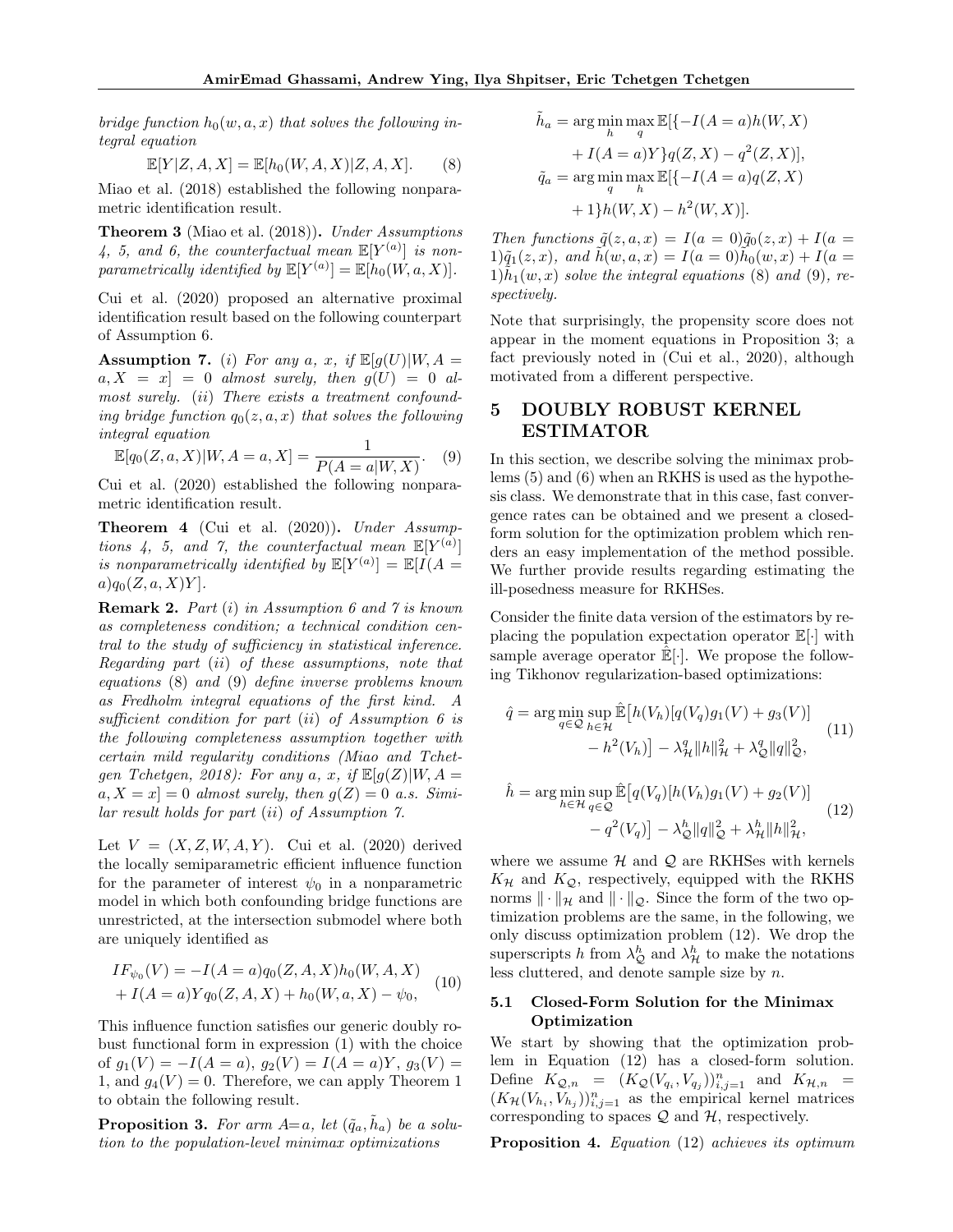*bridge function $h_0(w,a,x)$ that solves the following integral equation*

$$\mathbb{E}[Y|Z,A,X] = \mathbb{E}[h_0(W,A,X)|Z,A,X]. \tag{8}$$

Miao et al. (2018) established the following nonparametric identification result.

**Theorem 3** (Miao et al. (2018))**.** *Under Assumptions 4, 5, and 6, the counterfactual mean $\mathbb{E}[Y^{(a)}]$ is nonparametrically identified by $\mathbb{E}[Y^{(a)}] = \mathbb{E}[h_0(W,a,X)]$.*

Cui et al. (2020) proposed an alternative proximal identification result based on the following counterpart of Assumption 6.

**Assumption 7.** *(i) For any $a$, $x$, if $\mathbb{E}[g(U)|W,A=a,X=x]=0$ almost surely, then $g(U)=0$ almost surely. (ii) There exists a treatment confounding bridge function $q_0(z,a,x)$ that solves the following integral equation*

$$\mathbb{E}[q_0(Z,a,X)|W,A=a,X] = \frac{1}{P(A=a|W,X)}. \tag{9}$$

Cui et al. (2020) established the following nonparametric identification result.

**Theorem 4** (Cui et al. (2020))**.** *Under Assumptions 4, 5, and 7, the counterfactual mean $\mathbb{E}[Y^{(a)}]$ is nonparametrically identified by $\mathbb{E}[Y^{(a)}] = \mathbb{E}[I(A=a)q_0(Z,a,X)Y]$.*

**Remark 2.** *Part (i) in Assumption 6 and 7 is known as completeness condition; a technical condition central to the study of sufficiency in statistical inference. Regarding part (ii) of these assumptions, note that equations (8) and (9) define inverse problems known as Fredholm integral equations of the first kind. A sufficient condition for part (ii) of Assumption 6 is the following completeness assumption together with certain mild regularity conditions (Miao and Tchetgen Tchetgen, 2018): For any $a$, $x$, if $\mathbb{E}[g(Z)|W,A=a,X=x]=0$ almost surely, then $g(Z)=0$ a.s. Similar result holds for part (ii) of Assumption 7.*

Let $V=(X,Z,W,A,Y)$. Cui et al. (2020) derived the locally semiparametric efficient influence function for the parameter of interest $\psi_0$ in a nonparametric model in which both confounding bridge functions are unrestricted, at the intersection submodel where both are uniquely identified as

$$\begin{aligned}IF_{\psi_0}(V) &= -I(A=a)q_0(Z,A,X)h_0(W,A,X)\\ &+ I(A=a)Yq_0(Z,A,X) + h_0(W,a,X) - \psi_0,\end{aligned} \tag{10}$$

This influence function satisfies our generic doubly robust functional form in expression (1) with the choice of $g_1(V)=-I(A=a)$, $g_2(V)=I(A=a)Y$, $g_3(V)=1$, and $g_4(V)=0$. Therefore, we can apply Theorem 1 to obtain the following result.

**Proposition 3.** *For arm $A{=}a$, let $(\tilde{q}_a, \tilde{h}_a)$ be a solution to the population-level minimax optimizations*

$$\begin{aligned}\tilde{h}_a = \arg\min_h \max_q \mathbb{E}[\{&-I(A=a)h(W,X)\\ &+ I(A=a)Y\}q(Z,X) - q^2(Z,X)],\\ \tilde{q}_a = \arg\min_q \max_h \mathbb{E}[\{&-I(A=a)q(Z,X)\\ &+1\}h(W,X) - h^2(W,X)].\end{aligned}$$

*Then functions $\tilde{q}(z,a,x) = I(a=0)\tilde{q}_0(z,x) + I(a=1)\tilde{q}_1(z,x)$, and $\tilde{h}(w,a,x) = I(a=0)\tilde{h}_0(w,x) + I(a=1)\tilde{h}_1(w,x)$ solve the integral equations (8) and (9), respectively.*

Note that surprisingly, the propensity score does not appear in the moment equations in Proposition 3; a fact previously noted in (Cui et al., 2020), although motivated from a different perspective.

# 5 DOUBLY ROBUST KERNEL ESTIMATOR

In this section, we describe solving the minimax problems (5) and (6) when an RKHS is used as the hypothesis class. We demonstrate that in this case, fast convergence rates can be obtained and we present a closed-form solution for the optimization problem which renders an easy implementation of the method possible. We further provide results regarding estimating the ill-posedness measure for RKHSes.

Consider the finite data version of the estimators by replacing the population expectation operator $\mathbb{E}[\cdot]$ with sample average operator $\hat{\mathbb{E}}[\cdot]$. We propose the following Tikhonov regularization-based optimizations:

$$\begin{aligned}\hat{q} = \arg\min_{q\in\mathcal{Q}} \sup_{h\in\mathcal{H}} \hat{\mathbb{E}}\big[&h(V_h)[q(V_q)g_1(V) + g_3(V)]\\ &- h^2(V_h)\big] - \lambda^q_{\mathcal{H}}\|h\|^2_{\mathcal{H}} + \lambda^q_{\mathcal{Q}}\|q\|^2_{\mathcal{Q}},\end{aligned} \tag{11}$$

$$\begin{aligned}\hat{h} = \arg\min_{h\in\mathcal{H}} \sup_{q\in\mathcal{Q}} \hat{\mathbb{E}}\big[&q(V_q)[h(V_h)g_1(V) + g_2(V)]\\ &- q^2(V_q)\big] - \lambda^h_{\mathcal{Q}}\|q\|^2_{\mathcal{Q}} + \lambda^h_{\mathcal{H}}\|h\|^2_{\mathcal{H}},\end{aligned} \tag{12}$$

where we assume $\mathcal{H}$ and $\mathcal{Q}$ are RKHSes with kernels $K_{\mathcal{H}}$ and $K_{\mathcal{Q}}$, respectively, equipped with the RKHS norms $\|\cdot\|_{\mathcal{H}}$ and $\|\cdot\|_{\mathcal{Q}}$. Since the form of the two optimization problems are the same, in the following, we only discuss optimization problem (12). We drop the superscripts $h$ from $\lambda^h_{\mathcal{Q}}$ and $\lambda^h_{\mathcal{H}}$ to make the notations less cluttered, and denote sample size by $n$.

## 5.1 Closed-Form Solution for the Minimax Optimization

We start by showing that the optimization problem in Equation (12) has a closed-form solution. Define $K_{\mathcal{Q},n} = (K_{\mathcal{Q}}(V_{q_i}, V_{q_j}))^n_{i,j=1}$ and $K_{\mathcal{H},n} = (K_{\mathcal{H}}(V_{h_i}, V_{h_j}))^n_{i,j=1}$ as the empirical kernel matrices corresponding to spaces $\mathcal{Q}$ and $\mathcal{H}$, respectively.

**Proposition 4.** *Equation (12) achieves its optimum*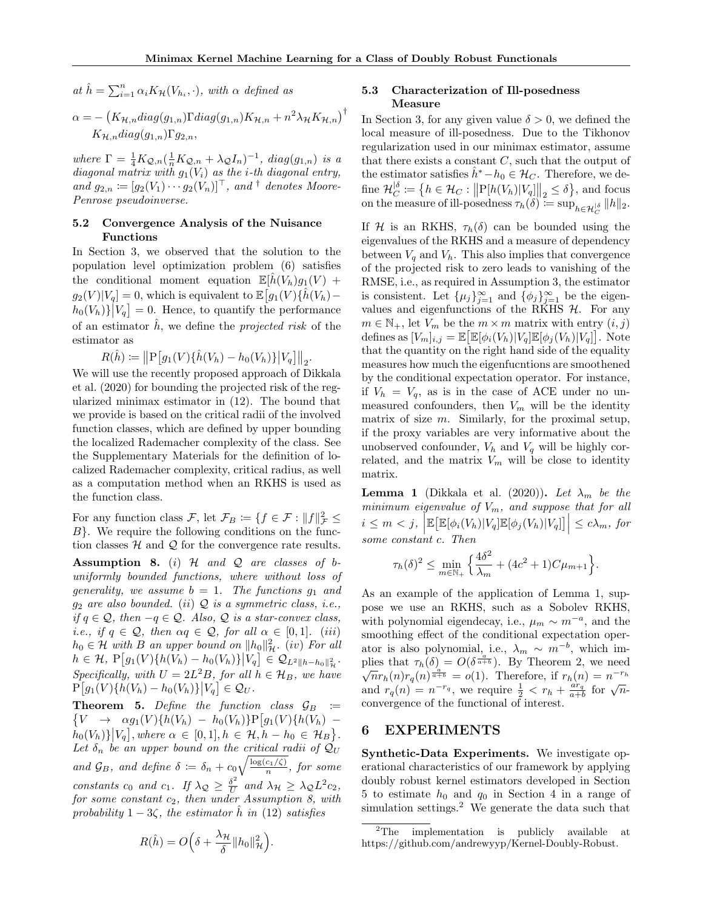*at* $\hat{h} = \sum_{i=1}^n \alpha_i K_{\mathcal{H}}(V_{h_i}, \cdot)$*, with* $\alpha$ *defined as*

$$\alpha = -\left(K_{\mathcal{H},n} diag(g_{1,n}) \Gamma diag(g_{1,n}) K_{\mathcal{H},n} + n^2 \lambda_{\mathcal{H}} K_{\mathcal{H},n}\right)^{\dagger} K_{\mathcal{H},n} diag(g_{1,n}) \Gamma g_{2,n},$$

*where* $\Gamma = \frac{1}{4} K_{\mathcal{Q},n} (\frac{1}{n} K_{\mathcal{Q},n} + \lambda_{\mathcal{Q}} I_n)^{-1}$*,* $diag(g_{1,n})$ *is a diagonal matrix with* $g_1(V_i)$ *as the i-th diagonal entry, and* $g_{2,n} \coloneqq [g_2(V_1) \cdots g_2(V_n)]^\top$*, and* $^\dagger$ *denotes Moore-Penrose pseudoinverse.*

### 5.2 Convergence Analysis of the Nuisance Functions

In Section 3, we observed that the solution to the population level optimization problem (6) satisfies the conditional moment equation $\mathbb{E}[\hat{h}(V_h) g_1(V) + g_2(V) | V_q] = 0$, which is equivalent to $\mathbb{E}\big[g_1(V)\{\hat{h}(V_h) - h_0(V_h)\}\big| V_q\big] = 0$. Hence, to quantify the performance of an estimator $\hat{h}$, we define the *projected risk* of the estimator as

$$R(\hat{h}) \coloneqq \big\| \mathrm{P}\big[g_1(V)\{\hat{h}(V_h) - h_0(V_h)\}\big| V_q\big] \big\|_2.$$

We will use the recently proposed approach of Dikkala et al. (2020) for bounding the projected risk of the regularized minimax estimator in (12). The bound that we provide is based on the critical radii of the involved function classes, which are defined by upper bounding the localized Rademacher complexity of the class. See the Supplementary Materials for the definition of localized Rademacher complexity, critical radius, as well as a computation method when an RKHS is used as the function class.

For any function class $\mathcal{F}$, let $\mathcal{F}_B \coloneqq \{f \in \mathcal{F} : \|f\|^2_{\mathcal{F}} \le B\}$. We require the following conditions on the function classes $\mathcal{H}$ and $\mathcal{Q}$ for the convergence rate results.

**Assumption 8.** *(i)* $\mathcal{H}$ *and* $\mathcal{Q}$ *are classes of b-uniformly bounded functions, where without loss of generality, we assume* $b = 1$*. The functions* $g_1$ *and* $g_2$ *are also bounded. (ii)* $\mathcal{Q}$ *is a symmetric class, i.e., if* $q \in \mathcal{Q}$*, then* $-q \in \mathcal{Q}$*. Also,* $\mathcal{Q}$ *is a star-convex class, i.e., if* $q \in \mathcal{Q}$*, then* $\alpha q \in \mathcal{Q}$*, for all* $\alpha \in [0,1]$*. (iii)* $h_0 \in \mathcal{H}$ *with* $B$ *an upper bound on* $\|h_0\|^2_{\mathcal{H}}$*. (iv) For all* $h \in \mathcal{H}$*,* $\mathrm{P}\big[g_1(V)\{h(V_h) - h_0(V_h)\}\big|V_q\big] \in \mathcal{Q}_{L^2\|h-h_0\|^2_{\mathcal{H}}}$*. Specifically, with* $U = 2L^2B$*, for all* $h \in \mathcal{H}_B$*, we have* $\mathrm{P}\big[g_1(V)\{h(V_h) - h_0(V_h)\}\big|V_q\big] \in \mathcal{Q}_U$*.*

**Theorem 5.** *Define the function class* $\mathcal{G}_B \coloneqq \big\{V \to \alpha g_1(V)\{h(V_h) - h_0(V_h)\} \mathrm{P}\big[g_1(V)\{h(V_h) - h_0(V_h)\}\big|V_q\big]$*, where* $\alpha \in [0,1], h \in \mathcal{H}, h - h_0 \in \mathcal{H}_B\big\}$*. Let* $\delta_n$ *be an upper bound on the critical radii of* $\mathcal{Q}_U$ *and* $\mathcal{G}_B$*, and define* $\delta \coloneqq \delta_n + c_0\sqrt{\frac{\log(c_1/\zeta)}{n}}$*, for some constants* $c_0$ *and* $c_1$*. If* $\lambda_{\mathcal{Q}} \ge \frac{\delta^2}{U}$ *and* $\lambda_{\mathcal{H}} \ge \lambda_{\mathcal{Q}} L^2 c_2$*, for some constant* $c_2$*, then under Assumption 8, with probability* $1 - 3\zeta$*, the estimator* $\hat{h}$ *in (12) satisfies*

$$R(\hat{h}) = O\Big(\delta + \frac{\lambda_{\mathcal{H}}}{\delta}\|h_0\|^2_{\mathcal{H}}\Big).$$

### 5.3 Characterization of Ill-posedness Measure

In Section 3, for any given value $\delta > 0$, we defined the local measure of ill-posedness. Due to the Tikhonov regularization used in our minimax estimator, assume that there exists a constant $C$, such that the output of the estimator satisfies $\hat{h}^* - h_0 \in \mathcal{H}_C$. Therefore, we define $\mathcal{H}^{|\delta}_C \coloneqq \big\{h \in \mathcal{H}_C : \big\|\mathrm{P}[h(V_h)|V_q]\big\|_2 \le \delta\big\}$, and focus on the measure of ill-posedness $\tau_h(\delta) \coloneqq \sup_{h \in \mathcal{H}^{|\delta}_C} \|h\|_2$.

If $\mathcal{H}$ is an RKHS, $\tau_h(\delta)$ can be bounded using the eigenvalues of the RKHS and a measure of dependency between $V_q$ and $V_h$. This also implies that convergence of the projected risk to zero leads to vanishing of the RMSE, i.e., as required in Assumption 3, the estimator is consistent. Let $\{\mu_j\}_{j=1}^\infty$ and $\{\phi_j\}_{j=1}^\infty$ be the eigenvalues and eigenfunctions of the RKHS $\mathcal{H}$. For any $m \in \mathbb{N}_+$, let $V_m$ be the $m \times m$ matrix with entry $(i,j)$ defines as $[V_m]_{i,j} = \mathbb{E}\big[\mathbb{E}[\phi_i(V_h)|V_q]\mathbb{E}[\phi_j(V_h)|V_q]\big]$. Note that the quantity on the right hand side of the equality measures how much the eigenfucntions are smoothened by the conditional expectation operator. For instance, if $V_h = V_q$, as is in the case of ACE under no unmeasured confounders, then $V_m$ will be the identity matrix of size $m$. Similarly, for the proximal setup, if the proxy variables are very informative about the unobserved confounder, $V_h$ and $V_q$ will be highly correlated, and the matrix $V_m$ will be close to identity matrix.

**Lemma 1** (Dikkala et al. (2020))**.** *Let* $\lambda_m$ *be the minimum eigenvalue of* $V_m$*, and suppose that for all* $i \le m < j$*,* $\Big|\mathbb{E}\big[\mathbb{E}[\phi_i(V_h)|V_q]\mathbb{E}[\phi_j(V_h)|V_q]\big]\Big| \le c\lambda_m$*, for some constant* $c$*. Then*

$$\tau_h(\delta)^2 \le \min_{m \in \mathbb{N}_+}\Big\{\frac{4\delta^2}{\lambda_m} + (4c^2+1)C\mu_{m+1}\Big\}.$$

As an example of the application of Lemma 1, suppose we use an RKHS, such as a Sobolev RKHS, with polynomial eigendecay, i.e., $\mu_m \sim m^{-a}$, and the smoothing effect of the conditional expectation operator is also polynomial, i.e., $\lambda_m \sim m^{-b}$, which implies that $\tau_h(\delta) = O(\delta^{\frac{a}{a+b}})$. By Theorem 2, we need $\sqrt{n} r_h(n) r_q(n)^{\frac{a}{a+b}} = o(1)$. Therefore, if $r_h(n) = n^{-r_h}$ and $r_q(n) = n^{-r_q}$, we require $\frac{1}{2} < r_h + \frac{ar_q}{a+b}$ for $\sqrt{n}$-convergence of the functional of interest.

## 6 EXPERIMENTS

**Synthetic-Data Experiments.** We investigate operational characteristics of our framework by applying doubly robust kernel estimators developed in Section 5 to estimate $h_0$ and $q_0$ in Section 4 in a range of simulation settings.[2] We generate the data such that

[2] The implementation is publicly available at https://github.com/andrewyyp/Kernel-Doubly-Robust.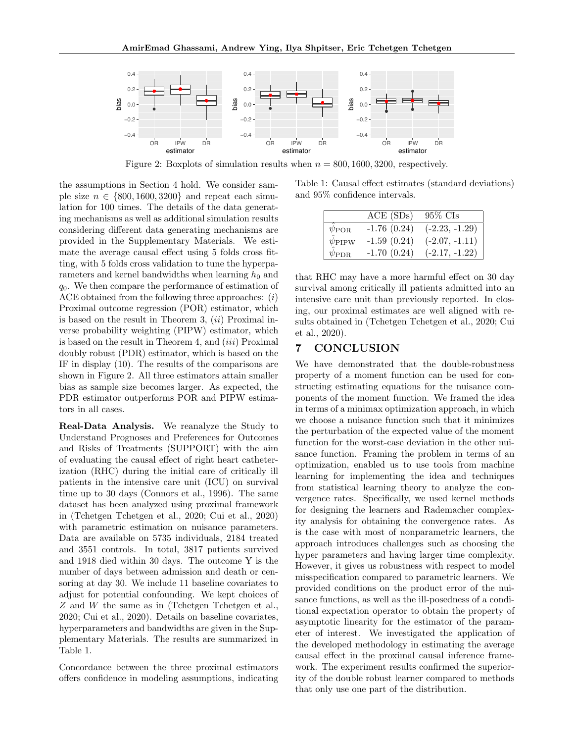Figure 2: Boxplots of simulation results when $n = 800, 1600, 3200$, respectively.

the assumptions in Section 4 hold. We consider sample size $n \in \{800, 1600, 3200\}$ and repeat each simulation for 100 times. The details of the data generating mechanisms as well as additional simulation results considering different data generating mechanisms are provided in the Supplementary Materials. We estimate the average causal effect using 5 folds cross fitting, with 5 folds cross validation to tune the hyperparameters and kernel bandwidths when learning $h_0$ and $q_0$. We then compare the performance of estimation of ACE obtained from the following three approaches: (*i*) Proximal outcome regression (POR) estimator, which is based on the result in Theorem 3, (*ii*) Proximal inverse probability weighting (PIPW) estimator, which is based on the result in Theorem 4, and (*iii*) Proximal doubly robust (PDR) estimator, which is based on the IF in display (10). The results of the comparisons are shown in Figure 2. All three estimators attain smaller bias as sample size becomes larger. As expected, the PDR estimator outperforms POR and PIPW estimators in all cases.

**Real-Data Analysis.** We reanalyze the Study to Understand Prognoses and Preferences for Outcomes and Risks of Treatments (SUPPORT) with the aim of evaluating the causal effect of right heart catheterization (RHC) during the initial care of critically ill patients in the intensive care unit (ICU) on survival time up to 30 days (Connors et al., 1996). The same dataset has been analyzed using proximal framework in (Tchetgen Tchetgen et al., 2020; Cui et al., 2020) with parametric estimation on nuisance parameters. Data are available on 5735 individuals, 2184 treated and 3551 controls. In total, 3817 patients survived and 1918 died within 30 days. The outcome Y is the number of days between admission and death or censoring at day 30. We include 11 baseline covariates to adjust for potential confounding. We kept choices of $Z$ and $W$ the same as in (Tchetgen Tchetgen et al., 2020; Cui et al., 2020). Details on baseline covariates, hyperparameters and bandwidths are given in the Supplementary Materials. The results are summarized in Table 1.

Concordance between the three proximal estimators offers confidence in modeling assumptions, indicating that RHC may have a more harmful effect on 30 day survival among critically ill patients admitted into an intensive care unit than previously reported. In closing, our proximal estimates are well aligned with results obtained in (Tchetgen Tchetgen et al., 2020; Cui et al., 2020).

Table 1: Causal effect estimates (standard deviations) and 95% confidence intervals.

| | ACE (SDs) | 95% CIs |
|---|---|---|
| $\hat{\psi}_{\text{POR}}$ | -1.76 (0.24) | (-2.23, -1.29) |
| $\hat{\psi}_{\text{PIPW}}$ | -1.59 (0.24) | (-2.07, -1.11) |
| $\hat{\psi}_{\text{PDR}}$ | -1.70 (0.24) | (-2.17, -1.22) |

## 7 CONCLUSION

We have demonstrated that the double-robustness property of a moment function can be used for constructing estimating equations for the nuisance components of the moment function. We framed the idea in terms of a minimax optimization approach, in which we choose a nuisance function such that it minimizes the perturbation of the expected value of the moment function for the worst-case deviation in the other nuisance function. Framing the problem in terms of an optimization, enabled us to use tools from machine learning for implementing the idea and techniques from statistical learning theory to analyze the convergence rates. Specifically, we used kernel methods for designing the learners and Rademacher complexity analysis for obtaining the convergence rates. As is the case with most of nonparametric learners, the approach introduces challenges such as choosing the hyper parameters and having larger time complexity. However, it gives us robustness with respect to model misspecification compared to parametric learners. We provided conditions on the product error of the nuisance functions, as well as the ill-posedness of a conditional expectation operator to obtain the property of asymptotic linearity for the estimator of the parameter of interest. We investigated the application of the developed methodology in estimating the average causal effect in the proximal causal inference framework. The experiment results confirmed the superiority of the double robust learner compared to methods that only use one part of the distribution.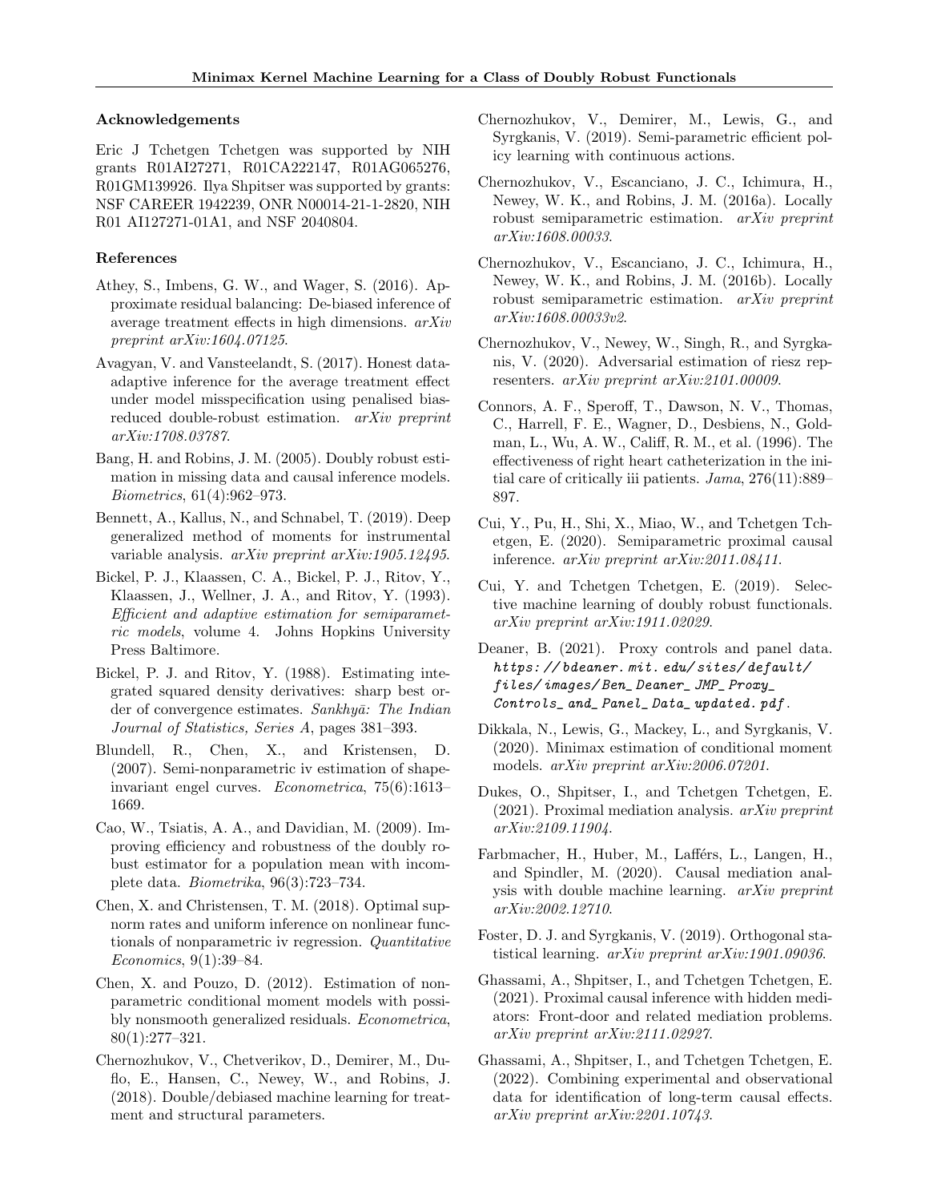## Acknowledgements

Eric J Tchetgen Tchetgen was supported by NIH grants R01AI27271, R01CA222147, R01AG065276, R01GM139926. Ilya Shpitser was supported by grants: NSF CAREER 1942239, ONR N00014-21-1-2820, NIH R01 AI127271-01A1, and NSF 2040804.

## References

Athey, S., Imbens, G. W., and Wager, S. (2016). Approximate residual balancing: De-biased inference of average treatment effects in high dimensions. *arXiv preprint arXiv:1604.07125*.

Avagyan, V. and Vansteelandt, S. (2017). Honest data-adaptive inference for the average treatment effect under model misspecification using penalised bias-reduced double-robust estimation. *arXiv preprint arXiv:1708.03787*.

Bang, H. and Robins, J. M. (2005). Doubly robust estimation in missing data and causal inference models. *Biometrics*, 61(4):962–973.

Bennett, A., Kallus, N., and Schnabel, T. (2019). Deep generalized method of moments for instrumental variable analysis. *arXiv preprint arXiv:1905.12495*.

Bickel, P. J., Klaassen, C. A., Bickel, P. J., Ritov, Y., Klaassen, J., Wellner, J. A., and Ritov, Y. (1993). *Efficient and adaptive estimation for semiparametric models*, volume 4. Johns Hopkins University Press Baltimore.

Bickel, P. J. and Ritov, Y. (1988). Estimating integrated squared density derivatives: sharp best order of convergence estimates. *Sankhyā: The Indian Journal of Statistics, Series A*, pages 381–393.

Blundell, R., Chen, X., and Kristensen, D. (2007). Semi-nonparametric iv estimation of shape-invariant engel curves. *Econometrica*, 75(6):1613–1669.

Cao, W., Tsiatis, A. A., and Davidian, M. (2009). Improving efficiency and robustness of the doubly robust estimator for a population mean with incomplete data. *Biometrika*, 96(3):723–734.

Chen, X. and Christensen, T. M. (2018). Optimal sup-norm rates and uniform inference on nonlinear functionals of nonparametric iv regression. *Quantitative Economics*, 9(1):39–84.

Chen, X. and Pouzo, D. (2012). Estimation of nonparametric conditional moment models with possibly nonsmooth generalized residuals. *Econometrica*, 80(1):277–321.

Chernozhukov, V., Chetverikov, D., Demirer, M., Duflo, E., Hansen, C., Newey, W., and Robins, J. (2018). Double/debiased machine learning for treatment and structural parameters.

Chernozhukov, V., Demirer, M., Lewis, G., and Syrgkanis, V. (2019). Semi-parametric efficient policy learning with continuous actions.

Chernozhukov, V., Escanciano, J. C., Ichimura, H., Newey, W. K., and Robins, J. M. (2016a). Locally robust semiparametric estimation. *arXiv preprint arXiv:1608.00033*.

Chernozhukov, V., Escanciano, J. C., Ichimura, H., Newey, W. K., and Robins, J. M. (2016b). Locally robust semiparametric estimation. *arXiv preprint arXiv:1608.00033v2*.

Chernozhukov, V., Newey, W., Singh, R., and Syrgkanis, V. (2020). Adversarial estimation of riesz representers. *arXiv preprint arXiv:2101.00009*.

Connors, A. F., Speroff, T., Dawson, N. V., Thomas, C., Harrell, F. E., Wagner, D., Desbiens, N., Goldman, L., Wu, A. W., Califf, R. M., et al. (1996). The effectiveness of right heart catheterization in the initial care of critically iii patients. *Jama*, 276(11):889–897.

Cui, Y., Pu, H., Shi, X., Miao, W., and Tchetgen Tchetgen, E. (2020). Semiparametric proximal causal inference. *arXiv preprint arXiv:2011.08411*.

Cui, Y. and Tchetgen Tchetgen, E. (2019). Selective machine learning of doubly robust functionals. *arXiv preprint arXiv:1911.02029*.

Deaner, B. (2021). Proxy controls and panel data. *https://bdeaner.mit.edu/sites/default/files/images/Ben_Deaner_JMP_Proxy_Controls_and_Panel_Data_updated.pdf*.

Dikkala, N., Lewis, G., Mackey, L., and Syrgkanis, V. (2020). Minimax estimation of conditional moment models. *arXiv preprint arXiv:2006.07201*.

Dukes, O., Shpitser, I., and Tchetgen Tchetgen, E. (2021). Proximal mediation analysis. *arXiv preprint arXiv:2109.11904*.

Farbmacher, H., Huber, M., Lafférs, L., Langen, H., and Spindler, M. (2020). Causal mediation analysis with double machine learning. *arXiv preprint arXiv:2002.12710*.

Foster, D. J. and Syrgkanis, V. (2019). Orthogonal statistical learning. *arXiv preprint arXiv:1901.09036*.

Ghassami, A., Shpitser, I., and Tchetgen Tchetgen, E. (2021). Proximal causal inference with hidden mediators: Front-door and related mediation problems. *arXiv preprint arXiv:2111.02927*.

Ghassami, A., Shpitser, I., and Tchetgen Tchetgen, E. (2022). Combining experimental and observational data for identification of long-term causal effects. *arXiv preprint arXiv:2201.10743*.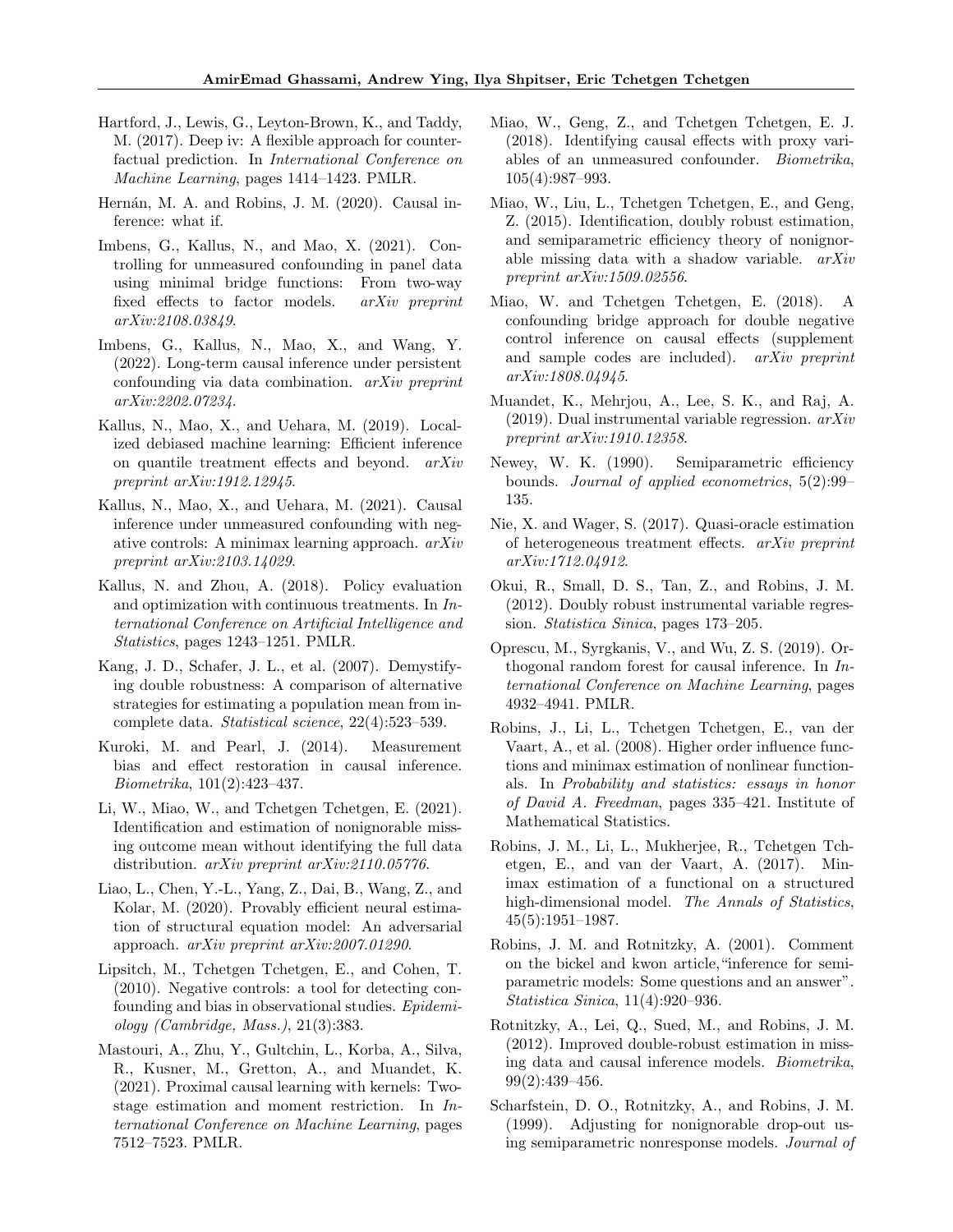Hartford, J., Lewis, G., Leyton-Brown, K., and Taddy, M. (2017). Deep iv: A flexible approach for counterfactual prediction. In *International Conference on Machine Learning*, pages 1414–1423. PMLR.

Hernán, M. A. and Robins, J. M. (2020). Causal inference: what if.

Imbens, G., Kallus, N., and Mao, X. (2021). Controlling for unmeasured confounding in panel data using minimal bridge functions: From two-way fixed effects to factor models. *arXiv preprint arXiv:2108.03849*.

Imbens, G., Kallus, N., Mao, X., and Wang, Y. (2022). Long-term causal inference under persistent confounding via data combination. *arXiv preprint arXiv:2202.07234*.

Kallus, N., Mao, X., and Uehara, M. (2019). Localized debiased machine learning: Efficient inference on quantile treatment effects and beyond. *arXiv preprint arXiv:1912.12945*.

Kallus, N., Mao, X., and Uehara, M. (2021). Causal inference under unmeasured confounding with negative controls: A minimax learning approach. *arXiv preprint arXiv:2103.14029*.

Kallus, N. and Zhou, A. (2018). Policy evaluation and optimization with continuous treatments. In *International Conference on Artificial Intelligence and Statistics*, pages 1243–1251. PMLR.

Kang, J. D., Schafer, J. L., et al. (2007). Demystifying double robustness: A comparison of alternative strategies for estimating a population mean from incomplete data. *Statistical science*, 22(4):523–539.

Kuroki, M. and Pearl, J. (2014). Measurement bias and effect restoration in causal inference. *Biometrika*, 101(2):423–437.

Li, W., Miao, W., and Tchetgen Tchetgen, E. (2021). Identification and estimation of nonignorable missing outcome mean without identifying the full data distribution. *arXiv preprint arXiv:2110.05776*.

Liao, L., Chen, Y.-L., Yang, Z., Dai, B., Wang, Z., and Kolar, M. (2020). Provably efficient neural estimation of structural equation model: An adversarial approach. *arXiv preprint arXiv:2007.01290*.

Lipsitch, M., Tchetgen Tchetgen, E., and Cohen, T. (2010). Negative controls: a tool for detecting confounding and bias in observational studies. *Epidemiology (Cambridge, Mass.)*, 21(3):383.

Mastouri, A., Zhu, Y., Gultchin, L., Korba, A., Silva, R., Kusner, M., Gretton, A., and Muandet, K. (2021). Proximal causal learning with kernels: Two-stage estimation and moment restriction. In *International Conference on Machine Learning*, pages 7512–7523. PMLR.

Miao, W., Geng, Z., and Tchetgen Tchetgen, E. J. (2018). Identifying causal effects with proxy variables of an unmeasured confounder. *Biometrika*, 105(4):987–993.

Miao, W., Liu, L., Tchetgen Tchetgen, E., and Geng, Z. (2015). Identification, doubly robust estimation, and semiparametric efficiency theory of nonignorable missing data with a shadow variable. *arXiv preprint arXiv:1509.02556*.

Miao, W. and Tchetgen Tchetgen, E. (2018). A confounding bridge approach for double negative control inference on causal effects (supplement and sample codes are included). *arXiv preprint arXiv:1808.04945*.

Muandet, K., Mehrjou, A., Lee, S. K., and Raj, A. (2019). Dual instrumental variable regression. *arXiv preprint arXiv:1910.12358*.

Newey, W. K. (1990). Semiparametric efficiency bounds. *Journal of applied econometrics*, 5(2):99–135.

Nie, X. and Wager, S. (2017). Quasi-oracle estimation of heterogeneous treatment effects. *arXiv preprint arXiv:1712.04912*.

Okui, R., Small, D. S., Tan, Z., and Robins, J. M. (2012). Doubly robust instrumental variable regression. *Statistica Sinica*, pages 173–205.

Oprescu, M., Syrgkanis, V., and Wu, Z. S. (2019). Orthogonal random forest for causal inference. In *International Conference on Machine Learning*, pages 4932–4941. PMLR.

Robins, J., Li, L., Tchetgen Tchetgen, E., van der Vaart, A., et al. (2008). Higher order influence functions and minimax estimation of nonlinear functionals. In *Probability and statistics: essays in honor of David A. Freedman*, pages 335–421. Institute of Mathematical Statistics.

Robins, J. M., Li, L., Mukherjee, R., Tchetgen Tchetgen, E., and van der Vaart, A. (2017). Minimax estimation of a functional on a structured high-dimensional model. *The Annals of Statistics*, 45(5):1951–1987.

Robins, J. M. and Rotnitzky, A. (2001). Comment on the bickel and kwon article,"inference for semiparametric models: Some questions and an answer". *Statistica Sinica*, 11(4):920–936.

Rotnitzky, A., Lei, Q., Sued, M., and Robins, J. M. (2012). Improved double-robust estimation in missing data and causal inference models. *Biometrika*, 99(2):439–456.

Scharfstein, D. O., Rotnitzky, A., and Robins, J. M. (1999). Adjusting for nonignorable drop-out using semiparametric nonresponse models. *Journal of*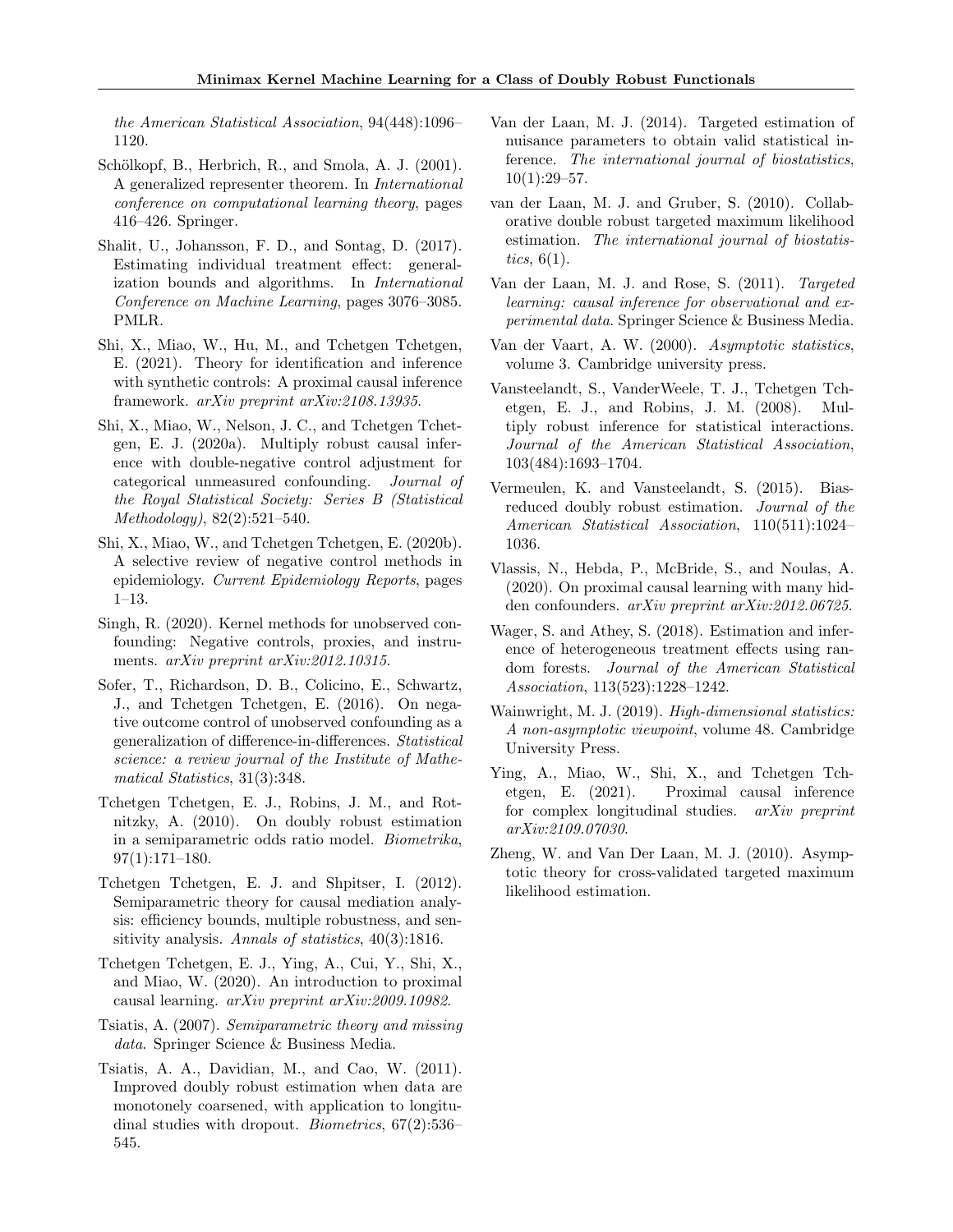the American Statistical Association, 94(448):1096–1120.

Schölkopf, B., Herbrich, R., and Smola, A. J. (2001). A generalized representer theorem. In *International conference on computational learning theory*, pages 416–426. Springer.

Shalit, U., Johansson, F. D., and Sontag, D. (2017). Estimating individual treatment effect: generalization bounds and algorithms. In *International Conference on Machine Learning*, pages 3076–3085. PMLR.

Shi, X., Miao, W., Hu, M., and Tchetgen Tchetgen, E. (2021). Theory for identification and inference with synthetic controls: A proximal causal inference framework. *arXiv preprint arXiv:2108.13935*.

Shi, X., Miao, W., Nelson, J. C., and Tchetgen Tchetgen, E. J. (2020a). Multiply robust causal inference with double-negative control adjustment for categorical unmeasured confounding. *Journal of the Royal Statistical Society: Series B (Statistical Methodology)*, 82(2):521–540.

Shi, X., Miao, W., and Tchetgen Tchetgen, E. (2020b). A selective review of negative control methods in epidemiology. *Current Epidemiology Reports*, pages 1–13.

Singh, R. (2020). Kernel methods for unobserved confounding: Negative controls, proxies, and instruments. *arXiv preprint arXiv:2012.10315*.

Sofer, T., Richardson, D. B., Colicino, E., Schwartz, J., and Tchetgen Tchetgen, E. (2016). On negative outcome control of unobserved confounding as a generalization of difference-in-differences. *Statistical science: a review journal of the Institute of Mathematical Statistics*, 31(3):348.

Tchetgen Tchetgen, E. J., Robins, J. M., and Rotnitzky, A. (2010). On doubly robust estimation in a semiparametric odds ratio model. *Biometrika*, 97(1):171–180.

Tchetgen Tchetgen, E. J. and Shpitser, I. (2012). Semiparametric theory for causal mediation analysis: efficiency bounds, multiple robustness, and sensitivity analysis. *Annals of statistics*, 40(3):1816.

Tchetgen Tchetgen, E. J., Ying, A., Cui, Y., Shi, X., and Miao, W. (2020). An introduction to proximal causal learning. *arXiv preprint arXiv:2009.10982*.

Tsiatis, A. (2007). *Semiparametric theory and missing data*. Springer Science & Business Media.

Tsiatis, A. A., Davidian, M., and Cao, W. (2011). Improved doubly robust estimation when data are monotonely coarsened, with application to longitudinal studies with dropout. *Biometrics*, 67(2):536–545.

Van der Laan, M. J. (2014). Targeted estimation of nuisance parameters to obtain valid statistical inference. *The international journal of biostatistics*, 10(1):29–57.

van der Laan, M. J. and Gruber, S. (2010). Collaborative double robust targeted maximum likelihood estimation. *The international journal of biostatistics*, 6(1).

Van der Laan, M. J. and Rose, S. (2011). *Targeted learning: causal inference for observational and experimental data*. Springer Science & Business Media.

Van der Vaart, A. W. (2000). *Asymptotic statistics*, volume 3. Cambridge university press.

Vansteelandt, S., VanderWeele, T. J., Tchetgen Tchetgen, E. J., and Robins, J. M. (2008). Multiply robust inference for statistical interactions. *Journal of the American Statistical Association*, 103(484):1693–1704.

Vermeulen, K. and Vansteelandt, S. (2015). Bias-reduced doubly robust estimation. *Journal of the American Statistical Association*, 110(511):1024–1036.

Vlassis, N., Hebda, P., McBride, S., and Noulas, A. (2020). On proximal causal learning with many hidden confounders. *arXiv preprint arXiv:2012.06725*.

Wager, S. and Athey, S. (2018). Estimation and inference of heterogeneous treatment effects using random forests. *Journal of the American Statistical Association*, 113(523):1228–1242.

Wainwright, M. J. (2019). *High-dimensional statistics: A non-asymptotic viewpoint*, volume 48. Cambridge University Press.

Ying, A., Miao, W., Shi, X., and Tchetgen Tchetgen, E. (2021). Proximal causal inference for complex longitudinal studies. *arXiv preprint arXiv:2109.07030*.

Zheng, W. and Van Der Laan, M. J. (2010). Asymptotic theory for cross-validated targeted maximum likelihood estimation.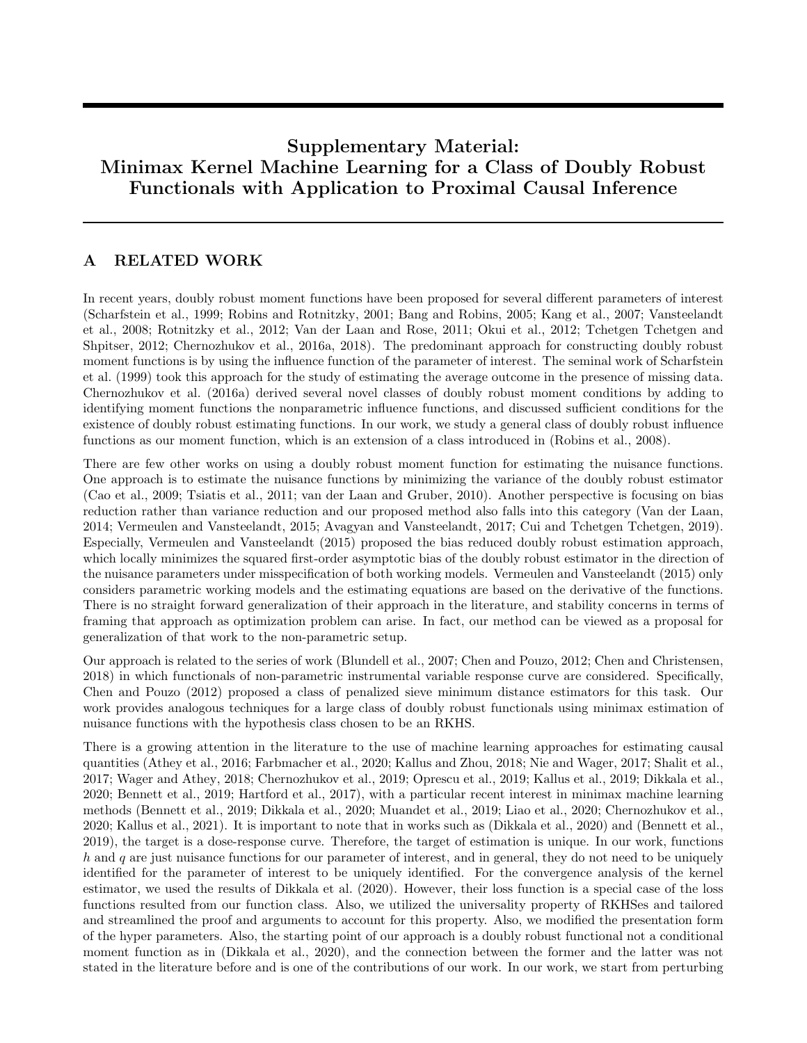# Supplementary Material: Minimax Kernel Machine Learning for a Class of Doubly Robust Functionals with Application to Proximal Causal Inference

## A RELATED WORK

In recent years, doubly robust moment functions have been proposed for several different parameters of interest (Scharfstein et al., 1999; Robins and Rotnitzky, 2001; Bang and Robins, 2005; Kang et al., 2007; Vansteelandt et al., 2008; Rotnitzky et al., 2012; Van der Laan and Rose, 2011; Okui et al., 2012; Tchetgen Tchetgen and Shpitser, 2012; Chernozhukov et al., 2016a, 2018). The predominant approach for constructing doubly robust moment functions is by using the influence function of the parameter of interest. The seminal work of Scharfstein et al. (1999) took this approach for the study of estimating the average outcome in the presence of missing data. Chernozhukov et al. (2016a) derived several novel classes of doubly robust moment conditions by adding to identifying moment functions the nonparametric influence functions, and discussed sufficient conditions for the existence of doubly robust estimating functions. In our work, we study a general class of doubly robust influence functions as our moment function, which is an extension of a class introduced in (Robins et al., 2008).

There are few other works on using a doubly robust moment function for estimating the nuisance functions. One approach is to estimate the nuisance functions by minimizing the variance of the doubly robust estimator (Cao et al., 2009; Tsiatis et al., 2011; van der Laan and Gruber, 2010). Another perspective is focusing on bias reduction rather than variance reduction and our proposed method also falls into this category (Van der Laan, 2014; Vermeulen and Vansteelandt, 2015; Avagyan and Vansteelandt, 2017; Cui and Tchetgen Tchetgen, 2019). Especially, Vermeulen and Vansteelandt (2015) proposed the bias reduced doubly robust estimation approach, which locally minimizes the squared first-order asymptotic bias of the doubly robust estimator in the direction of the nuisance parameters under misspecification of both working models. Vermeulen and Vansteelandt (2015) only considers parametric working models and the estimating equations are based on the derivative of the functions. There is no straight forward generalization of their approach in the literature, and stability concerns in terms of framing that approach as optimization problem can arise. In fact, our method can be viewed as a proposal for generalization of that work to the non-parametric setup.

Our approach is related to the series of work (Blundell et al., 2007; Chen and Pouzo, 2012; Chen and Christensen, 2018) in which functionals of non-parametric instrumental variable response curve are considered. Specifically, Chen and Pouzo (2012) proposed a class of penalized sieve minimum distance estimators for this task. Our work provides analogous techniques for a large class of doubly robust functionals using minimax estimation of nuisance functions with the hypothesis class chosen to be an RKHS.

There is a growing attention in the literature to the use of machine learning approaches for estimating causal quantities (Athey et al., 2016; Farbmacher et al., 2020; Kallus and Zhou, 2018; Nie and Wager, 2017; Shalit et al., 2017; Wager and Athey, 2018; Chernozhukov et al., 2019; Oprescu et al., 2019; Kallus et al., 2019; Dikkala et al., 2020; Bennett et al., 2019; Hartford et al., 2017), with a particular recent interest in minimax machine learning methods (Bennett et al., 2019; Dikkala et al., 2020; Muandet et al., 2019; Liao et al., 2020; Chernozhukov et al., 2020; Kallus et al., 2021). It is important to note that in works such as (Dikkala et al., 2020) and (Bennett et al., 2019), the target is a dose-response curve. Therefore, the target of estimation is unique. In our work, functions $h$ and $q$ are just nuisance functions for our parameter of interest, and in general, they do not need to be uniquely identified for the parameter of interest to be uniquely identified. For the convergence analysis of the kernel estimator, we used the results of Dikkala et al. (2020). However, their loss function is a special case of the loss functions resulted from our function class. Also, we utilized the universality property of RKHSes and tailored and streamlined the proof and arguments to account for this property. Also, we modified the presentation form of the hyper parameters. Also, the starting point of our approach is a doubly robust functional not a conditional moment function as in (Dikkala et al., 2020), and the connection between the former and the latter was not stated in the literature before and is one of the contributions of our work. In our work, we start from perturbing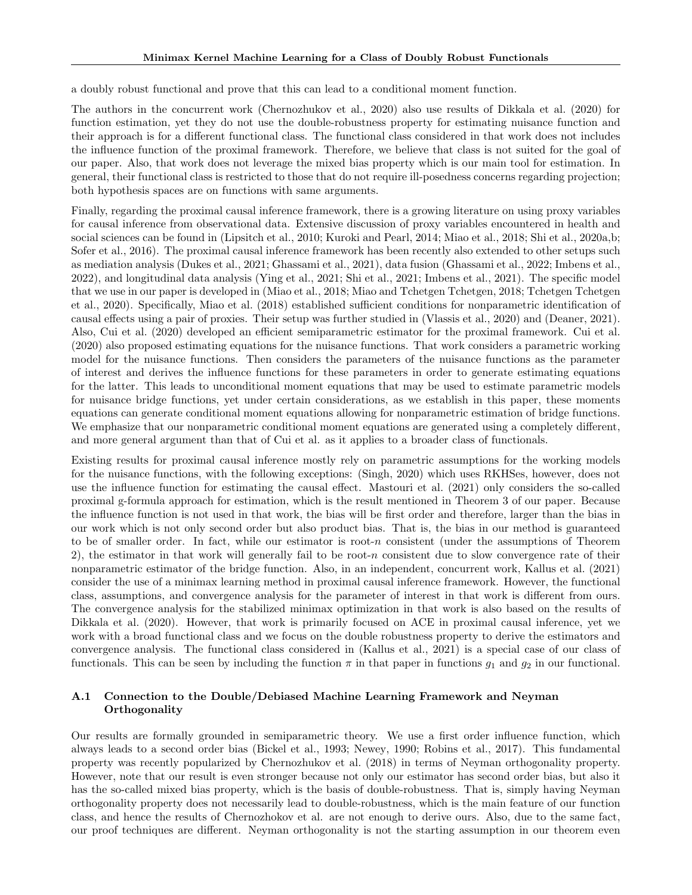a doubly robust functional and prove that this can lead to a conditional moment function.

The authors in the concurrent work (Chernozhukov et al., 2020) also use results of Dikkala et al. (2020) for function estimation, yet they do not use the double-robustness property for estimating nuisance function and their approach is for a different functional class. The functional class considered in that work does not includes the influence function of the proximal framework. Therefore, we believe that class is not suited for the goal of our paper. Also, that work does not leverage the mixed bias property which is our main tool for estimation. In general, their functional class is restricted to those that do not require ill-posedness concerns regarding projection; both hypothesis spaces are on functions with same arguments.

Finally, regarding the proximal causal inference framework, there is a growing literature on using proxy variables for causal inference from observational data. Extensive discussion of proxy variables encountered in health and social sciences can be found in (Lipsitch et al., 2010; Kuroki and Pearl, 2014; Miao et al., 2018; Shi et al., 2020a,b; Sofer et al., 2016). The proximal causal inference framework has been recently also extended to other setups such as mediation analysis (Dukes et al., 2021; Ghassami et al., 2021), data fusion (Ghassami et al., 2022; Imbens et al., 2022), and longitudinal data analysis (Ying et al., 2021; Shi et al., 2021; Imbens et al., 2021). The specific model that we use in our paper is developed in (Miao et al., 2018; Miao and Tchetgen Tchetgen, 2018; Tchetgen Tchetgen et al., 2020). Specifically, Miao et al. (2018) established sufficient conditions for nonparametric identification of causal effects using a pair of proxies. Their setup was further studied in (Vlassis et al., 2020) and (Deaner, 2021). Also, Cui et al. (2020) developed an efficient semiparametric estimator for the proximal framework. Cui et al. (2020) also proposed estimating equations for the nuisance functions. That work considers a parametric working model for the nuisance functions. Then considers the parameters of the nuisance functions as the parameter of interest and derives the influence functions for these parameters in order to generate estimating equations for the latter. This leads to unconditional moment equations that may be used to estimate parametric models for nuisance bridge functions, yet under certain considerations, as we establish in this paper, these moments equations can generate conditional moment equations allowing for nonparametric estimation of bridge functions. We emphasize that our nonparametric conditional moment equations are generated using a completely different, and more general argument than that of Cui et al. as it applies to a broader class of functionals.

Existing results for proximal causal inference mostly rely on parametric assumptions for the working models for the nuisance functions, with the following exceptions: (Singh, 2020) which uses RKHSes, however, does not use the influence function for estimating the causal effect. Mastouri et al. (2021) only considers the so-called proximal g-formula approach for estimation, which is the result mentioned in Theorem 3 of our paper. Because the influence function is not used in that work, the bias will be first order and therefore, larger than the bias in our work which is not only second order but also product bias. That is, the bias in our method is guaranteed to be of smaller order. In fact, while our estimator is root-$n$ consistent (under the assumptions of Theorem 2), the estimator in that work will generally fail to be root-$n$ consistent due to slow convergence rate of their nonparametric estimator of the bridge function. Also, in an independent, concurrent work, Kallus et al. (2021) consider the use of a minimax learning method in proximal causal inference framework. However, the functional class, assumptions, and convergence analysis for the parameter of interest in that work is different from ours. The convergence analysis for the stabilized minimax optimization in that work is also based on the results of Dikkala et al. (2020). However, that work is primarily focused on ACE in proximal causal inference, yet we work with a broad functional class and we focus on the double robustness property to derive the estimators and convergence analysis. The functional class considered in (Kallus et al., 2021) is a special case of our class of functionals. This can be seen by including the function $\pi$ in that paper in functions $g_1$ and $g_2$ in our functional.

### A.1 Connection to the Double/Debiased Machine Learning Framework and Neyman Orthogonality

Our results are formally grounded in semiparametric theory. We use a first order influence function, which always leads to a second order bias (Bickel et al., 1993; Newey, 1990; Robins et al., 2017). This fundamental property was recently popularized by Chernozhukov et al. (2018) in terms of Neyman orthogonality property. However, note that our result is even stronger because not only our estimator has second order bias, but also it has the so-called mixed bias property, which is the basis of double-robustness. That is, simply having Neyman orthogonality property does not necessarily lead to double-robustness, which is the main feature of our function class, and hence the results of Chernozhokov et al. are not enough to derive ours. Also, due to the same fact, our proof techniques are different. Neyman orthogonality is not the starting assumption in our theorem even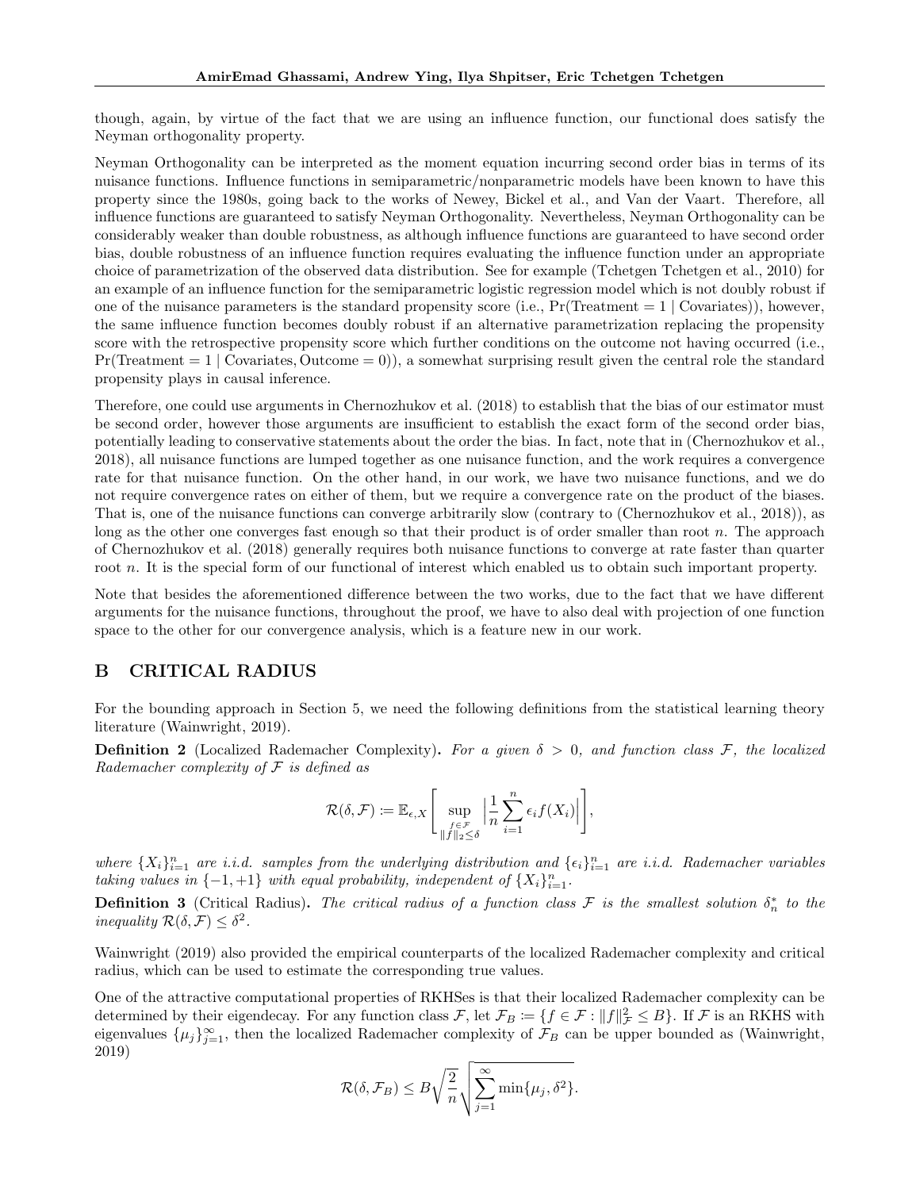though, again, by virtue of the fact that we are using an influence function, our functional does satisfy the Neyman orthogonality property.

Neyman Orthogonality can be interpreted as the moment equation incurring second order bias in terms of its nuisance functions. Influence functions in semiparametric/nonparametric models have been known to have this property since the 1980s, going back to the works of Newey, Bickel et al., and Van der Vaart. Therefore, all influence functions are guaranteed to satisfy Neyman Orthogonality. Nevertheless, Neyman Orthogonality can be considerably weaker than double robustness, as although influence functions are guaranteed to have second order bias, double robustness of an influence function requires evaluating the influence function under an appropriate choice of parametrization of the observed data distribution. See for example (Tchetgen Tchetgen et al., 2010) for an example of an influence function for the semiparametric logistic regression model which is not doubly robust if one of the nuisance parameters is the standard propensity score (i.e., $\Pr(\text{Treatment} = 1 \mid \text{Covariates})$), however, the same influence function becomes doubly robust if an alternative parametrization replacing the propensity score with the retrospective propensity score which further conditions on the outcome not having occurred (i.e., $\Pr(\text{Treatment} = 1 \mid \text{Covariates}, \text{Outcome} = 0)$), a somewhat surprising result given the central role the standard propensity plays in causal inference.

Therefore, one could use arguments in Chernozhukov et al. (2018) to establish that the bias of our estimator must be second order, however those arguments are insufficient to establish the exact form of the second order bias, potentially leading to conservative statements about the order the bias. In fact, note that in (Chernozhukov et al., 2018), all nuisance functions are lumped together as one nuisance function, and the work requires a convergence rate for that nuisance function. On the other hand, in our work, we have two nuisance functions, and we do not require convergence rates on either of them, but we require a convergence rate on the product of the biases. That is, one of the nuisance functions can converge arbitrarily slow (contrary to (Chernozhukov et al., 2018)), as long as the other one converges fast enough so that their product is of order smaller than root $n$. The approach of Chernozhukov et al. (2018) generally requires both nuisance functions to converge at rate faster than quarter root $n$. It is the special form of our functional of interest which enabled us to obtain such important property.

Note that besides the aforementioned difference between the two works, due to the fact that we have different arguments for the nuisance functions, throughout the proof, we have to also deal with projection of one function space to the other for our convergence analysis, which is a feature new in our work.

# B CRITICAL RADIUS

For the bounding approach in Section 5, we need the following definitions from the statistical learning theory literature (Wainwright, 2019).

**Definition 2** (Localized Rademacher Complexity). *For a given $\delta > 0$, and function class $\mathcal{F}$, the localized Rademacher complexity of $\mathcal{F}$ is defined as*

$$\mathcal{R}(\delta, \mathcal{F}) := \mathbb{E}_{\epsilon, X}\left[\sup_{\substack{f \in \mathcal{F} \\ \|f\|_2 \le \delta}} \Big|\frac{1}{n}\sum_{i=1}^{n} \epsilon_i f(X_i)\Big|\right],$$

*where $\{X_i\}_{i=1}^n$ are i.i.d. samples from the underlying distribution and $\{\epsilon_i\}_{i=1}^n$ are i.i.d. Rademacher variables taking values in $\{-1, +1\}$ with equal probability, independent of $\{X_i\}_{i=1}^n$.*

**Definition 3** (Critical Radius). *The critical radius of a function class $\mathcal{F}$ is the smallest solution $\delta_n^*$ to the inequality $\mathcal{R}(\delta, \mathcal{F}) \le \delta^2$.*

Wainwright (2019) also provided the empirical counterparts of the localized Rademacher complexity and critical radius, which can be used to estimate the corresponding true values.

One of the attractive computational properties of RKHSes is that their localized Rademacher complexity can be determined by their eigendecay. For any function class $\mathcal{F}$, let $\mathcal{F}_B := \{f \in \mathcal{F} : \|f\|_{\mathcal{F}}^2 \le B\}$. If $\mathcal{F}$ is an RKHS with eigenvalues $\{\mu_j\}_{j=1}^{\infty}$, then the localized Rademacher complexity of $\mathcal{F}_B$ can be upper bounded as (Wainwright, 2019)

$$\mathcal{R}(\delta, \mathcal{F}_B) \le B\sqrt{\frac{2}{n}}\sqrt{\sum_{j=1}^{\infty} \min\{\mu_j, \delta^2\}}.$$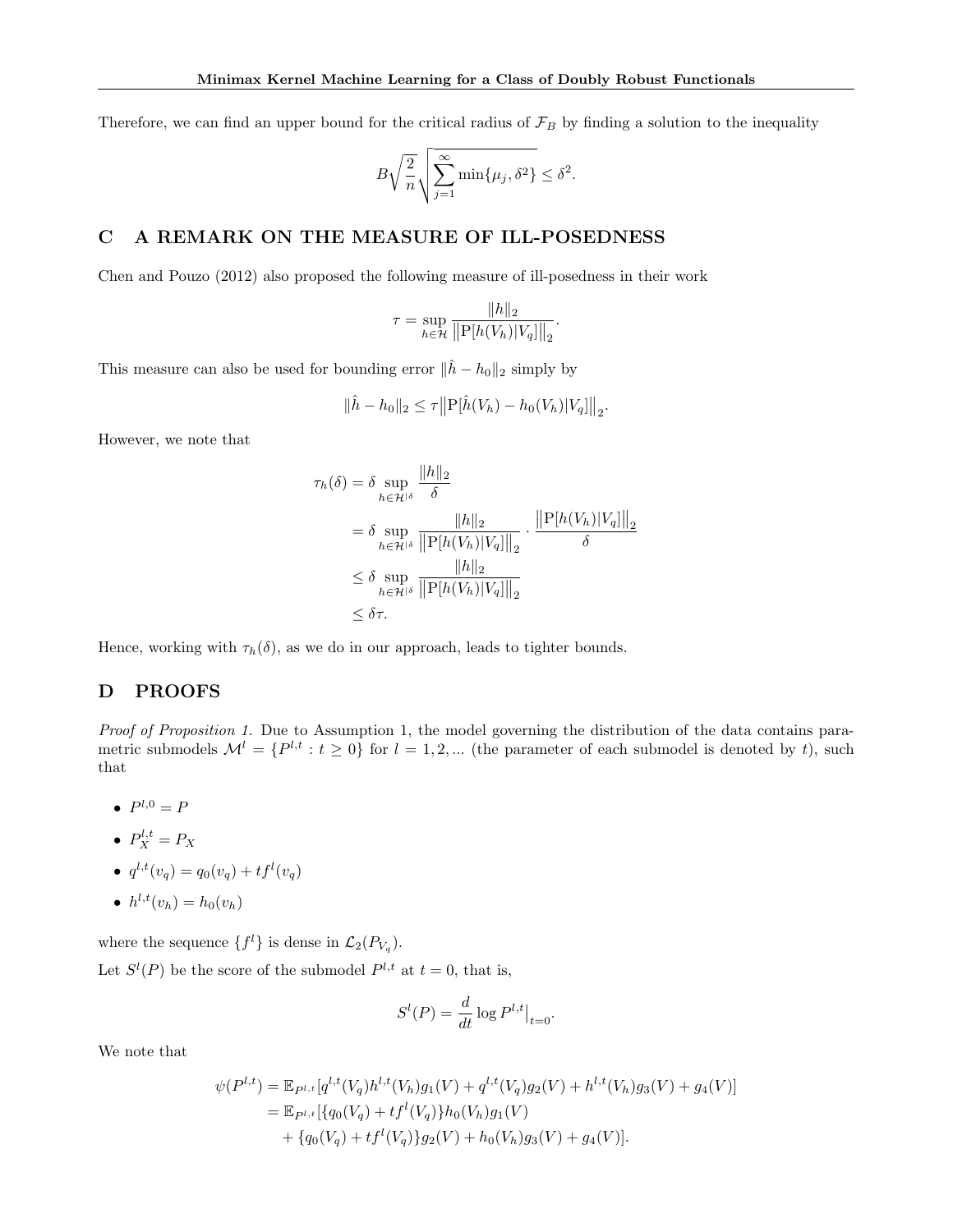Therefore, we can find an upper bound for the critical radius of $\mathcal{F}_B$ by finding a solution to the inequality

$$B\sqrt{\frac{2}{n}}\sqrt{\sum_{j=1}^{\infty}\min\{\mu_j, \delta^2\}} \leq \delta^2.$$

# C A REMARK ON THE MEASURE OF ILL-POSEDNESS

Chen and Pouzo (2012) also proposed the following measure of ill-posedness in their work

$$\tau = \sup_{h\in\mathcal{H}} \frac{\|h\|_2}{\big\|\mathrm{P}[h(V_h)|V_q]\big\|_2}.$$

This measure can also be used for bounding error $\|\hat{h}-h_0\|_2$ simply by

$$\|\hat{h}-h_0\|_2 \leq \tau\big\|\mathrm{P}[\hat{h}(V_h)-h_0(V_h)|V_q]\big\|_2.$$

However, we note that

$$\begin{aligned}
\tau_h(\delta) &= \delta \sup_{h\in\mathcal{H}^{|\delta}} \frac{\|h\|_2}{\delta} \\
&= \delta \sup_{h\in\mathcal{H}^{|\delta}} \frac{\|h\|_2}{\big\|\mathrm{P}[h(V_h)|V_q]\big\|_2} \cdot \frac{\big\|\mathrm{P}[h(V_h)|V_q]\big\|_2}{\delta} \\
&\leq \delta \sup_{h\in\mathcal{H}^{|\delta}} \frac{\|h\|_2}{\big\|\mathrm{P}[h(V_h)|V_q]\big\|_2} \\
&\leq \delta\tau.
\end{aligned}$$

Hence, working with $\tau_h(\delta)$, as we do in our approach, leads to tighter bounds.

# D PROOFS

*Proof of Proposition 1.* Due to Assumption 1, the model governing the distribution of the data contains parametric submodels $\mathcal{M}^l = \{P^{l,t} : t \geq 0\}$ for $l = 1, 2, ...$ (the parameter of each submodel is denoted by $t$), such that

- $P^{l,0} = P$
- $P_X^{l,t} = P_X$
- $q^{l,t}(v_q) = q_0(v_q) + tf^l(v_q)$
- $h^{l,t}(v_h) = h_0(v_h)$

where the sequence $\{f^l\}$ is dense in $\mathcal{L}_2(P_{V_q})$.

Let $S^l(P)$ be the score of the submodel $P^{l,t}$ at $t = 0$, that is,

$$S^l(P) = \frac{d}{dt}\log P^{l,t}\big|_{t=0}.$$

We note that

$$\begin{aligned}
\psi(P^{l,t}) &= \mathbb{E}_{P^{l,t}}[q^{l,t}(V_q)h^{l,t}(V_h)g_1(V) + q^{l,t}(V_q)g_2(V) + h^{l,t}(V_h)g_3(V) + g_4(V)] \\
&= \mathbb{E}_{P^{l,t}}[\{q_0(V_q) + tf^l(V_q)\}h_0(V_h)g_1(V) \\
&\quad + \{q_0(V_q) + tf^l(V_q)\}g_2(V) + h_0(V_h)g_3(V) + g_4(V)].
\end{aligned}$$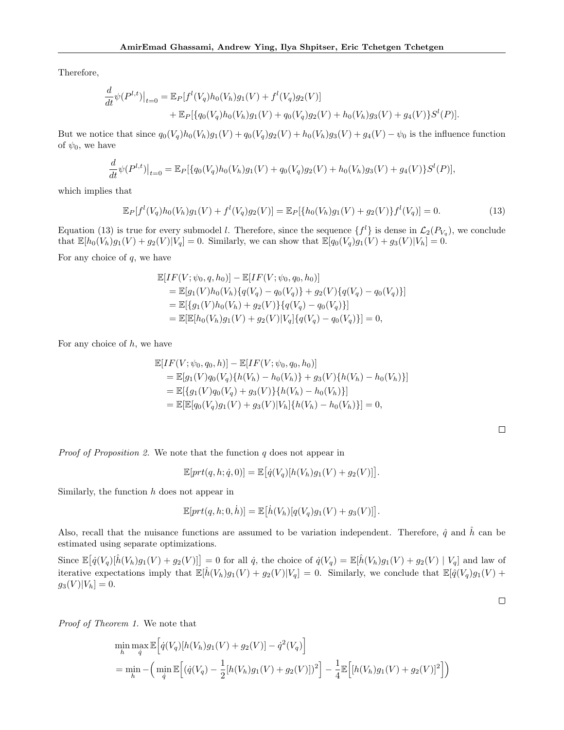Therefore,

$$\frac{d}{dt}\psi(P^{l,t})\big|_{t=0} = \mathbb{E}_P[f^l(V_q)h_0(V_h)g_1(V) + f^l(V_q)g_2(V)] + \mathbb{E}_P[\{q_0(V_q)h_0(V_h)g_1(V) + q_0(V_q)g_2(V) + h_0(V_h)g_3(V) + g_4(V)\}S^l(P)].$$

But we notice that since $q_0(V_q)h_0(V_h)g_1(V) + q_0(V_q)g_2(V) + h_0(V_h)g_3(V) + g_4(V) - \psi_0$ is the influence function of $\psi_0$, we have

$$\frac{d}{dt}\psi(P^{l,t})\big|_{t=0} = \mathbb{E}_P[\{q_0(V_q)h_0(V_h)g_1(V) + q_0(V_q)g_2(V) + h_0(V_h)g_3(V) + g_4(V)\}S^l(P)],$$

which implies that

$$\mathbb{E}_P[f^l(V_q)h_0(V_h)g_1(V) + f^l(V_q)g_2(V)] = \mathbb{E}_P[\{h_0(V_h)g_1(V) + g_2(V)\}f^l(V_q)] = 0. \tag{13}$$

Equation (13) is true for every submodel $l$. Therefore, since the sequence $\{f^l\}$ is dense in $\mathcal{L}_2(P_{V_q})$, we conclude that $\mathbb{E}[h_0(V_h)g_1(V) + g_2(V)|V_q] = 0$. Similarly, we can show that $\mathbb{E}[q_0(V_q)g_1(V) + g_3(V)|V_h] = 0$.

For any choice of $q$, we have

$$\begin{aligned}
&\mathbb{E}[IF(V;\psi_0, q, h_0)] - \mathbb{E}[IF(V;\psi_0, q_0, h_0)] \\
&\quad = \mathbb{E}[g_1(V)h_0(V_h)\{q(V_q) - q_0(V_q)\} + g_2(V)\{q(V_q) - q_0(V_q)\}] \\
&\quad = \mathbb{E}[\{g_1(V)h_0(V_h) + g_2(V)\}\{q(V_q) - q_0(V_q)\}] \\
&\quad = \mathbb{E}[\mathbb{E}[h_0(V_h)g_1(V) + g_2(V)|V_q]\{q(V_q) - q_0(V_q)\}] = 0,
\end{aligned}$$

For any choice of $h$, we have

$$\begin{aligned}
&\mathbb{E}[IF(V;\psi_0, q_0, h)] - \mathbb{E}[IF(V;\psi_0, q_0, h_0)] \\
&\quad = \mathbb{E}[g_1(V)q_0(V_q)\{h(V_h) - h_0(V_h)\} + g_3(V)\{h(V_h) - h_0(V_h)\}] \\
&\quad = \mathbb{E}[\{g_1(V)q_0(V_q) + g_3(V)\}\{h(V_h) - h_0(V_h)\}] \\
&\quad = \mathbb{E}[\mathbb{E}[q_0(V_q)g_1(V) + g_3(V)|V_h]\{h(V_h) - h_0(V_h)\}] = 0,
\end{aligned}$$

□

*Proof of Proposition 2.* We note that the function $q$ does not appear in

$$\mathbb{E}[prt(q, h; \dot{q}, 0)] = \mathbb{E}\big[\dot{q}(V_q)[h(V_h)g_1(V) + g_2(V)]\big].$$

Similarly, the function $h$ does not appear in

$$\mathbb{E}[prt(q, h; 0, \dot{h})] = \mathbb{E}\big[\dot{h}(V_h)[q(V_q)g_1(V) + g_3(V)]\big].$$

Also, recall that the nuisance functions are assumed to be variation independent. Therefore, $\hat{q}$ and $\hat{h}$ can be estimated using separate optimizations.

Since $\mathbb{E}\big[\dot{q}(V_q)[\hat{h}(V_h)g_1(V) + g_2(V)]\big] = 0$ for all $\dot{q}$, the choice of $\dot{q}(V_q) = \mathbb{E}[\hat{h}(V_h)g_1(V) + g_2(V) \mid V_q]$ and law of iterative expectations imply that $\mathbb{E}[\hat{h}(V_h)g_1(V) + g_2(V)|V_q] = 0$. Similarly, we conclude that $\mathbb{E}[\hat{q}(V_q)g_1(V) + g_3(V)|V_h] = 0$.

□

*Proof of Theorem 1.* We note that

$$\begin{aligned}
&\min_h \max_{\dot{q}} \mathbb{E}\Big[\dot{q}(V_q)[h(V_h)g_1(V) + g_2(V)] - \dot{q}^2(V_q)\Big] \\
&= \min_h -\Big(\min_{\dot{q}} \mathbb{E}\Big[\big(\dot{q}(V_q) - \frac{1}{2}[h(V_h)g_1(V) + g_2(V)]\big)^2\Big] - \frac{1}{4}\mathbb{E}\Big[[h(V_h)g_1(V) + g_2(V)]^2\Big]\Big)
\end{aligned}$$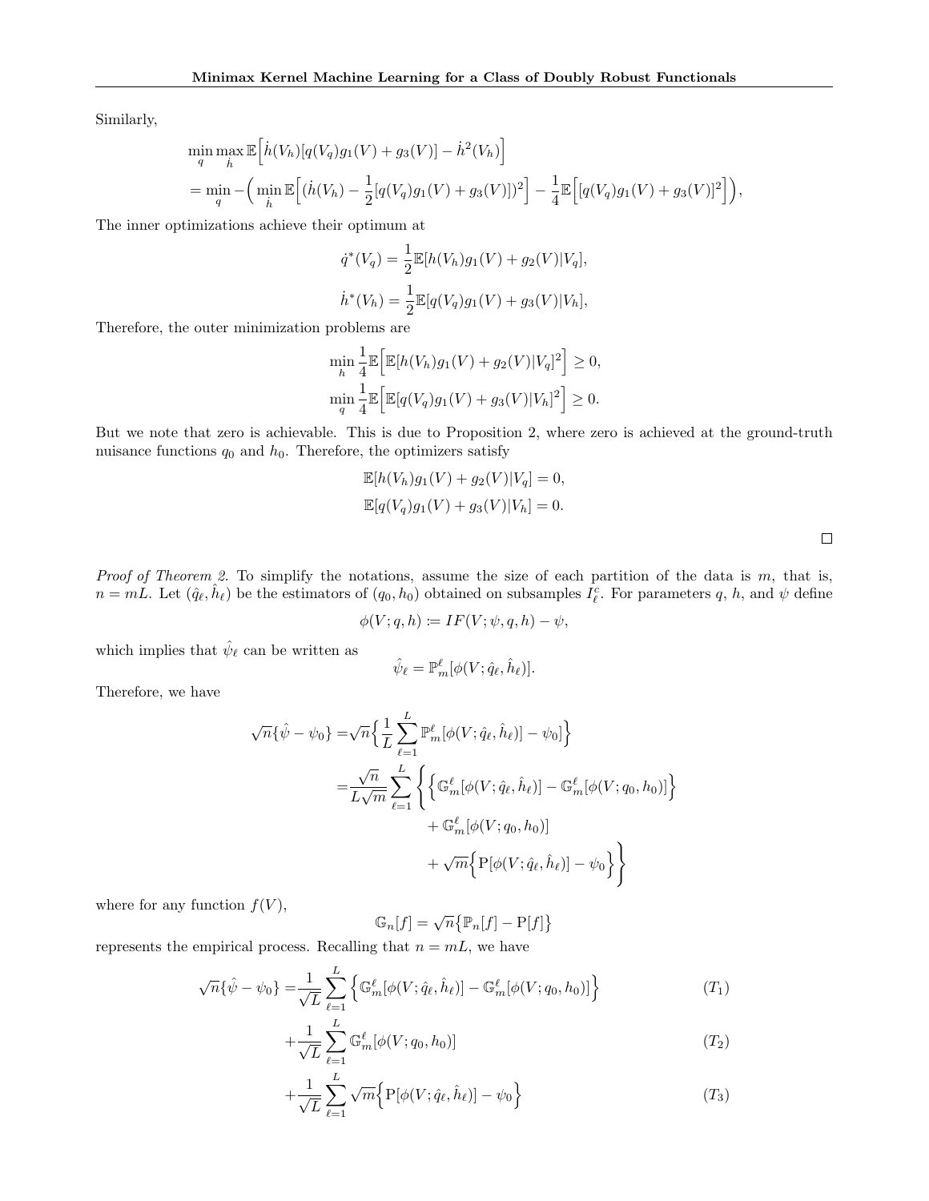Similarly,

$$
\begin{aligned}
&\min_q \max_{\dot{h}} \mathbb{E}\Big[\dot{h}(V_h)[q(V_q)g_1(V) + g_3(V)] - \dot{h}^2(V_h)\Big] \\
&= \min_q -\Big( \min_{\dot{h}} \mathbb{E}\Big[(\dot{h}(V_h) - \frac{1}{2}[q(V_q)g_1(V) + g_3(V)])^2\Big] - \frac{1}{4}\mathbb{E}\Big[[q(V_q)g_1(V) + g_3(V)]^2\Big]\Big),
\end{aligned}
$$

The inner optimizations achieve their optimum at

$$
\dot{q}^*(V_q) = \frac{1}{2}\mathbb{E}[h(V_h)g_1(V) + g_2(V)|V_q],
$$

$$
\dot{h}^*(V_h) = \frac{1}{2}\mathbb{E}[q(V_q)g_1(V) + g_3(V)|V_h],
$$

Therefore, the outer minimization problems are

$$
\min_h \frac{1}{4}\mathbb{E}\Big[\mathbb{E}[h(V_h)g_1(V) + g_2(V)|V_q]^2\Big] \geq 0,
$$

$$
\min_q \frac{1}{4}\mathbb{E}\Big[\mathbb{E}[q(V_q)g_1(V) + g_3(V)|V_h]^2\Big] \geq 0.
$$

But we note that zero is achievable. This is due to Proposition 2, where zero is achieved at the ground-truth nuisance functions $q_0$ and $h_0$. Therefore, the optimizers satisfy

$$
\mathbb{E}[h(V_h)g_1(V) + g_2(V)|V_q] = 0,
$$

$$
\mathbb{E}[q(V_q)g_1(V) + g_3(V)|V_h] = 0.
$$

□

*Proof of Theorem 2.* To simplify the notations, assume the size of each partition of the data is $m$, that is, $n = mL$. Let $(\hat{q}_\ell, \hat{h}_\ell)$ be the estimators of $(q_0, h_0)$ obtained on subsamples $I_\ell^c$. For parameters $q$, $h$, and $\psi$ define

$$
\phi(V; q, h) := IF(V; \psi, q, h) - \psi,
$$

which implies that $\hat{\psi}_\ell$ can be written as

$$
\hat{\psi}_\ell = \mathbb{P}_m^\ell[\phi(V; \hat{q}_\ell, \hat{h}_\ell)].
$$

Therefore, we have

$$
\begin{aligned}
\sqrt{n}\{\hat{\psi} - \psi_0\} =& \sqrt{n}\Big\{\frac{1}{L}\sum_{\ell=1}^L \mathbb{P}_m^\ell[\phi(V; \hat{q}_\ell, \hat{h}_\ell)] - \psi_0]\Big\} \\
=& \frac{\sqrt{n}}{L\sqrt{m}} \sum_{\ell=1}^L \Bigg\{ \Big\{\mathbb{G}_m^\ell[\phi(V; \hat{q}_\ell, \hat{h}_\ell)] - \mathbb{G}_m^\ell[\phi(V; q_0, h_0)]\Big\} \\
&+ \mathbb{G}_m^\ell[\phi(V; q_0, h_0)] \\
&+ \sqrt{m}\Big\{\mathrm{P}[\phi(V; \hat{q}_\ell, \hat{h}_\ell)] - \psi_0\Big\}\Bigg\}
\end{aligned}
$$

where for any function $f(V)$,

$$
\mathbb{G}_n[f] = \sqrt{n}\big\{\mathbb{P}_n[f] - \mathrm{P}[f]\big\}
$$

represents the empirical process. Recalling that $n = mL$, we have

$$
\begin{aligned}
\sqrt{n}\{\hat{\psi} - \psi_0\} =& \frac{1}{\sqrt{L}}\sum_{\ell=1}^L \Big\{\mathbb{G}_m^\ell[\phi(V; \hat{q}_\ell, \hat{h}_\ell)] - \mathbb{G}_m^\ell[\phi(V; q_0, h_0)]\Big\} && (T_1) \\
&+ \frac{1}{\sqrt{L}}\sum_{\ell=1}^L \mathbb{G}_m^\ell[\phi(V; q_0, h_0)] && (T_2) \\
&+ \frac{1}{\sqrt{L}}\sum_{\ell=1}^L \sqrt{m}\Big\{\mathrm{P}[\phi(V; \hat{q}_\ell, \hat{h}_\ell)] - \psi_0\Big\} && (T_3)
\end{aligned}
$$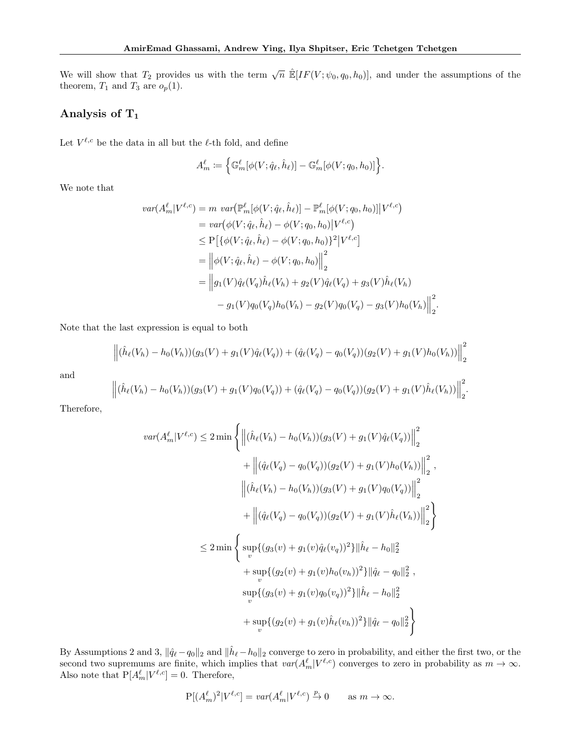We will show that $T_2$ provides us with the term $\sqrt{n}\ \hat{\mathbb{E}}[IF(V;\psi_0, q_0, h_0)]$, and under the assumptions of the theorem, $T_1$ and $T_3$ are $o_p(1)$.

## Analysis of $\mathbf{T_1}$

Let $V^{\ell,c}$ be the data in all but the $\ell$-th fold, and define

$$A^{\ell}_m \coloneqq \Big\{\mathbb{G}^{\ell}_m[\phi(V;\hat{q}_\ell,\hat{h}_\ell)] - \mathbb{G}^{\ell}_m[\phi(V;q_0,h_0)]\Big\}.$$

We note that

$$\begin{aligned}
var(A^{\ell}_m|V^{\ell,c}) &= m\ var\big(\mathbb{P}^{\ell}_m[\phi(V;\hat{q}_\ell,\hat{h}_\ell)] - \mathbb{P}^{\ell}_m[\phi(V;q_0,h_0)]\big|V^{\ell,c}\big)\\
&= var\big(\phi(V;\hat{q}_\ell,\hat{h}_\ell) - \phi(V;q_0,h_0)\big|V^{\ell,c}\big)\\
&\le \mathrm{P}\big[\{\phi(V;\hat{q}_\ell,\hat{h}_\ell) - \phi(V;q_0,h_0)\}^2\big|V^{\ell,c}\big]\\
&= \Big\|\phi(V;\hat{q}_\ell,\hat{h}_\ell) - \phi(V;q_0,h_0)\Big\|_2^2\\
&= \Big\|g_1(V)\hat{q}_\ell(V_q)\hat{h}_\ell(V_h) + g_2(V)\hat{q}_\ell(V_q) + g_3(V)\hat{h}_\ell(V_h)\\
&\qquad - g_1(V)q_0(V_q)h_0(V_h) - g_2(V)q_0(V_q) - g_3(V)h_0(V_h)\Big\|_2^2.
\end{aligned}$$

Note that the last expression is equal to both

$$\Big\|(\hat{h}_\ell(V_h) - h_0(V_h))(g_3(V) + g_1(V)\hat{q}_\ell(V_q)) + (\hat{q}_\ell(V_q) - q_0(V_q))(g_2(V) + g_1(V)h_0(V_h))\Big\|_2^2$$

and

$$\Big\|(\hat{h}_\ell(V_h) - h_0(V_h))(g_3(V) + g_1(V)q_0(V_q)) + (\hat{q}_\ell(V_q) - q_0(V_q))(g_2(V) + g_1(V)\hat{h}_\ell(V_h))\Big\|_2^2.$$

Therefore,

$$\begin{aligned}
var(A^{\ell}_m|V^{\ell,c}) &\le 2\min\Bigg\{\Big\|(\hat{h}_\ell(V_h) - h_0(V_h))(g_3(V) + g_1(V)\hat{q}_\ell(V_q))\Big\|_2^2\\
&\qquad + \Big\|(\hat{q}_\ell(V_q) - q_0(V_q))(g_2(V) + g_1(V)h_0(V_h))\Big\|_2^2,\\
&\qquad \Big\|(\hat{h}_\ell(V_h) - h_0(V_h))(g_3(V) + g_1(V)q_0(V_q))\Big\|_2^2\\
&\qquad + \Big\|(\hat{q}_\ell(V_q) - q_0(V_q))(g_2(V) + g_1(V)\hat{h}_\ell(V_h))\Big\|_2^2\Bigg\}\\
&\le 2\min\Bigg\{\sup_v\{(g_3(v) + g_1(v)\hat{q}_\ell(v_q))^2\}\|\hat{h}_\ell - h_0\|_2^2\\
&\qquad + \sup_v\{(g_2(v) + g_1(v)h_0(v_h))^2\}\|\hat{q}_\ell - q_0\|_2^2\ ,\\
&\qquad \sup_v\{(g_3(v) + g_1(v)q_0(v_q))^2\}\|\hat{h}_\ell - h_0\|_2^2\\
&\qquad + \sup_v\{(g_2(v) + g_1(v)\hat{h}_\ell(v_h))^2\}\|\hat{q}_\ell - q_0\|_2^2\Bigg\}
\end{aligned}$$

By Assumptions 2 and 3, $\|\hat{q}_\ell - q_0\|_2$ and $\|\hat{h}_\ell - h_0\|_2$ converge to zero in probability, and either the first two, or the second two supremums are finite, which implies that $var(A^{\ell}_m|V^{\ell,c})$ converges to zero in probability as $m\to\infty$. Also note that $\mathrm{P}[A^{\ell}_m|V^{\ell,c}] = 0$. Therefore,

$$\mathrm{P}[(A^{\ell}_m)^2|V^{\ell,c}] = var(A^{\ell}_m|V^{\ell,c}) \xrightarrow{p} 0 \qquad \text{as } m\to\infty.$$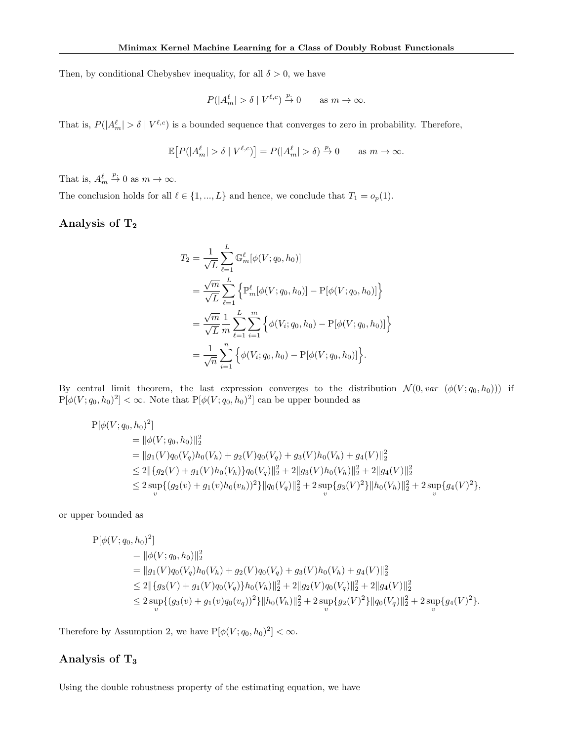Then, by conditional Chebyshev inequality, for all $\delta > 0$, we have

$$P(|A_m^\ell| > \delta \mid V^{\ell,c}) \xrightarrow{p} 0 \qquad \text{as } m \to \infty.$$

That is, $P(|A_m^\ell| > \delta \mid V^{\ell,c})$ is a bounded sequence that converges to zero in probability. Therefore,

$$\mathbb{E}\big[P(|A_m^\ell| > \delta \mid V^{\ell,c})\big] = P(|A_m^\ell| > \delta) \xrightarrow{p} 0 \qquad \text{as } m \to \infty.$$

That is, $A_m^\ell \xrightarrow{p} 0$ as $m \to \infty$.

The conclusion holds for all $\ell \in \{1, ..., L\}$ and hence, we conclude that $T_1 = o_p(1)$.

## Analysis of $\mathbf{T_2}$

$$\begin{aligned}
T_2 &= \frac{1}{\sqrt{L}} \sum_{\ell=1}^{L} \mathbb{G}_m^\ell[\phi(V; q_0, h_0)] \\
&= \frac{\sqrt{m}}{\sqrt{L}} \sum_{\ell=1}^{L} \Big\{ \mathbb{P}_m^\ell[\phi(V; q_0, h_0)] - \mathrm{P}[\phi(V; q_0, h_0)] \Big\} \\
&= \frac{\sqrt{m}}{\sqrt{L}} \frac{1}{m} \sum_{\ell=1}^{L} \sum_{i=1}^{m} \Big\{ \phi(V_i; q_0, h_0) - \mathrm{P}[\phi(V; q_0, h_0)] \Big\} \\
&= \frac{1}{\sqrt{n}} \sum_{i=1}^{n} \Big\{ \phi(V_i; q_0, h_0) - \mathrm{P}[\phi(V; q_0, h_0)] \Big\}.
\end{aligned}$$

By central limit theorem, the last expression converges to the distribution $\mathcal{N}(0, var\ (\phi(V; q_0, h_0)))$ if $\mathrm{P}[\phi(V; q_0, h_0)^2] < \infty$. Note that $\mathrm{P}[\phi(V; q_0, h_0)^2]$ can be upper bounded as

$$\begin{aligned}
&\mathrm{P}[\phi(V; q_0, h_0)^2] \\
&\quad = \|\phi(V; q_0, h_0)\|_2^2 \\
&\quad = \|g_1(V) q_0(V_q) h_0(V_h) + g_2(V) q_0(V_q) + g_3(V) h_0(V_h) + g_4(V)\|_2^2 \\
&\quad \le 2\|\{g_2(V) + g_1(V) h_0(V_h)\} q_0(V_q)\|_2^2 + 2\|g_3(V) h_0(V_h)\|_2^2 + 2\|g_4(V)\|_2^2 \\
&\quad \le 2 \sup_v \{(g_2(v) + g_1(v) h_0(v_h))^2\} \|q_0(V_q)\|_2^2 + 2 \sup_v \{g_3(V)^2\} \|h_0(V_h)\|_2^2 + 2 \sup_v \{g_4(V)^2\},
\end{aligned}$$

or upper bounded as

$$\begin{aligned}
&\mathrm{P}[\phi(V; q_0, h_0)^2] \\
&\quad = \|\phi(V; q_0, h_0)\|_2^2 \\
&\quad = \|g_1(V) q_0(V_q) h_0(V_h) + g_2(V) q_0(V_q) + g_3(V) h_0(V_h) + g_4(V)\|_2^2 \\
&\quad \le 2\|\{g_3(V) + g_1(V) q_0(V_q)\} h_0(V_h)\|_2^2 + 2\|g_2(V) q_0(V_q)\|_2^2 + 2\|g_4(V)\|_2^2 \\
&\quad \le 2 \sup_v \{(g_3(v) + g_1(v) q_0(v_q))^2\} \|h_0(V_h)\|_2^2 + 2 \sup_v \{g_2(V)^2\} \|q_0(V_q)\|_2^2 + 2 \sup_v \{g_4(V)^2\}.
\end{aligned}$$

Therefore by Assumption 2, we have $\mathrm{P}[\phi(V; q_0, h_0)^2] < \infty$.

## Analysis of $\mathbf{T_3}$

Using the double robustness property of the estimating equation, we have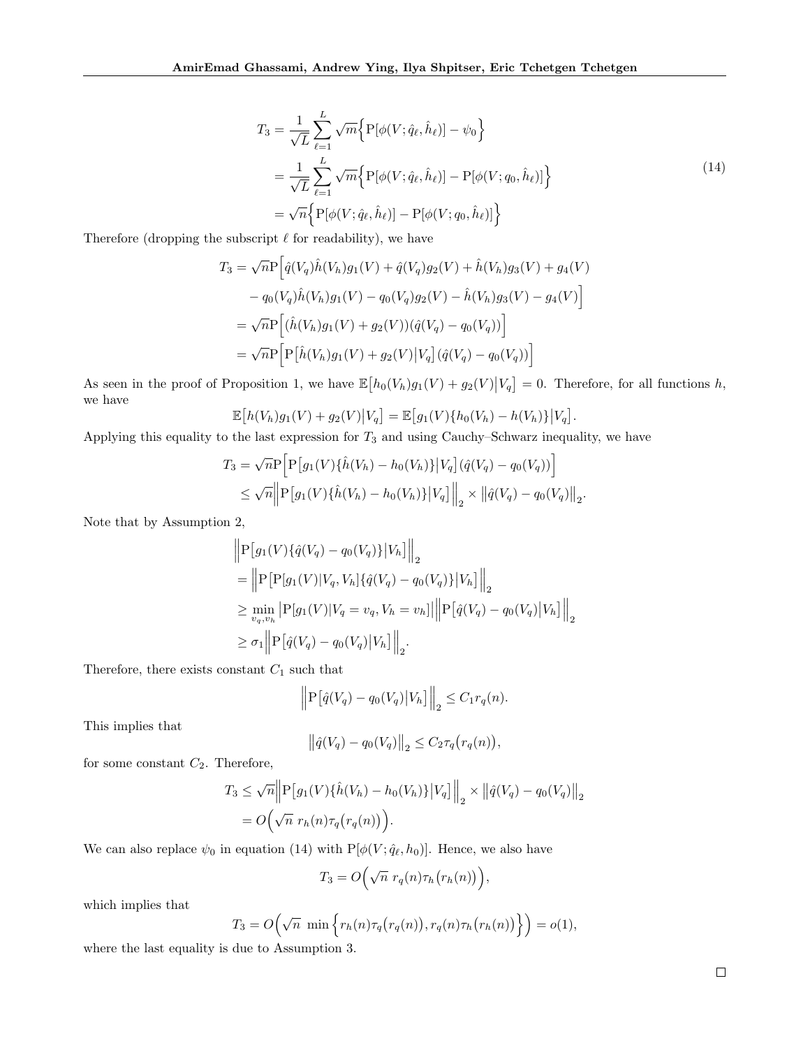$$
\begin{aligned}
T_3 &= \frac{1}{\sqrt{L}} \sum_{\ell=1}^{L} \sqrt{m} \Big\{ \mathrm{P}[\phi(V; \hat{q}_\ell, \hat{h}_\ell)] - \psi_0 \Big\} \\
&= \frac{1}{\sqrt{L}} \sum_{\ell=1}^{L} \sqrt{m} \Big\{ \mathrm{P}[\phi(V; \hat{q}_\ell, \hat{h}_\ell)] - \mathrm{P}[\phi(V; q_0, \hat{h}_\ell)] \Big\} \\
&= \sqrt{n} \Big\{ \mathrm{P}[\phi(V; \hat{q}_\ell, \hat{h}_\ell)] - \mathrm{P}[\phi(V; q_0, \hat{h}_\ell)] \Big\}
\end{aligned}
\tag{14}
$$

Therefore (dropping the subscript $\ell$ for readability), we have

$$
\begin{aligned}
T_3 &= \sqrt{n} \mathrm{P} \Big[ \hat{q}(V_q) \hat{h}(V_h) g_1(V) + \hat{q}(V_q) g_2(V) + \hat{h}(V_h) g_3(V) + g_4(V) \\
&\qquad - q_0(V_q) \hat{h}(V_h) g_1(V) - q_0(V_q) g_2(V) - \hat{h}(V_h) g_3(V) - g_4(V) \Big] \\
&= \sqrt{n} \mathrm{P} \Big[ (\hat{h}(V_h) g_1(V) + g_2(V)) (\hat{q}(V_q) - q_0(V_q)) \Big] \\
&= \sqrt{n} \mathrm{P} \Big[ \mathrm{P}\big[ \hat{h}(V_h) g_1(V) + g_2(V) \big| V_q \big] (\hat{q}(V_q) - q_0(V_q)) \Big]
\end{aligned}
$$

As seen in the proof of Proposition 1, we have $\mathbb{E}\big[h_0(V_h) g_1(V) + g_2(V) \big| V_q\big] = 0$. Therefore, for all functions $h$, we have

$$
\mathbb{E}\big[h(V_h) g_1(V) + g_2(V) \big| V_q\big] = \mathbb{E}\big[g_1(V)\{h_0(V_h) - h(V_h)\} \big| V_q\big].
$$

Applying this equality to the last expression for $T_3$ and using Cauchy–Schwarz inequality, we have

$$
\begin{aligned}
T_3 &= \sqrt{n} \mathrm{P} \Big[ \mathrm{P}\big[ g_1(V)\{\hat{h}(V_h) - h_0(V_h)\} \big| V_q \big] (\hat{q}(V_q) - q_0(V_q)) \Big] \\
&\leq \sqrt{n} \Big\| \mathrm{P}\big[ g_1(V)\{\hat{h}(V_h) - h_0(V_h)\} \big| V_q \big] \Big\|_2 \times \big\| \hat{q}(V_q) - q_0(V_q) \big\|_2.
\end{aligned}
$$

Note that by Assumption 2,

$$
\begin{aligned}
&\Big\| \mathrm{P}\big[ g_1(V)\{\hat{q}(V_q) - q_0(V_q)\} \big| V_h \big] \Big\|_2 \\
&= \Big\| \mathrm{P}\big[ \mathrm{P}[g_1(V) | V_q, V_h] \{\hat{q}(V_q) - q_0(V_q)\} \big| V_h \big] \Big\|_2 \\
&\geq \min_{v_q, v_h} \big| \mathrm{P}[g_1(V) | V_q = v_q, V_h = v_h] \big| \Big\| \mathrm{P}\big[ \hat{q}(V_q) - q_0(V_q) \big| V_h \big] \Big\|_2 \\
&\geq \sigma_1 \Big\| \mathrm{P}\big[ \hat{q}(V_q) - q_0(V_q) \big| V_h \big] \Big\|_2.
\end{aligned}
$$

Therefore, there exists constant $C_1$ such that

$$
\Big\| \mathrm{P}\big[ \hat{q}(V_q) - q_0(V_q) \big| V_h \big] \Big\|_2 \leq C_1 r_q(n).
$$

This implies that

$$
\big\| \hat{q}(V_q) - q_0(V_q) \big\|_2 \leq C_2 \tau_q\big(r_q(n)\big),
$$

for some constant $C_2$. Therefore,

$$
\begin{aligned}
T_3 &\leq \sqrt{n} \Big\| \mathrm{P}\big[ g_1(V)\{\hat{h}(V_h) - h_0(V_h)\} \big| V_q \big] \Big\|_2 \times \big\| \hat{q}(V_q) - q_0(V_q) \big\|_2 \\
&= O\Big( \sqrt{n} \; r_h(n) \tau_q\big(r_q(n)\big) \Big).
\end{aligned}
$$

We can also replace $\psi_0$ in equation (14) with $\mathrm{P}[\phi(V; \hat{q}_\ell, h_0)]$. Hence, we also have

$$
T_3 = O\Big( \sqrt{n} \; r_q(n) \tau_h\big(r_h(n)\big) \Big),
$$

which implies that

$$
T_3 = O\Big( \sqrt{n} \; \min\Big\{ r_h(n) \tau_q\big(r_q(n)\big), r_q(n) \tau_h\big(r_h(n)\big) \Big\} \Big) = o(1),
$$

where the last equality is due to Assumption 3.

□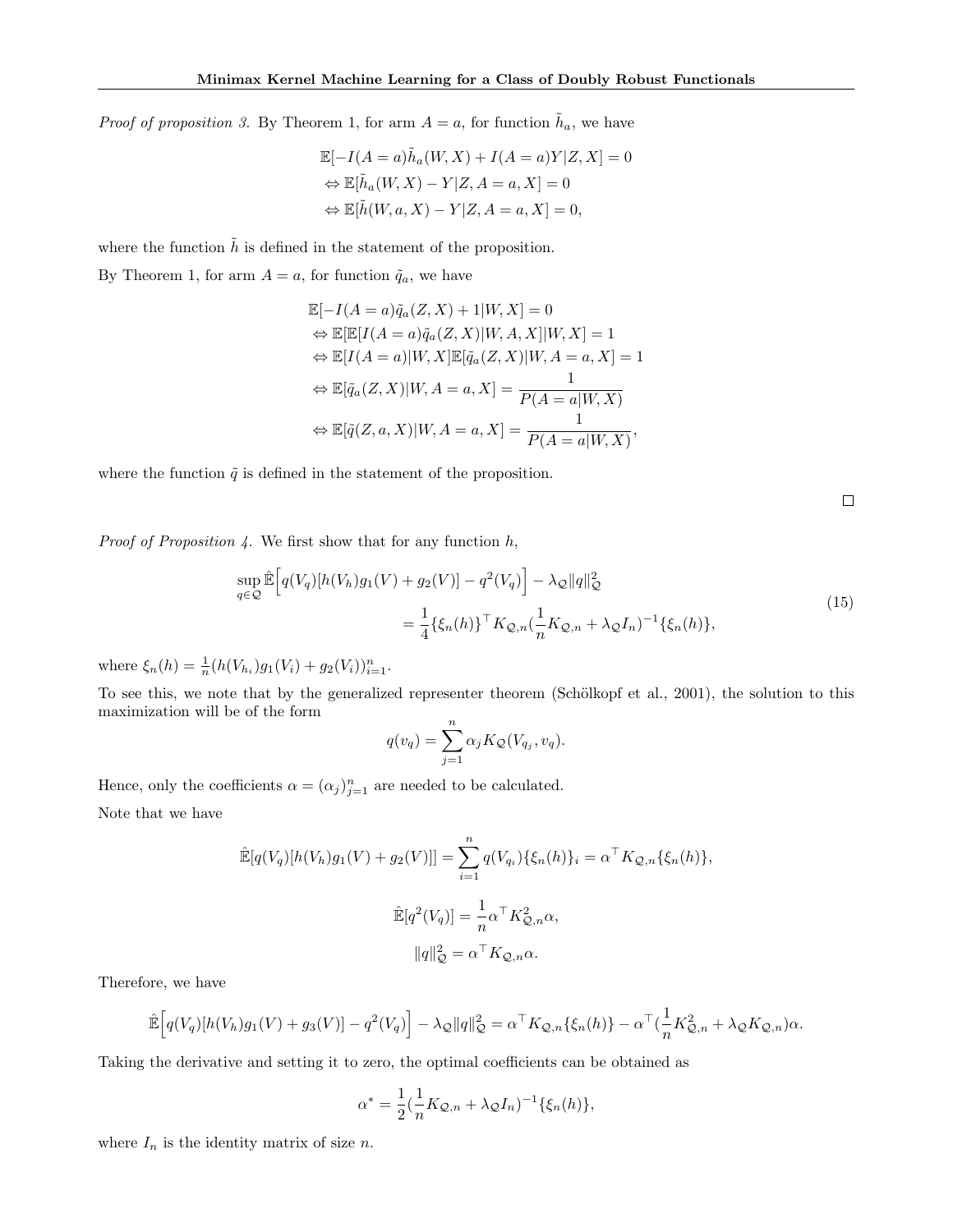*Proof of proposition 3.* By Theorem 1, for arm $A = a$, for function $\tilde{h}_a$, we have

$$
\begin{aligned}
&\mathbb{E}[-I(A=a)\tilde{h}_a(W,X) + I(A=a)Y|Z,X] = 0 \\
&\Leftrightarrow \mathbb{E}[\tilde{h}_a(W,X) - Y|Z, A=a, X] = 0 \\
&\Leftrightarrow \mathbb{E}[\tilde{h}(W,a,X) - Y|Z, A=a, X] = 0,
\end{aligned}
$$

where the function $\tilde{h}$ is defined in the statement of the proposition.

By Theorem 1, for arm $A = a$, for function $\tilde{q}_a$, we have

$$
\begin{aligned}
&\mathbb{E}[-I(A=a)\tilde{q}_a(Z,X) + 1|W,X] = 0 \\
&\Leftrightarrow \mathbb{E}[\mathbb{E}[I(A=a)\tilde{q}_a(Z,X)|W,A,X]|W,X] = 1 \\
&\Leftrightarrow \mathbb{E}[I(A=a)|W,X]\mathbb{E}[\tilde{q}_a(Z,X)|W,A=a,X] = 1 \\
&\Leftrightarrow \mathbb{E}[\tilde{q}_a(Z,X)|W,A=a,X] = \frac{1}{P(A=a|W,X)} \\
&\Leftrightarrow \mathbb{E}[\tilde{q}(Z,a,X)|W,A=a,X] = \frac{1}{P(A=a|W,X)},
\end{aligned}
$$

where the function $\tilde{q}$ is defined in the statement of the proposition.

$\square$

*Proof of Proposition 4.* We first show that for any function $h$,

$$
\begin{aligned}
\sup_{q\in\mathcal{Q}} \hat{\mathbb{E}}\Big[q(V_q)[h(V_h)g_1(V) + g_2(V)] - q^2(V_q)\Big] - \lambda_{\mathcal{Q}}\|q\|^2_{\mathcal{Q}} \\
= \frac{1}{4}\{\xi_n(h)\}^\top K_{\mathcal{Q},n}(\frac{1}{n}K_{\mathcal{Q},n} + \lambda_{\mathcal{Q}} I_n)^{-1}\{\xi_n(h)\},
\end{aligned}
\tag{15}
$$

where $\xi_n(h) = \frac{1}{n}(h(V_{h_i})g_1(V_i) + g_2(V_i))_{i=1}^n$.

To see this, we note that by the generalized representer theorem (Schölkopf et al., 2001), the solution to this maximization will be of the form

$$
q(v_q) = \sum_{j=1}^n \alpha_j K_{\mathcal{Q}}(V_{q_j}, v_q).
$$

Hence, only the coefficients $\alpha = (\alpha_j)_{j=1}^n$ are needed to be calculated.

Note that we have

$$
\hat{\mathbb{E}}[q(V_q)[h(V_h)g_1(V) + g_2(V)]] = \sum_{i=1}^n q(V_{q_i})\{\xi_n(h)\}_i = \alpha^\top K_{\mathcal{Q},n}\{\xi_n(h)\},
$$

$$
\hat{\mathbb{E}}[q^2(V_q)] = \frac{1}{n}\alpha^\top K^2_{\mathcal{Q},n}\alpha,
$$

$$
\|q\|^2_{\mathcal{Q}} = \alpha^\top K_{\mathcal{Q},n}\alpha.
$$

Therefore, we have

$$
\hat{\mathbb{E}}\Big[q(V_q)[h(V_h)g_1(V) + g_3(V)] - q^2(V_q)\Big] - \lambda_{\mathcal{Q}}\|q\|^2_{\mathcal{Q}} = \alpha^\top K_{\mathcal{Q},n}\{\xi_n(h)\} - \alpha^\top(\frac{1}{n}K^2_{\mathcal{Q},n} + \lambda_{\mathcal{Q}}K_{\mathcal{Q},n})\alpha.
$$

Taking the derivative and setting it to zero, the optimal coefficients can be obtained as

$$
\alpha^* = \frac{1}{2}(\frac{1}{n}K_{\mathcal{Q},n} + \lambda_{\mathcal{Q}} I_n)^{-1}\{\xi_n(h)\},
$$

where $I_n$ is the identity matrix of size $n$.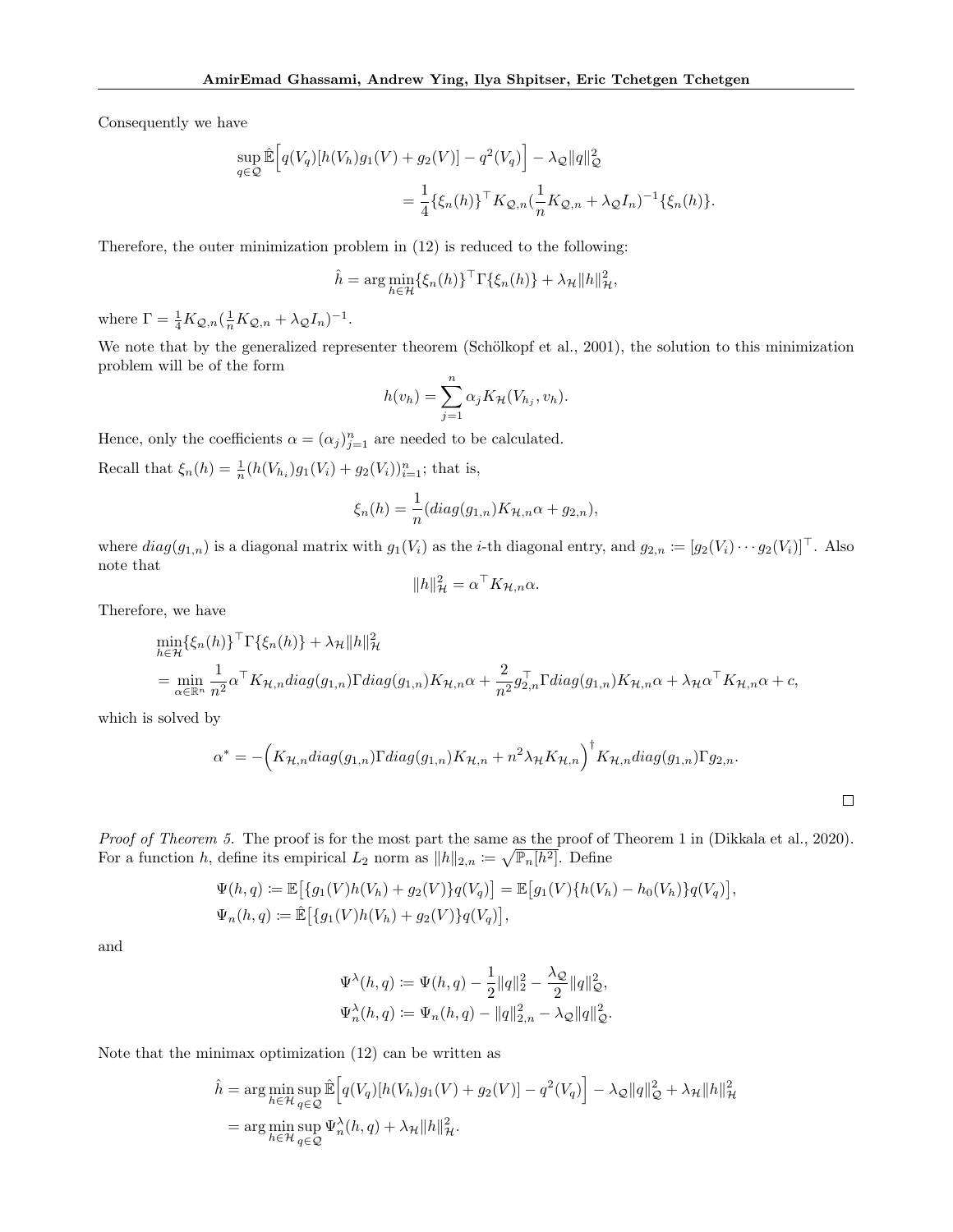Consequently we have

$$\sup_{q\in\mathcal{Q}} \hat{\mathbb{E}}\Big[q(V_q)[h(V_h)g_1(V)+g_2(V)] - q^2(V_q)\Big] - \lambda_{\mathcal{Q}}\|q\|^2_{\mathcal{Q}}$$
$$= \frac{1}{4}\{\xi_n(h)\}^\top K_{\mathcal{Q},n}(\frac{1}{n}K_{\mathcal{Q},n}+\lambda_{\mathcal{Q}}I_n)^{-1}\{\xi_n(h)\}.$$

Therefore, the outer minimization problem in (12) is reduced to the following:

$$\hat{h} = \arg\min_{h\in\mathcal{H}} \{\xi_n(h)\}^\top \Gamma\{\xi_n(h)\} + \lambda_{\mathcal{H}}\|h\|^2_{\mathcal{H}},$$

where $\Gamma = \frac{1}{4}K_{\mathcal{Q},n}(\frac{1}{n}K_{\mathcal{Q},n}+\lambda_{\mathcal{Q}}I_n)^{-1}$.

We note that by the generalized representer theorem (Schölkopf et al., 2001), the solution to this minimization problem will be of the form

$$h(v_h) = \sum_{j=1}^{n} \alpha_j K_{\mathcal{H}}(V_{h_j}, v_h).$$

Hence, only the coefficients $\alpha = (\alpha_j)_{j=1}^n$ are needed to be calculated.

Recall that $\xi_n(h) = \frac{1}{n}(h(V_{h_i})g_1(V_i)+g_2(V_i))_{i=1}^n$; that is,

$$\xi_n(h) = \frac{1}{n}(diag(g_{1,n})K_{\mathcal{H},n}\alpha + g_{2,n}),$$

where $diag(g_{1,n})$ is a diagonal matrix with $g_1(V_i)$ as the $i$-th diagonal entry, and $g_{2,n} \coloneqq [g_2(V_i)\cdots g_2(V_i)]^\top$. Also note that

$$\|h\|^2_{\mathcal{H}} = \alpha^\top K_{\mathcal{H},n}\alpha.$$

Therefore, we have

$$\min_{h\in\mathcal{H}} \{\xi_n(h)\}^\top \Gamma\{\xi_n(h)\} + \lambda_{\mathcal{H}}\|h\|^2_{\mathcal{H}}$$
$$= \min_{\alpha\in\mathbb{R}^n} \frac{1}{n^2}\alpha^\top K_{\mathcal{H},n}diag(g_{1,n})\Gamma diag(g_{1,n})K_{\mathcal{H},n}\alpha + \frac{2}{n^2}g_{2,n}^\top\Gamma diag(g_{1,n})K_{\mathcal{H},n}\alpha + \lambda_{\mathcal{H}}\alpha^\top K_{\mathcal{H},n}\alpha + c,$$

which is solved by

$$\alpha^* = -\Big(K_{\mathcal{H},n}diag(g_{1,n})\Gamma diag(g_{1,n})K_{\mathcal{H},n} + n^2\lambda_{\mathcal{H}}K_{\mathcal{H},n}\Big)^\dagger K_{\mathcal{H},n}diag(g_{1,n})\Gamma g_{2,n}.$$

□

*Proof of Theorem 5.* The proof is for the most part the same as the proof of Theorem 1 in (Dikkala et al., 2020). For a function $h$, define its empirical $L_2$ norm as $\|h\|_{2,n} \coloneqq \sqrt{\mathbb{P}_n[h^2]}$. Define

$$\Psi(h,q) \coloneqq \mathbb{E}\big[\{g_1(V)h(V_h)+g_2(V)\}q(V_q)\big] = \mathbb{E}\big[g_1(V)\{h(V_h)-h_0(V_h)\}q(V_q)\big],$$
$$\Psi_n(h,q) \coloneqq \hat{\mathbb{E}}\big[\{g_1(V)h(V_h)+g_2(V)\}q(V_q)\big],$$

and

$$\Psi^\lambda(h,q) \coloneqq \Psi(h,q) - \frac{1}{2}\|q\|_2^2 - \frac{\lambda_{\mathcal{Q}}}{2}\|q\|^2_{\mathcal{Q}},$$
$$\Psi^\lambda_n(h,q) \coloneqq \Psi_n(h,q) - \|q\|^2_{2,n} - \lambda_{\mathcal{Q}}\|q\|^2_{\mathcal{Q}}.$$

Note that the minimax optimization (12) can be written as

$$\hat{h} = \arg\min_{h\in\mathcal{H}}\sup_{q\in\mathcal{Q}} \hat{\mathbb{E}}\Big[q(V_q)[h(V_h)g_1(V)+g_2(V)] - q^2(V_q)\Big] - \lambda_{\mathcal{Q}}\|q\|^2_{\mathcal{Q}} + \lambda_{\mathcal{H}}\|h\|^2_{\mathcal{H}}$$
$$= \arg\min_{h\in\mathcal{H}}\sup_{q\in\mathcal{Q}} \Psi^\lambda_n(h,q) + \lambda_{\mathcal{H}}\|h\|^2_{\mathcal{H}}.$$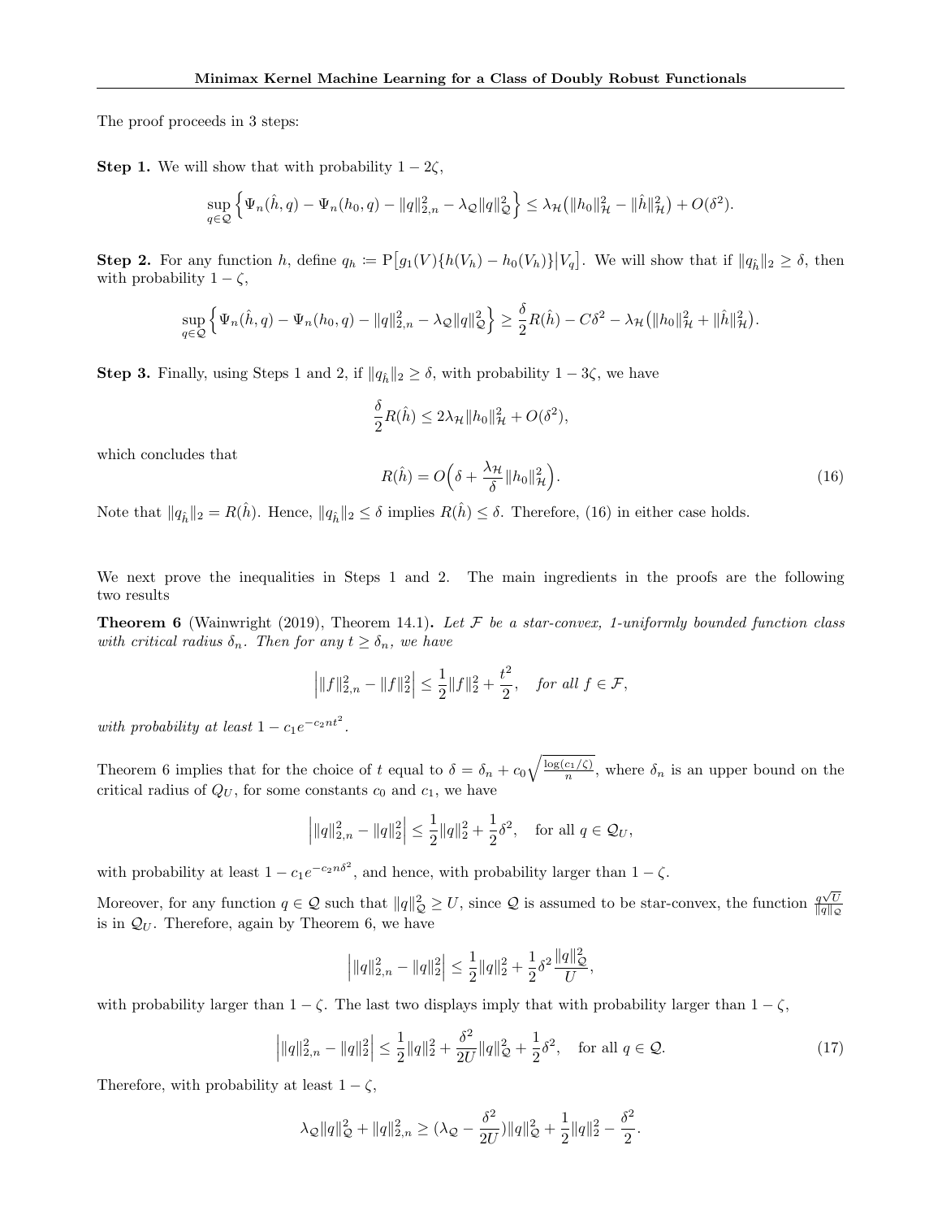The proof proceeds in 3 steps:

**Step 1.** We will show that with probability $1-2\zeta$,

$$\sup_{q\in\mathcal{Q}}\Big\{\Psi_n(\hat h,q)-\Psi_n(h_0,q)-\|q\|_{2,n}^2-\lambda_{\mathcal{Q}}\|q\|_{\mathcal{Q}}^2\Big\}\le\lambda_{\mathcal{H}}\big(\|h_0\|_{\mathcal{H}}^2-\|\hat h\|_{\mathcal{H}}^2\big)+O(\delta^2).$$

**Step 2.** For any function $h$, define $q_h\coloneqq \mathrm{P}\big[g_1(V)\{h(V_h)-h_0(V_h)\}\big|V_q\big]$. We will show that if $\|q_{\hat h}\|_2\ge\delta$, then with probability $1-\zeta$,

$$\sup_{q\in\mathcal{Q}}\Big\{\Psi_n(\hat h,q)-\Psi_n(h_0,q)-\|q\|_{2,n}^2-\lambda_{\mathcal{Q}}\|q\|_{\mathcal{Q}}^2\Big\}\ge\frac{\delta}{2}R(\hat h)-C\delta^2-\lambda_{\mathcal{H}}\big(\|h_0\|_{\mathcal{H}}^2+\|\hat h\|_{\mathcal{H}}^2\big).$$

**Step 3.** Finally, using Steps 1 and 2, if $\|q_{\hat h}\|_2\ge\delta$, with probability $1-3\zeta$, we have

$$\frac{\delta}{2}R(\hat h)\le 2\lambda_{\mathcal{H}}\|h_0\|_{\mathcal{H}}^2+O(\delta^2),$$

which concludes that

$$R(\hat h)=O\Big(\delta+\frac{\lambda_{\mathcal{H}}}{\delta}\|h_0\|_{\mathcal{H}}^2\Big).\tag{16}$$

Note that $\|q_{\hat h}\|_2=R(\hat h)$. Hence, $\|q_{\hat h}\|_2\le\delta$ implies $R(\hat h)\le\delta$. Therefore, (16) in either case holds.

We next prove the inequalities in Steps 1 and 2. The main ingredients in the proofs are the following two results

**Theorem 6** (Wainwright (2019), Theorem 14.1)**.** *Let $\mathcal{F}$ be a star-convex, 1-uniformly bounded function class with critical radius $\delta_n$. Then for any $t\ge\delta_n$, we have*

$$\Big|\|f\|_{2,n}^2-\|f\|_2^2\Big|\le\frac{1}{2}\|f\|_2^2+\frac{t^2}{2},\quad \textit{for all } f\in\mathcal{F},$$

*with probability at least $1-c_1e^{-c_2nt^2}$.*

Theorem 6 implies that for the choice of $t$ equal to $\delta=\delta_n+c_0\sqrt{\frac{\log(c_1/\zeta)}{n}}$, where $\delta_n$ is an upper bound on the critical radius of $Q_U$, for some constants $c_0$ and $c_1$, we have

$$\Big|\|q\|_{2,n}^2-\|q\|_2^2\Big|\le\frac{1}{2}\|q\|_2^2+\frac{1}{2}\delta^2,\quad\text{for all } q\in\mathcal{Q}_U,$$

with probability at least $1-c_1e^{-c_2n\delta^2}$, and hence, with probability larger than $1-\zeta$.

Moreover, for any function $q\in\mathcal{Q}$ such that $\|q\|_{\mathcal{Q}}^2\ge U$, since $\mathcal{Q}$ is assumed to be star-convex, the function $\frac{q\sqrt{U}}{\|q\|_{\mathcal{Q}}}$ is in $\mathcal{Q}_U$. Therefore, again by Theorem 6, we have

$$\Big|\|q\|_{2,n}^2-\|q\|_2^2\Big|\le\frac{1}{2}\|q\|_2^2+\frac{1}{2}\delta^2\frac{\|q\|_{\mathcal{Q}}^2}{U},$$

with probability larger than $1-\zeta$. The last two displays imply that with probability larger than $1-\zeta$,

$$\Big|\|q\|_{2,n}^2-\|q\|_2^2\Big|\le\frac{1}{2}\|q\|_2^2+\frac{\delta^2}{2U}\|q\|_{\mathcal{Q}}^2+\frac{1}{2}\delta^2,\quad\text{for all } q\in\mathcal{Q}.\tag{17}$$

Therefore, with probability at least $1-\zeta$,

$$\lambda_{\mathcal{Q}}\|q\|_{\mathcal{Q}}^2+\|q\|_{2,n}^2\ge(\lambda_{\mathcal{Q}}-\frac{\delta^2}{2U})\|q\|_{\mathcal{Q}}^2+\frac{1}{2}\|q\|_2^2-\frac{\delta^2}{2}.$$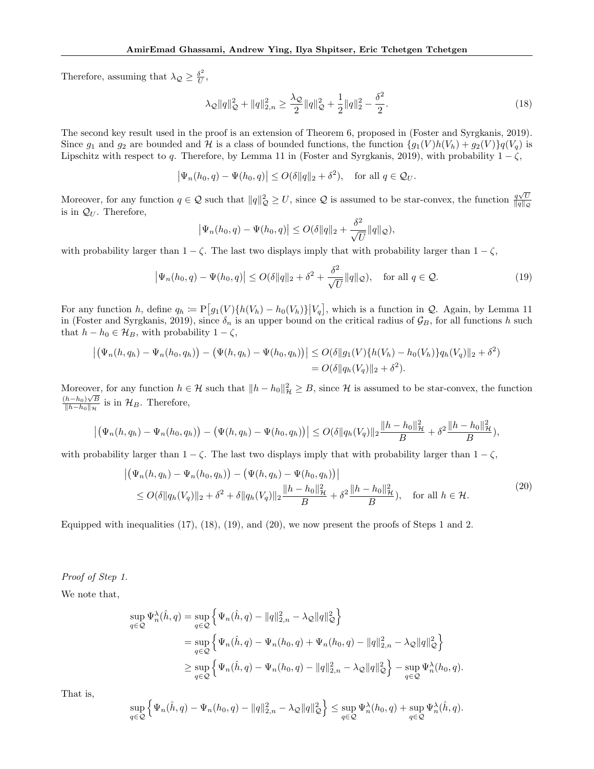Therefore, assuming that $\lambda_{\mathcal{Q}} \geq \frac{\delta^2}{U}$,

$$\lambda_{\mathcal{Q}}\|q\|_{\mathcal{Q}}^2 + \|q\|_{2,n}^2 \geq \frac{\lambda_{\mathcal{Q}}}{2}\|q\|_{\mathcal{Q}}^2 + \frac{1}{2}\|q\|_2^2 - \frac{\delta^2}{2}. \tag{18}$$

The second key result used in the proof is an extension of Theorem 6, proposed in (Foster and Syrgkanis, 2019). Since $g_1$ and $g_2$ are bounded and $\mathcal{H}$ is a class of bounded functions, the function $\{g_1(V)h(V_h) + g_2(V)\}q(V_q)$ is Lipschitz with respect to $q$. Therefore, by Lemma 11 in (Foster and Syrgkanis, 2019), with probability $1-\zeta$,

$$\big|\Psi_n(h_0, q) - \Psi(h_0, q)\big| \leq O(\delta\|q\|_2 + \delta^2), \quad \text{for all } q \in \mathcal{Q}_U.$$

Moreover, for any function $q \in \mathcal{Q}$ such that $\|q\|_{\mathcal{Q}}^2 \geq U$, since $\mathcal{Q}$ is assumed to be star-convex, the function $\frac{q\sqrt{U}}{\|q\|_{\mathcal{Q}}}$ is in $\mathcal{Q}_U$. Therefore,

$$\big|\Psi_n(h_0, q) - \Psi(h_0, q)\big| \leq O(\delta\|q\|_2 + \frac{\delta^2}{\sqrt{U}}\|q\|_{\mathcal{Q}}),$$

with probability larger than $1-\zeta$. The last two displays imply that with probability larger than $1-\zeta$,

$$\big|\Psi_n(h_0, q) - \Psi(h_0, q)\big| \leq O(\delta\|q\|_2 + \delta^2 + \frac{\delta^2}{\sqrt{U}}\|q\|_{\mathcal{Q}}), \quad \text{for all } q \in \mathcal{Q}. \tag{19}$$

For any function $h$, define $q_h \coloneqq \mathrm{P}\big[g_1(V)\{h(V_h) - h_0(V_h)\}\big|V_q\big]$, which is a function in $\mathcal{Q}$. Again, by Lemma 11 in (Foster and Syrgkanis, 2019), since $\delta_n$ is an upper bound on the critical radius of $\mathcal{G}_B$, for all functions $h$ such that $h - h_0 \in \mathcal{H}_B$, with probability $1-\zeta$,

$$\begin{aligned}\big|\big(\Psi_n(h, q_h) - \Psi_n(h_0, q_h)\big) - \big(\Psi(h, q_h) - \Psi(h_0, q_h)\big)\big| &\leq O(\delta\|g_1(V)\{h(V_h) - h_0(V_h)\}q_h(V_q)\|_2 + \delta^2)\\ &= O(\delta\|q_h(V_q)\|_2 + \delta^2).\end{aligned}$$

Moreover, for any function $h \in \mathcal{H}$ such that $\|h - h_0\|_{\mathcal{H}}^2 \geq B$, since $\mathcal{H}$ is assumed to be star-convex, the function $\frac{(h-h_0)\sqrt{B}}{\|h-h_0\|_{\mathcal{H}}}$ is in $\mathcal{H}_B$. Therefore,

$$\big|\big(\Psi_n(h, q_h) - \Psi_n(h_0, q_h)\big) - \big(\Psi(h, q_h) - \Psi(h_0, q_h)\big)\big| \leq O(\delta\|q_h(V_q)\|_2\frac{\|h - h_0\|_{\mathcal{H}}^2}{B} + \delta^2\frac{\|h - h_0\|_{\mathcal{H}}^2}{B}),$$

with probability larger than $1-\zeta$. The last two displays imply that with probability larger than $1-\zeta$,

$$\begin{aligned}&\big|\big(\Psi_n(h, q_h) - \Psi_n(h_0, q_h)\big) - \big(\Psi(h, q_h) - \Psi(h_0, q_h)\big)\big|\\ &\quad\leq O(\delta\|q_h(V_q)\|_2 + \delta^2 + \delta\|q_h(V_q)\|_2\frac{\|h - h_0\|_{\mathcal{H}}^2}{B} + \delta^2\frac{\|h - h_0\|_{\mathcal{H}}^2}{B}), \quad \text{for all } h \in \mathcal{H}.\end{aligned} \tag{20}$$

Equipped with inequalities (17), (18), (19), and (20), we now present the proofs of Steps 1 and 2.

*Proof of Step 1.*

We note that,

$$\begin{aligned}\sup_{q\in\mathcal{Q}} \Psi_n^\lambda(\hat{h}, q) &= \sup_{q\in\mathcal{Q}} \Big\{\Psi_n(\hat{h}, q) - \|q\|_{2,n}^2 - \lambda_{\mathcal{Q}}\|q\|_{\mathcal{Q}}^2\Big\}\\ &= \sup_{q\in\mathcal{Q}} \Big\{\Psi_n(\hat{h}, q) - \Psi_n(h_0, q) + \Psi_n(h_0, q) - \|q\|_{2,n}^2 - \lambda_{\mathcal{Q}}\|q\|_{\mathcal{Q}}^2\Big\}\\ &\geq \sup_{q\in\mathcal{Q}} \Big\{\Psi_n(\hat{h}, q) - \Psi_n(h_0, q) - \|q\|_{2,n}^2 - \lambda_{\mathcal{Q}}\|q\|_{\mathcal{Q}}^2\Big\} - \sup_{q\in\mathcal{Q}} \Psi_n^\lambda(h_0, q).\end{aligned}$$

That is,

$$\sup_{q\in\mathcal{Q}} \Big\{\Psi_n(\hat{h}, q) - \Psi_n(h_0, q) - \|q\|_{2,n}^2 - \lambda_{\mathcal{Q}}\|q\|_{\mathcal{Q}}^2\Big\} \leq \sup_{q\in\mathcal{Q}} \Psi_n^\lambda(h_0, q) + \sup_{q\in\mathcal{Q}} \Psi_n^\lambda(\hat{h}, q).$$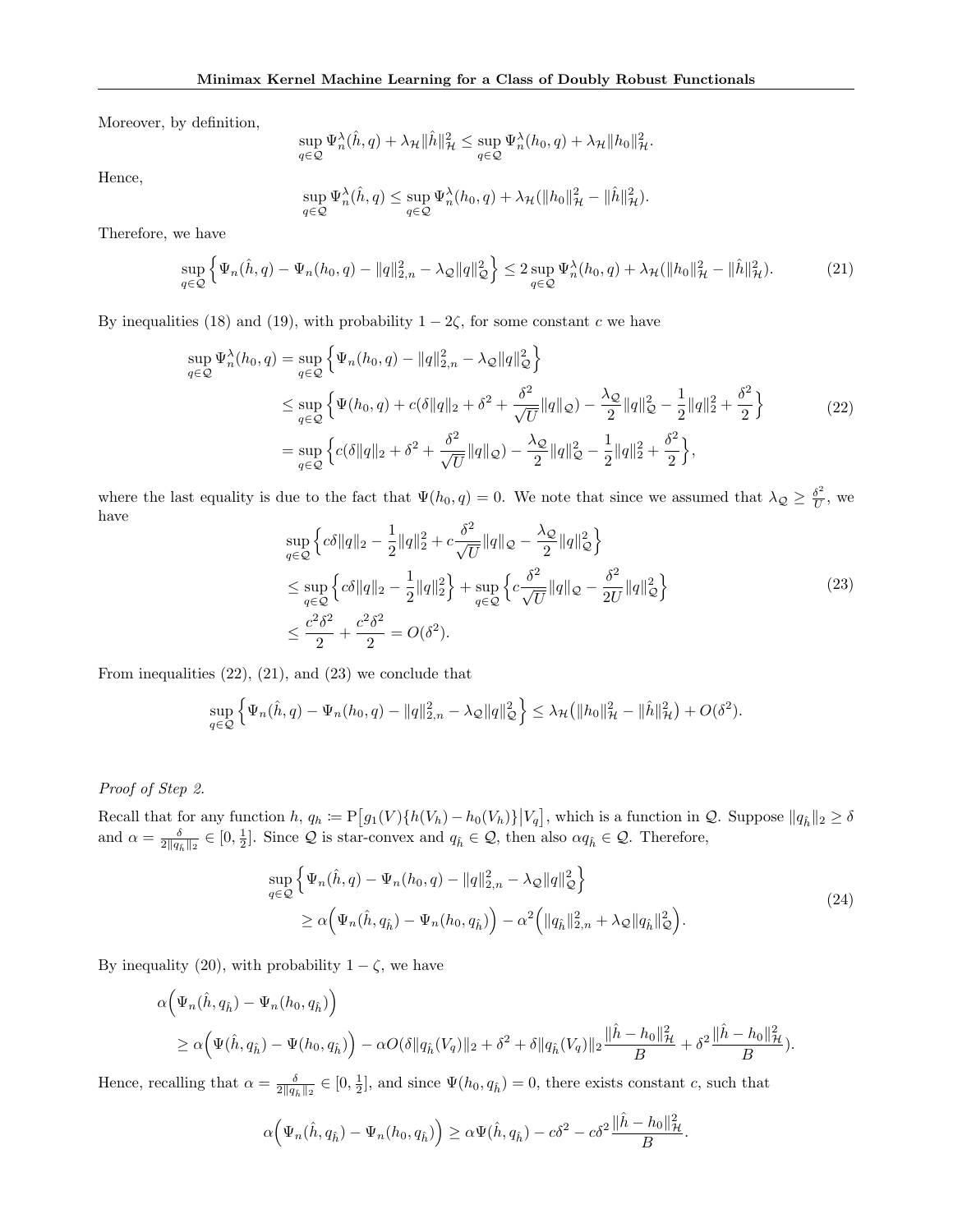Moreover, by definition,

$$\sup_{q\in\mathcal{Q}} \Psi_n^\lambda(\hat{h}, q) + \lambda_\mathcal{H}\|\hat{h}\|_\mathcal{H}^2 \leq \sup_{q\in\mathcal{Q}} \Psi_n^\lambda(h_0, q) + \lambda_\mathcal{H}\|h_0\|_\mathcal{H}^2.$$

Hence,

$$\sup_{q\in\mathcal{Q}} \Psi_n^\lambda(\hat{h}, q) \leq \sup_{q\in\mathcal{Q}} \Psi_n^\lambda(h_0, q) + \lambda_\mathcal{H}(\|h_0\|_\mathcal{H}^2 - \|\hat{h}\|_\mathcal{H}^2).$$

Therefore, we have

$$\sup_{q\in\mathcal{Q}} \Big\{ \Psi_n(\hat{h}, q) - \Psi_n(h_0, q) - \|q\|_{2,n}^2 - \lambda_\mathcal{Q}\|q\|_\mathcal{Q}^2 \Big\} \leq 2 \sup_{q\in\mathcal{Q}} \Psi_n^\lambda(h_0, q) + \lambda_\mathcal{H}(\|h_0\|_\mathcal{H}^2 - \|\hat{h}\|_\mathcal{H}^2). \tag{21}$$

By inequalities (18) and (19), with probability $1 - 2\zeta$, for some constant $c$ we have

$$\begin{aligned}
\sup_{q\in\mathcal{Q}} \Psi_n^\lambda(h_0, q) &= \sup_{q\in\mathcal{Q}} \Big\{ \Psi_n(h_0, q) - \|q\|_{2,n}^2 - \lambda_\mathcal{Q}\|q\|_\mathcal{Q}^2 \Big\} \\
&\leq \sup_{q\in\mathcal{Q}} \Big\{ \Psi(h_0, q) + c(\delta\|q\|_2 + \delta^2 + \frac{\delta^2}{\sqrt{U}}\|q\|_\mathcal{Q}) - \frac{\lambda_\mathcal{Q}}{2}\|q\|_\mathcal{Q}^2 - \frac{1}{2}\|q\|_2^2 + \frac{\delta^2}{2} \Big\} \\
&= \sup_{q\in\mathcal{Q}} \Big\{ c(\delta\|q\|_2 + \delta^2 + \frac{\delta^2}{\sqrt{U}}\|q\|_\mathcal{Q}) - \frac{\lambda_\mathcal{Q}}{2}\|q\|_\mathcal{Q}^2 - \frac{1}{2}\|q\|_2^2 + \frac{\delta^2}{2} \Big\},
\end{aligned} \tag{22}$$

where the last equality is due to the fact that $\Psi(h_0, q) = 0$. We note that since we assumed that $\lambda_\mathcal{Q} \geq \frac{\delta^2}{U}$, we have

$$\begin{aligned}
&\sup_{q\in\mathcal{Q}} \Big\{ c\delta\|q\|_2 - \frac{1}{2}\|q\|_2^2 + c\frac{\delta^2}{\sqrt{U}}\|q\|_\mathcal{Q} - \frac{\lambda_\mathcal{Q}}{2}\|q\|_\mathcal{Q}^2 \Big\} \\
&\leq \sup_{q\in\mathcal{Q}} \Big\{ c\delta\|q\|_2 - \frac{1}{2}\|q\|_2^2 \Big\} + \sup_{q\in\mathcal{Q}} \Big\{ c\frac{\delta^2}{\sqrt{U}}\|q\|_\mathcal{Q} - \frac{\delta^2}{2U}\|q\|_\mathcal{Q}^2 \Big\} \\
&\leq \frac{c^2\delta^2}{2} + \frac{c^2\delta^2}{2} = O(\delta^2).
\end{aligned} \tag{23}$$

From inequalities (22), (21), and (23) we conclude that

$$\sup_{q\in\mathcal{Q}} \Big\{ \Psi_n(\hat{h}, q) - \Psi_n(h_0, q) - \|q\|_{2,n}^2 - \lambda_\mathcal{Q}\|q\|_\mathcal{Q}^2 \Big\} \leq \lambda_\mathcal{H}\big(\|h_0\|_\mathcal{H}^2 - \|\hat{h}\|_\mathcal{H}^2\big) + O(\delta^2).$$

*Proof of Step 2.*

Recall that for any function $h$, $q_h := \mathrm{P}\big[g_1(V)\{h(V_h) - h_0(V_h)\}\big|V_q\big]$, which is a function in $\mathcal{Q}$. Suppose $\|q_{\hat{h}}\|_2 \geq \delta$ and $\alpha = \frac{\delta}{2\|q_{\hat{h}}\|_2} \in [0, \frac{1}{2}]$. Since $\mathcal{Q}$ is star-convex and $q_{\hat{h}} \in \mathcal{Q}$, then also $\alpha q_{\hat{h}} \in \mathcal{Q}$. Therefore,

$$\begin{aligned}
&\sup_{q\in\mathcal{Q}} \Big\{ \Psi_n(\hat{h}, q) - \Psi_n(h_0, q) - \|q\|_{2,n}^2 - \lambda_\mathcal{Q}\|q\|_\mathcal{Q}^2 \Big\} \\
&\qquad \geq \alpha\Big(\Psi_n(\hat{h}, q_{\hat{h}}) - \Psi_n(h_0, q_{\hat{h}})\Big) - \alpha^2\Big(\|q_{\hat{h}}\|_{2,n}^2 + \lambda_\mathcal{Q}\|q_{\hat{h}}\|_\mathcal{Q}^2\Big).
\end{aligned} \tag{24}$$

By inequality (20), with probability $1 - \zeta$, we have

$$\begin{aligned}
&\alpha\Big(\Psi_n(\hat{h}, q_{\hat{h}}) - \Psi_n(h_0, q_{\hat{h}})\Big) \\
&\geq \alpha\Big(\Psi(\hat{h}, q_{\hat{h}}) - \Psi(h_0, q_{\hat{h}})\Big) - \alpha O(\delta\|q_{\hat{h}}(V_q)\|_2 + \delta^2 + \delta\|q_{\hat{h}}(V_q)\|_2\frac{\|\hat{h} - h_0\|_\mathcal{H}^2}{B} + \delta^2\frac{\|\hat{h} - h_0\|_\mathcal{H}^2}{B}).
\end{aligned}$$

Hence, recalling that $\alpha = \frac{\delta}{2\|q_{\hat{h}}\|_2} \in [0, \frac{1}{2}]$, and since $\Psi(h_0, q_{\hat{h}}) = 0$, there exists constant $c$, such that

$$\alpha\Big(\Psi_n(\hat{h}, q_{\hat{h}}) - \Psi_n(h_0, q_{\hat{h}})\Big) \geq \alpha\Psi(\hat{h}, q_{\hat{h}}) - c\delta^2 - c\delta^2\frac{\|\hat{h} - h_0\|_\mathcal{H}^2}{B}.$$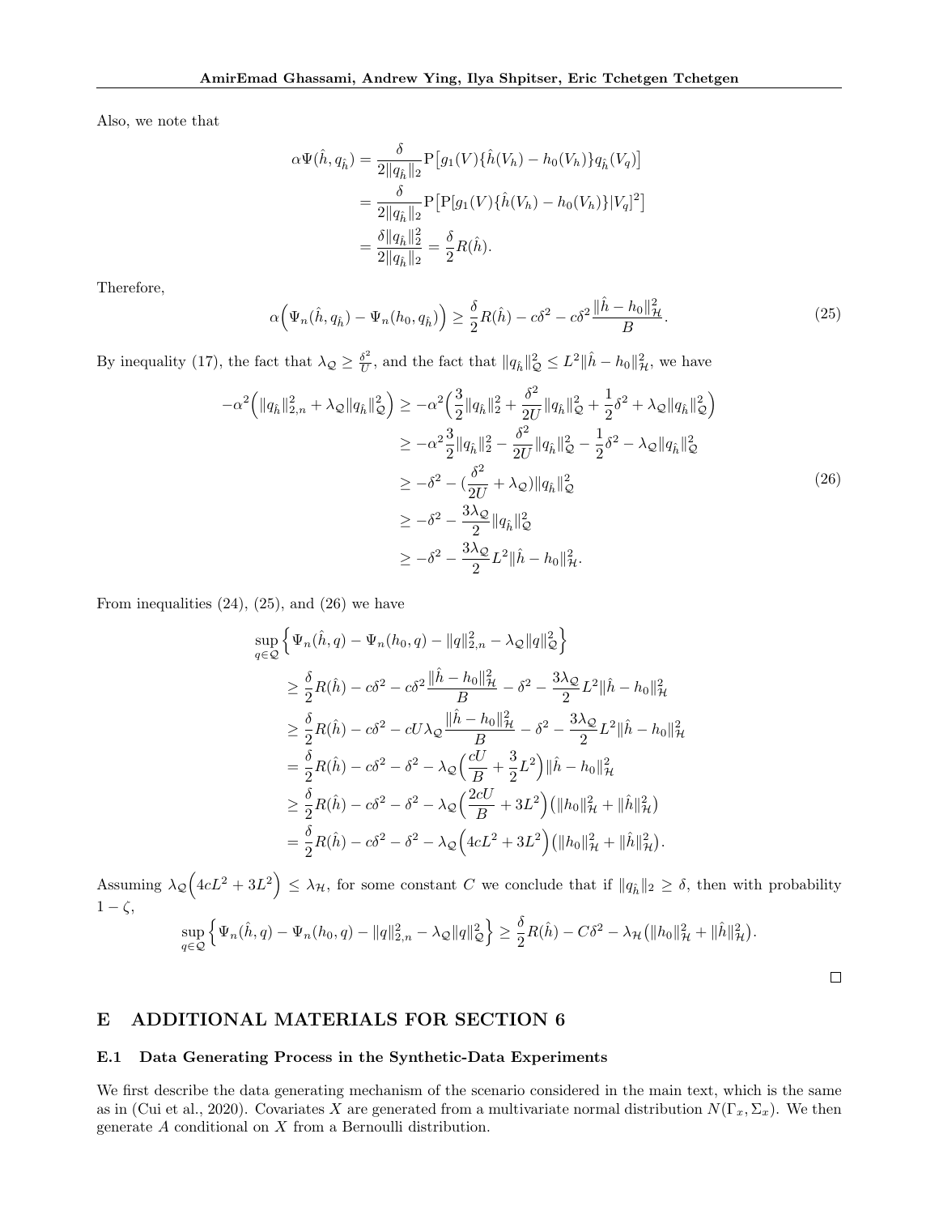Also, we note that

$$
\begin{aligned}
\alpha\Psi(\hat{h}, q_{\hat{h}}) &= \frac{\delta}{2\|q_{\hat{h}}\|_2} \mathrm{P}\big[g_1(V)\{\hat{h}(V_h) - h_0(V_h)\} q_{\hat{h}}(V_q)\big] \\
&= \frac{\delta}{2\|q_{\hat{h}}\|_2} \mathrm{P}\big[\mathrm{P}[g_1(V)\{\hat{h}(V_h) - h_0(V_h)\}|V_q]^2\big] \\
&= \frac{\delta \|q_{\hat{h}}\|_2^2}{2\|q_{\hat{h}}\|_2} = \frac{\delta}{2} R(\hat{h}).
\end{aligned}
$$

Therefore,

$$
\alpha\Big(\Psi_n(\hat{h}, q_{\hat{h}}) - \Psi_n(h_0, q_{\hat{h}})\Big) \geq \frac{\delta}{2} R(\hat{h}) - c\delta^2 - c\delta^2 \frac{\|\hat{h} - h_0\|_{\mathcal{H}}^2}{B}. \tag{25}
$$

By inequality (17), the fact that $\lambda_{\mathcal{Q}} \geq \frac{\delta^2}{U}$, and the fact that $\|q_{\hat{h}}\|_{\mathcal{Q}}^2 \leq L^2 \|\hat{h} - h_0\|_{\mathcal{H}}^2$, we have

$$
\begin{aligned}
-\alpha^2\Big(\|q_{\hat{h}}\|_{2,n}^2 + \lambda_{\mathcal{Q}} \|q_{\hat{h}}\|_{\mathcal{Q}}^2\Big) &\geq -\alpha^2\Big(\frac{3}{2}\|q_{\hat{h}}\|_2^2 + \frac{\delta^2}{2U}\|q_{\hat{h}}\|_{\mathcal{Q}}^2 + \frac{1}{2}\delta^2 + \lambda_{\mathcal{Q}}\|q_{\hat{h}}\|_{\mathcal{Q}}^2\Big) \\
&\geq -\alpha^2 \frac{3}{2}\|q_{\hat{h}}\|_2^2 - \frac{\delta^2}{2U}\|q_{\hat{h}}\|_{\mathcal{Q}}^2 - \frac{1}{2}\delta^2 - \lambda_{\mathcal{Q}}\|q_{\hat{h}}\|_{\mathcal{Q}}^2 \\
&\geq -\delta^2 - (\frac{\delta^2}{2U} + \lambda_{\mathcal{Q}})\|q_{\hat{h}}\|_{\mathcal{Q}}^2 \\
&\geq -\delta^2 - \frac{3\lambda_{\mathcal{Q}}}{2}\|q_{\hat{h}}\|_{\mathcal{Q}}^2 \\
&\geq -\delta^2 - \frac{3\lambda_{\mathcal{Q}}}{2} L^2 \|\hat{h} - h_0\|_{\mathcal{H}}^2.
\end{aligned} \tag{26}
$$

From inequalities (24), (25), and (26) we have

$$
\begin{aligned}
&\sup_{q \in \mathcal{Q}} \Big\{ \Psi_n(\hat{h}, q) - \Psi_n(h_0, q) - \|q\|_{2,n}^2 - \lambda_{\mathcal{Q}}\|q\|_{\mathcal{Q}}^2 \Big\} \\
&\geq \frac{\delta}{2} R(\hat{h}) - c\delta^2 - c\delta^2 \frac{\|\hat{h} - h_0\|_{\mathcal{H}}^2}{B} - \delta^2 - \frac{3\lambda_{\mathcal{Q}}}{2} L^2 \|\hat{h} - h_0\|_{\mathcal{H}}^2 \\
&\geq \frac{\delta}{2} R(\hat{h}) - c\delta^2 - cU\lambda_{\mathcal{Q}} \frac{\|\hat{h} - h_0\|_{\mathcal{H}}^2}{B} - \delta^2 - \frac{3\lambda_{\mathcal{Q}}}{2} L^2 \|\hat{h} - h_0\|_{\mathcal{H}}^2 \\
&= \frac{\delta}{2} R(\hat{h}) - c\delta^2 - \delta^2 - \lambda_{\mathcal{Q}}\Big(\frac{cU}{B} + \frac{3}{2}L^2\Big)\|\hat{h} - h_0\|_{\mathcal{H}}^2 \\
&\geq \frac{\delta}{2} R(\hat{h}) - c\delta^2 - \delta^2 - \lambda_{\mathcal{Q}}\Big(\frac{2cU}{B} + 3L^2\Big)\big(\|h_0\|_{\mathcal{H}}^2 + \|\hat{h}\|_{\mathcal{H}}^2\big) \\
&= \frac{\delta}{2} R(\hat{h}) - c\delta^2 - \delta^2 - \lambda_{\mathcal{Q}}\Big(4cL^2 + 3L^2\Big)\big(\|h_0\|_{\mathcal{H}}^2 + \|\hat{h}\|_{\mathcal{H}}^2\big).
\end{aligned}
$$

Assuming $\lambda_{\mathcal{Q}}\Big(4cL^2 + 3L^2\Big) \leq \lambda_{\mathcal{H}}$, for some constant $C$ we conclude that if $\|q_{\hat{h}}\|_2 \geq \delta$, then with probability $1 - \zeta$,

$$
\sup_{q \in \mathcal{Q}} \Big\{ \Psi_n(\hat{h}, q) - \Psi_n(h_0, q) - \|q\|_{2,n}^2 - \lambda_{\mathcal{Q}}\|q\|_{\mathcal{Q}}^2 \Big\} \geq \frac{\delta}{2} R(\hat{h}) - C\delta^2 - \lambda_{\mathcal{H}}\big(\|h_0\|_{\mathcal{H}}^2 + \|\hat{h}\|_{\mathcal{H}}^2\big).
$$

□

# E ADDITIONAL MATERIALS FOR SECTION 6

## E.1 Data Generating Process in the Synthetic-Data Experiments

We first describe the data generating mechanism of the scenario considered in the main text, which is the same as in (Cui et al., 2020). Covariates $X$ are generated from a multivariate normal distribution $N(\Gamma_x, \Sigma_x)$. We then generate $A$ conditional on $X$ from a Bernoulli distribution.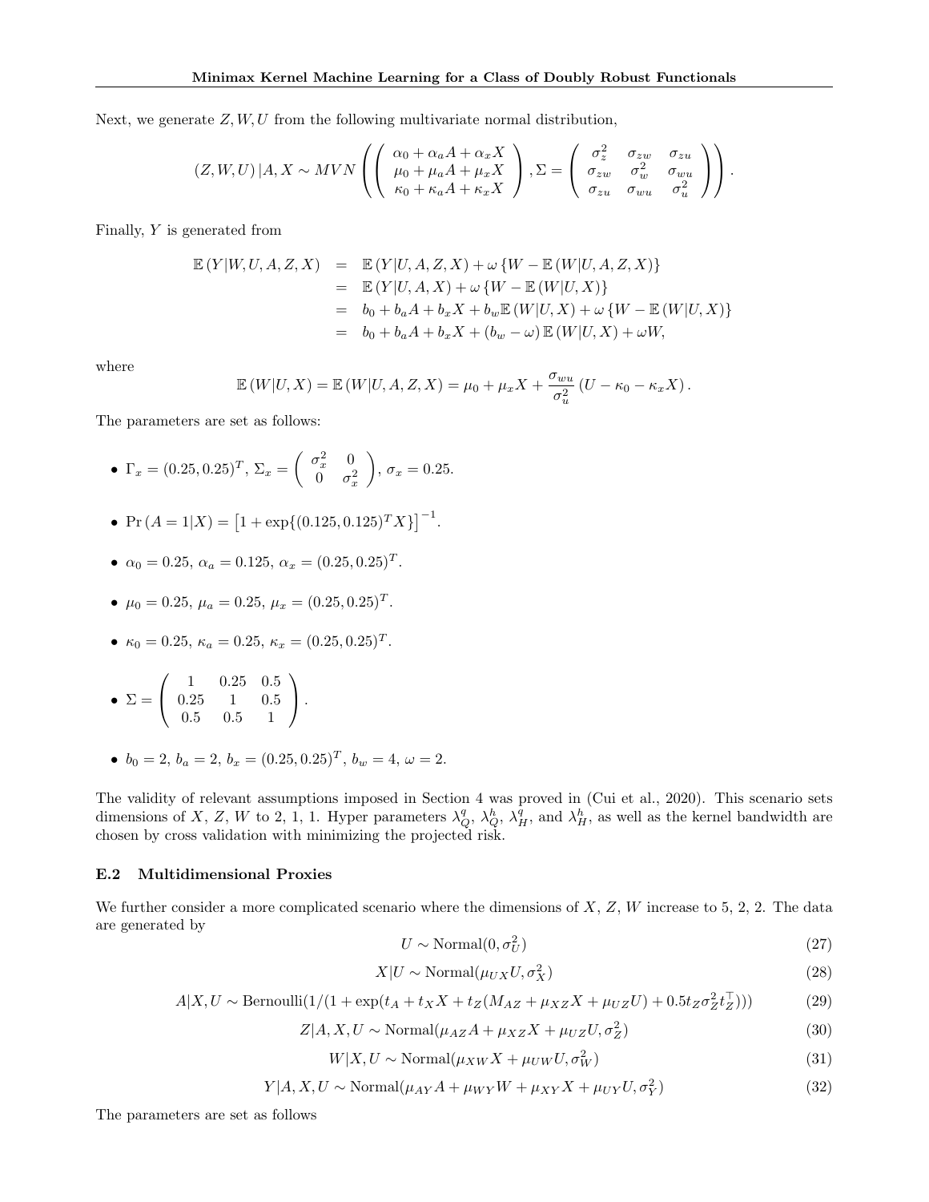Next, we generate $Z, W, U$ from the following multivariate normal distribution,

$$(Z, W, U) | A, X \sim MVN\left(\left(\begin{array}{c} \alpha_0 + \alpha_a A + \alpha_x X \\ \mu_0 + \mu_a A + \mu_x X \\ \kappa_0 + \kappa_a A + \kappa_x X \end{array}\right), \Sigma = \left(\begin{array}{ccc} \sigma_z^2 & \sigma_{zw} & \sigma_{zu} \\ \sigma_{zw} & \sigma_w^2 & \sigma_{wu} \\ \sigma_{zu} & \sigma_{wu} & \sigma_u^2 \end{array}\right)\right).$$

Finally, $Y$ is generated from

$$\begin{aligned}
\mathbb{E}(Y|W,U,A,Z,X) &= \mathbb{E}(Y|U,A,Z,X) + \omega\{W - \mathbb{E}(W|U,A,Z,X)\} \\
&= \mathbb{E}(Y|U,A,X) + \omega\{W - \mathbb{E}(W|U,X)\} \\
&= b_0 + b_a A + b_x X + b_w \mathbb{E}(W|U,X) + \omega\{W - \mathbb{E}(W|U,X)\} \\
&= b_0 + b_a A + b_x X + (b_w - \omega)\mathbb{E}(W|U,X) + \omega W,
\end{aligned}$$

where

$$\mathbb{E}(W|U,X) = \mathbb{E}(W|U,A,Z,X) = \mu_0 + \mu_x X + \frac{\sigma_{wu}}{\sigma_u^2}(U - \kappa_0 - \kappa_x X).$$

The parameters are set as follows:

- $\Gamma_x = (0.25, 0.25)^T$, $\Sigma_x = \left(\begin{array}{cc} \sigma_x^2 & 0 \\ 0 & \sigma_x^2 \end{array}\right)$, $\sigma_x = 0.25$.
- $\Pr(A = 1|X) = \left[1 + \exp\{(0.125, 0.125)^T X\}\right]^{-1}$.
- $\alpha_0 = 0.25$, $\alpha_a = 0.125$, $\alpha_x = (0.25, 0.25)^T$.
- $\mu_0 = 0.25$, $\mu_a = 0.25$, $\mu_x = (0.25, 0.25)^T$.
- $\kappa_0 = 0.25$, $\kappa_a = 0.25$, $\kappa_x = (0.25, 0.25)^T$.
- $\Sigma = \left(\begin{array}{ccc} 1 & 0.25 & 0.5 \\ 0.25 & 1 & 0.5 \\ 0.5 & 0.5 & 1 \end{array}\right)$.
- $b_0 = 2$, $b_a = 2$, $b_x = (0.25, 0.25)^T$, $b_w = 4$, $\omega = 2$.

The validity of relevant assumptions imposed in Section 4 was proved in (Cui et al., 2020). This scenario sets dimensions of $X$, $Z$, $W$ to 2, 1, 1. Hyper parameters $\lambda_Q^q$, $\lambda_Q^h$, $\lambda_H^q$, and $\lambda_H^h$, as well as the kernel bandwidth are chosen by cross validation with minimizing the projected risk.

### E.2 Multidimensional Proxies

We further consider a more complicated scenario where the dimensions of $X$, $Z$, $W$ increase to 5, 2, 2. The data are generated by

$$U \sim \text{Normal}(0, \sigma_U^2) \tag{27}$$

$$X|U \sim \text{Normal}(\mu_{UX} U, \sigma_X^2) \tag{28}$$

$$A|X,U \sim \text{Bernoulli}(1/(1 + \exp(t_A + t_X X + t_Z(M_{AZ} + \mu_{XZ} X + \mu_{UZ} U) + 0.5 t_Z \sigma_Z^2 t_Z^\top))) \tag{29}$$

$$Z|A,X,U \sim \text{Normal}(\mu_{AZ} A + \mu_{XZ} X + \mu_{UZ} U, \sigma_Z^2) \tag{30}$$

$$W|X,U \sim \text{Normal}(\mu_{XW} X + \mu_{UW} U, \sigma_W^2) \tag{31}$$

$$Y|A,X,U \sim \text{Normal}(\mu_{AY} A + \mu_{WY} W + \mu_{XY} X + \mu_{UY} U, \sigma_Y^2) \tag{32}$$

The parameters are set as follows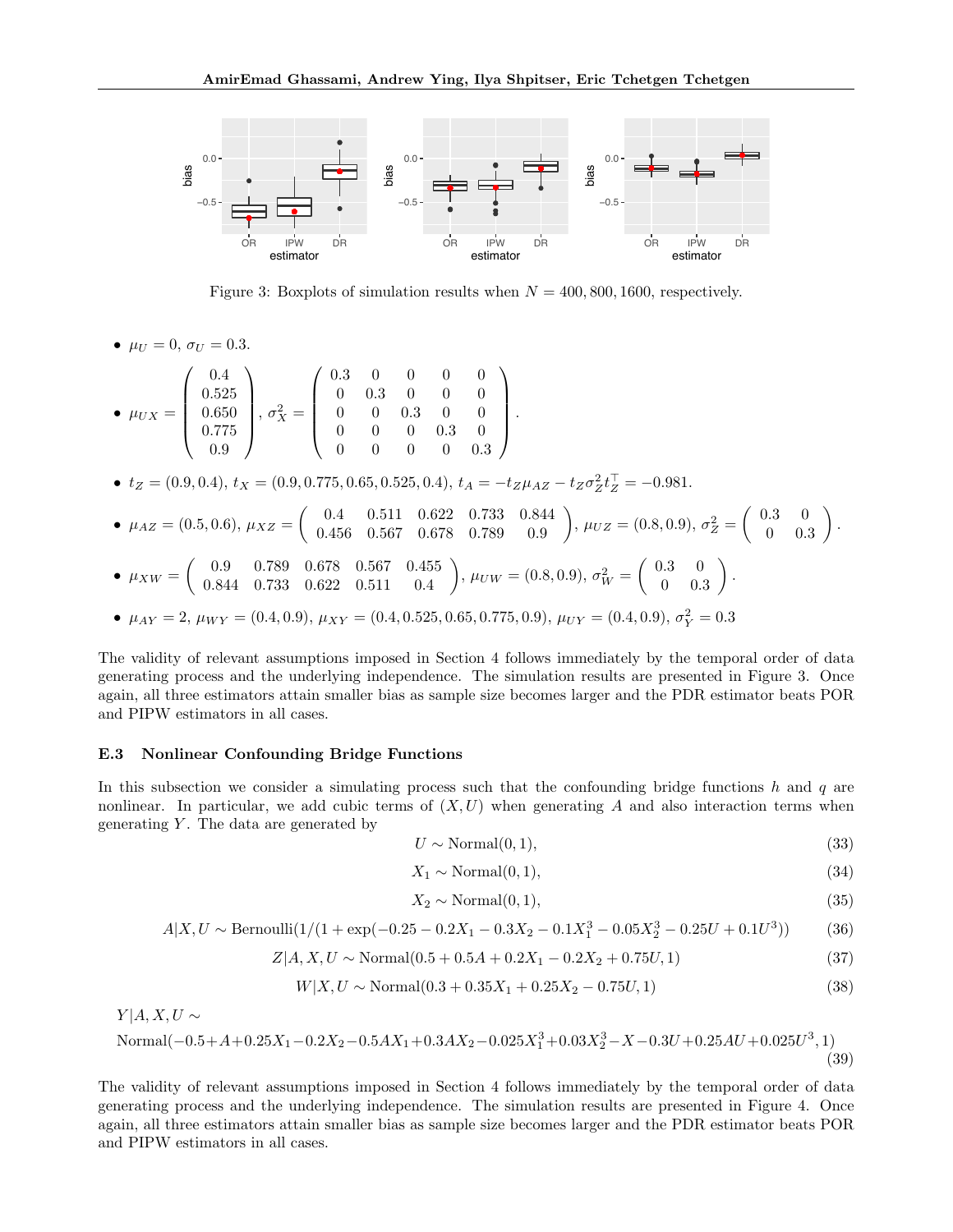Figure 3: Boxplots of simulation results when $N = 400, 800, 1600$, respectively.

- $\mu_U = 0$, $\sigma_U = 0.3$.
- $\mu_{UX} = \begin{pmatrix} 0.4 \\ 0.525 \\ 0.650 \\ 0.775 \\ 0.9 \end{pmatrix}$, $\sigma_X^2 = \begin{pmatrix} 0.3 & 0 & 0 & 0 & 0 \\ 0 & 0.3 & 0 & 0 & 0 \\ 0 & 0 & 0.3 & 0 & 0 \\ 0 & 0 & 0 & 0.3 & 0 \\ 0 & 0 & 0 & 0 & 0.3 \end{pmatrix}$.
- $t_Z = (0.9, 0.4)$, $t_X = (0.9, 0.775, 0.65, 0.525, 0.4)$, $t_A = -t_Z\mu_{AZ} - t_Z\sigma_Z^2 t_Z^\top = -0.981$.
- $\mu_{AZ} = (0.5, 0.6)$, $\mu_{XZ} = \begin{pmatrix} 0.4 & 0.511 & 0.622 & 0.733 & 0.844 \\ 0.456 & 0.567 & 0.678 & 0.789 & 0.9 \end{pmatrix}$, $\mu_{UZ} = (0.8, 0.9)$, $\sigma_Z^2 = \begin{pmatrix} 0.3 & 0 \\ 0 & 0.3 \end{pmatrix}$.
- $\mu_{XW} = \begin{pmatrix} 0.9 & 0.789 & 0.678 & 0.567 & 0.455 \\ 0.844 & 0.733 & 0.622 & 0.511 & 0.4 \end{pmatrix}$, $\mu_{UW} = (0.8, 0.9)$, $\sigma_W^2 = \begin{pmatrix} 0.3 & 0 \\ 0 & 0.3 \end{pmatrix}$.
- $\mu_{AY} = 2$, $\mu_{WY} = (0.4, 0.9)$, $\mu_{XY} = (0.4, 0.525, 0.65, 0.775, 0.9)$, $\mu_{UY} = (0.4, 0.9)$, $\sigma_Y^2 = 0.3$

The validity of relevant assumptions imposed in Section 4 follows immediately by the temporal order of data generating process and the underlying independence. The simulation results are presented in Figure 3. Once again, all three estimators attain smaller bias as sample size becomes larger and the PDR estimator beats POR and PIPW estimators in all cases.

### E.3 Nonlinear Confounding Bridge Functions

In this subsection we consider a simulating process such that the confounding bridge functions $h$ and $q$ are nonlinear. In particular, we add cubic terms of $(X, U)$ when generating $A$ and also interaction terms when generating $Y$. The data are generated by

$$U \sim \text{Normal}(0, 1), \tag{33}$$

$$X_1 \sim \text{Normal}(0, 1), \tag{34}$$

$$X_2 \sim \text{Normal}(0, 1), \tag{35}$$

$$A|X, U \sim \text{Bernoulli}(1/(1 + \exp(-0.25 - 0.2X_1 - 0.3X_2 - 0.1X_1^3 - 0.05X_2^3 - 0.25U + 0.1U^3)) \tag{36}$$

$$Z|A, X, U \sim \text{Normal}(0.5 + 0.5A + 0.2X_1 - 0.2X_2 + 0.75U, 1) \tag{37}$$

$$W|X, U \sim \text{Normal}(0.3 + 0.35X_1 + 0.25X_2 - 0.75U, 1) \tag{38}$$

$$Y|A, X, U \sim \text{Normal}(-0.5 + A + 0.25X_1 - 0.2X_2 - 0.5AX_1 + 0.3AX_2 - 0.025X_1^3 + 0.03X_2^3 - X - 0.3U + 0.25AU + 0.025U^3, 1) \tag{39}$$

The validity of relevant assumptions imposed in Section 4 follows immediately by the temporal order of data generating process and the underlying independence. The simulation results are presented in Figure 4. Once again, all three estimators attain smaller bias as sample size becomes larger and the PDR estimator beats POR and PIPW estimators in all cases.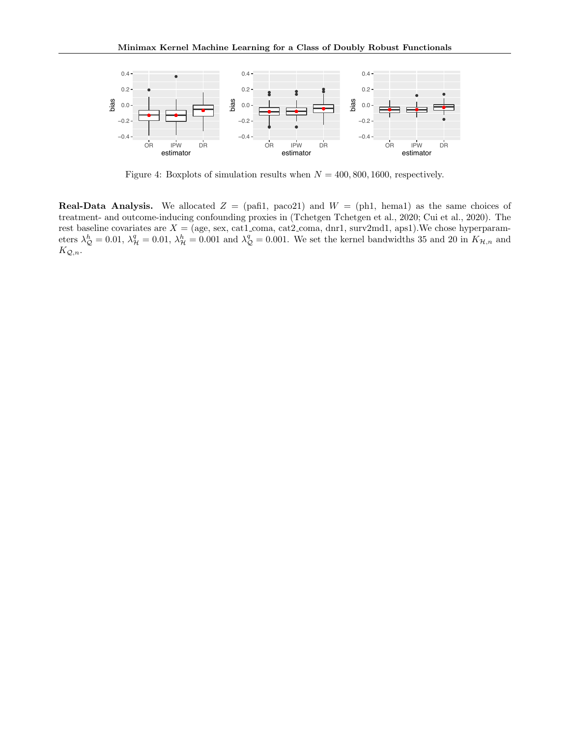0.4
0.2
0.0
−0.2
−0.4
bias
OR IPW DR
estimator

0.4
0.2
0.0
−0.2
−0.4
bias
OR IPW DR
estimator

0.4
0.2
0.0
−0.2
−0.4
bias
OR IPW DR
estimator

Figure 4: Boxplots of simulation results when $N = 400, 800, 1600$, respectively.

**Real-Data Analysis.** We allocated $Z$ = (pafi1, paco21) and $W$ = (ph1, hema1) as the same choices of treatment- and outcome-inducing confounding proxies in (Tchetgen Tchetgen et al., 2020; Cui et al., 2020). The rest baseline covariates are $X$ = (age, sex, cat1_coma, cat2_coma, dnr1, surv2md1, aps1).We chose hyperparameters $\lambda^h_{\mathcal{Q}} = 0.01$, $\lambda^q_{\mathcal{H}} = 0.01$, $\lambda^h_{\mathcal{H}} = 0.001$ and $\lambda^q_{\mathcal{Q}} = 0.001$. We set the kernel bandwidths 35 and 20 in $K_{\mathcal{H},n}$ and $K_{\mathcal{Q},n}$.